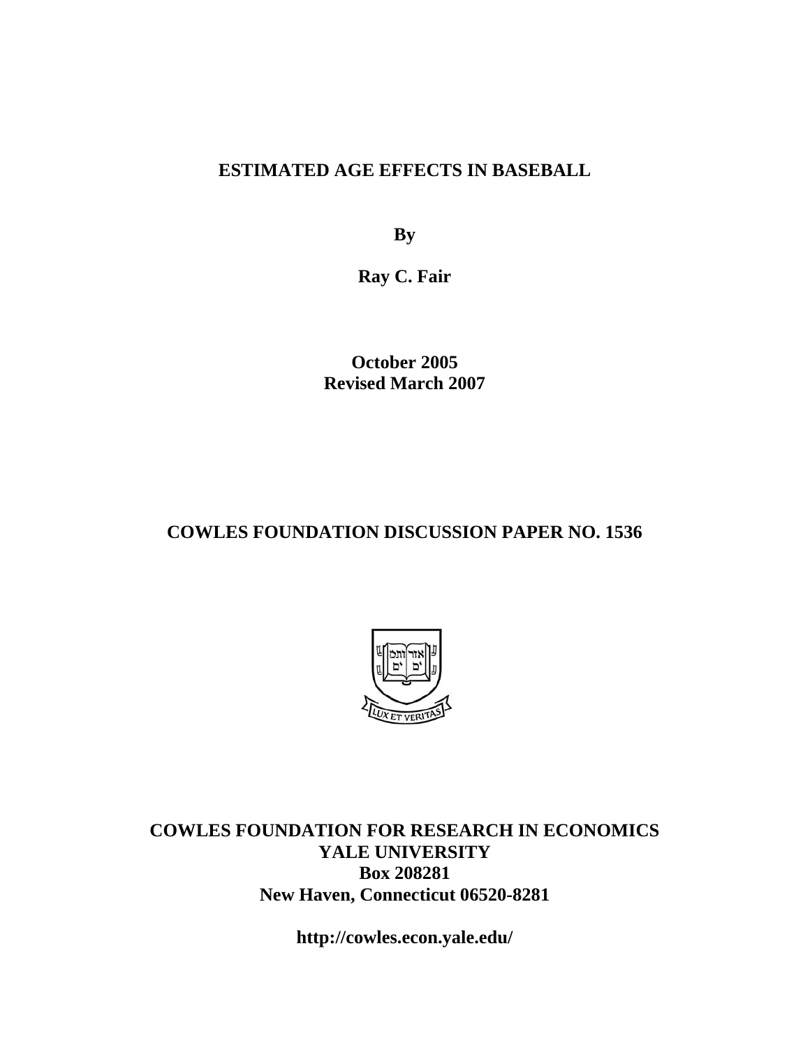# ESTIMATED AGE EFFECTS IN BASEBALL

**By**

**Ray C. Fair**

**October 2005**
**Revised March 2007**

## COWLES FOUNDATION DISCUSSION PAPER NO. 1536

**COWLES FOUNDATION FOR RESEARCH IN ECONOMICS**
**YALE UNIVERSITY**
**Box 208281**
**New Haven, Connecticut 06520-8281**

**http://cowles.econ.yale.edu/**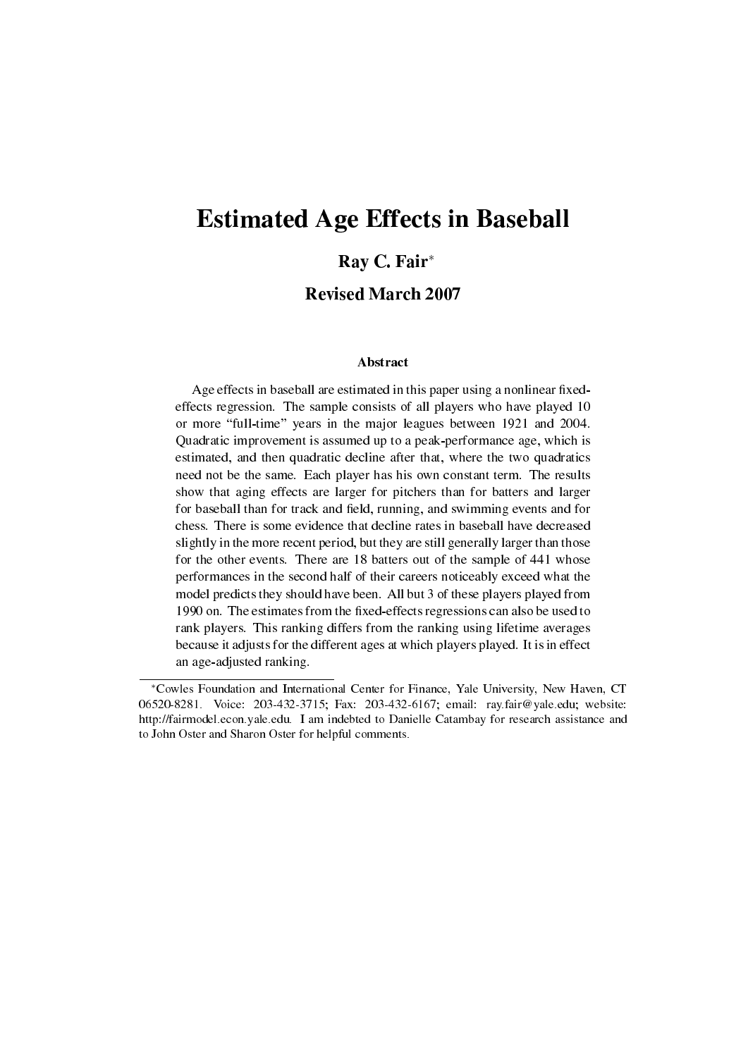# Estimated Age Effects in Baseball

**Ray C. Fair***

**Revised March 2007**

### Abstract

Age effects in baseball are estimated in this paper using a nonlinear fixed-effects regression. The sample consists of all players who have played 10 or more "full-time" years in the major leagues between 1921 and 2004. Quadratic improvement is assumed up to a peak-performance age, which is estimated, and then quadratic decline after that, where the two quadratics need not be the same. Each player has his own constant term. The results show that aging effects are larger for pitchers than for batters and larger for baseball than for track and field, running, and swimming events and for chess. There is some evidence that decline rates in baseball have decreased slightly in the more recent period, but they are still generally larger than those for the other events. There are 18 batters out of the sample of 441 whose performances in the second half of their careers noticeably exceed what the model predicts they should have been. All but 3 of these players played from 1990 on. The estimates from the fixed-effects regressions can also be used to rank players. This ranking differs from the ranking using lifetime averages because it adjusts for the different ages at which players played. It is in effect an age-adjusted ranking.

---

*Cowles Foundation and International Center for Finance, Yale University, New Haven, CT 06520-8281. Voice: 203-432-3715; Fax: 203-432-6167; email: ray.fair@yale.edu; website: http://fairmodel.econ.yale.edu. I am indebted to Danielle Catambay for research assistance and to John Oster and Sharon Oster for helpful comments.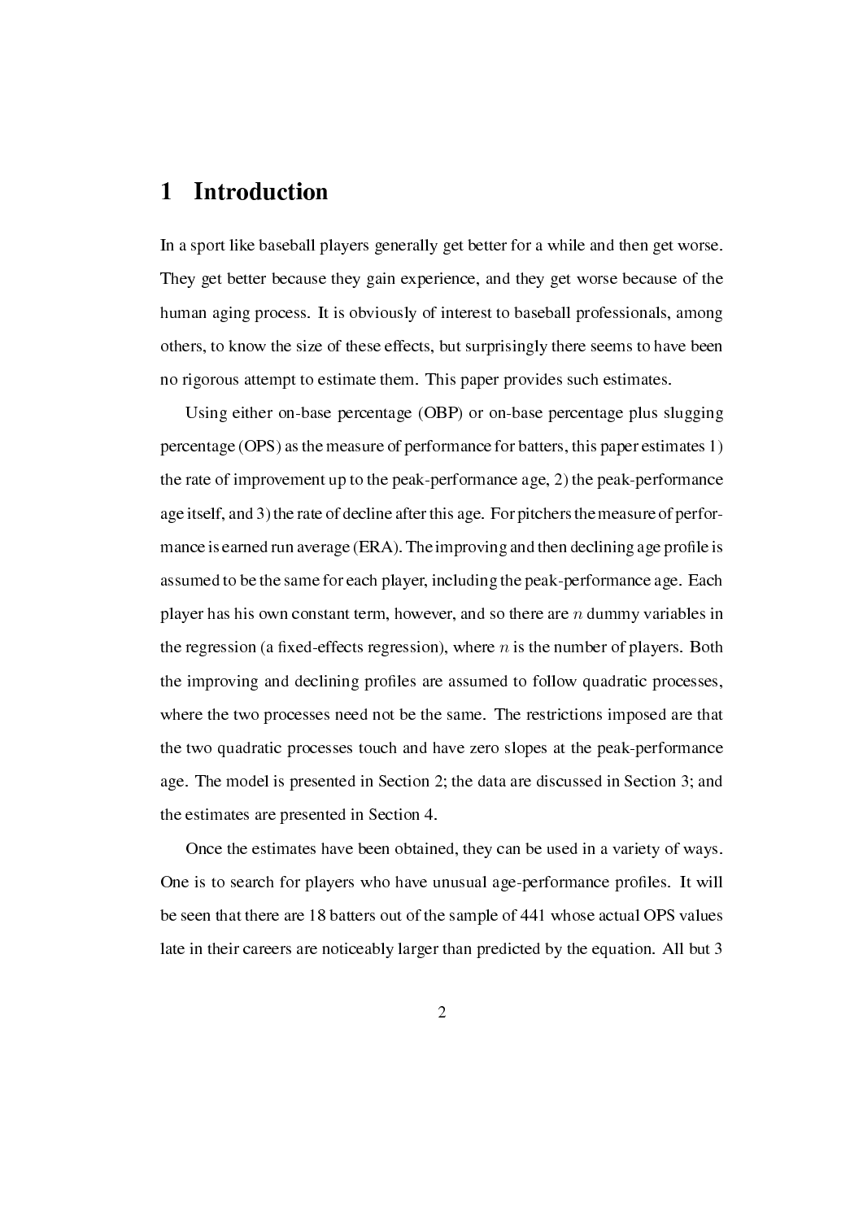# 1 Introduction

In a sport like baseball players generally get better for a while and then get worse. They get better because they gain experience, and they get worse because of the human aging process. It is obviously of interest to baseball professionals, among others, to know the size of these effects, but surprisingly there seems to have been no rigorous attempt to estimate them. This paper provides such estimates.

Using either on-base percentage (OBP) or on-base percentage plus slugging percentage (OPS) as the measure of performance for batters, this paper estimates 1) the rate of improvement up to the peak-performance age, 2) the peak-performance age itself, and 3) the rate of decline after this age. For pitchers the measure of performance is earned run average (ERA). The improving and then declining age profile is assumed to be the same for each player, including the peak-performance age. Each player has his own constant term, however, and so there are $n$ dummy variables in the regression (a fixed-effects regression), where $n$ is the number of players. Both the improving and declining profiles are assumed to follow quadratic processes, where the two processes need not be the same. The restrictions imposed are that the two quadratic processes touch and have zero slopes at the peak-performance age. The model is presented in Section 2; the data are discussed in Section 3; and the estimates are presented in Section 4.

Once the estimates have been obtained, they can be used in a variety of ways. One is to search for players who have unusual age-performance profiles. It will be seen that there are 18 batters out of the sample of 441 whose actual OPS values late in their careers are noticeably larger than predicted by the equation. All but 3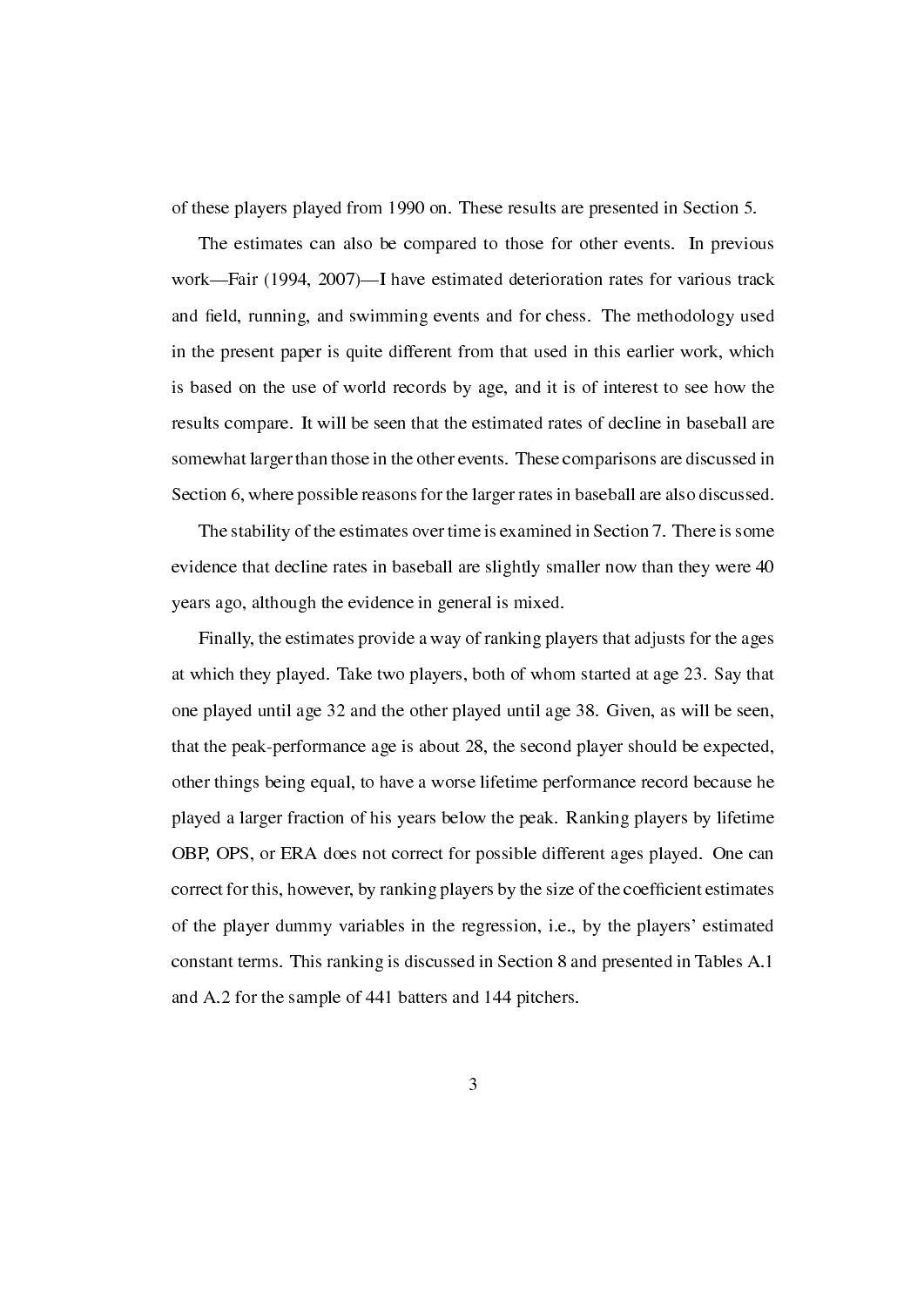of these players played from 1990 on. These results are presented in Section 5.

The estimates can also be compared to those for other events. In previous work—Fair (1994, 2007)—I have estimated deterioration rates for various track and field, running, and swimming events and for chess. The methodology used in the present paper is quite different from that used in this earlier work, which is based on the use of world records by age, and it is of interest to see how the results compare. It will be seen that the estimated rates of decline in baseball are somewhat larger than those in the other events. These comparisons are discussed in Section 6, where possible reasons for the larger rates in baseball are also discussed.

The stability of the estimates over time is examined in Section 7. There is some evidence that decline rates in baseball are slightly smaller now than they were 40 years ago, although the evidence in general is mixed.

Finally, the estimates provide a way of ranking players that adjusts for the ages at which they played. Take two players, both of whom started at age 23. Say that one played until age 32 and the other played until age 38. Given, as will be seen, that the peak-performance age is about 28, the second player should be expected, other things being equal, to have a worse lifetime performance record because he played a larger fraction of his years below the peak. Ranking players by lifetime OBP, OPS, or ERA does not correct for possible different ages played. One can correct for this, however, by ranking players by the size of the coefficient estimates of the player dummy variables in the regression, i.e., by the players' estimated constant terms. This ranking is discussed in Section 8 and presented in Tables A.1 and A.2 for the sample of 441 batters and 144 pitchers.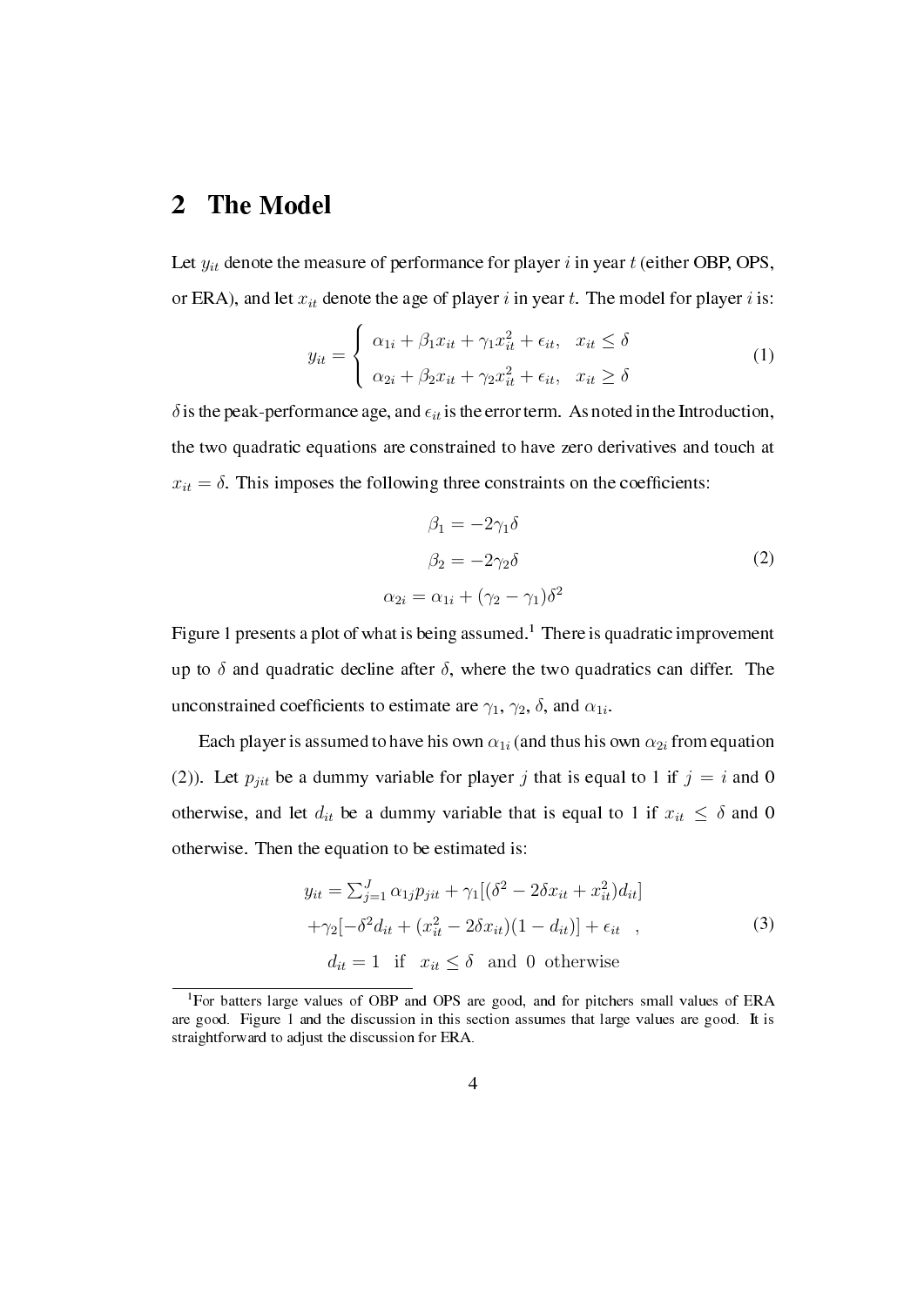## 2 The Model

Let $y_{it}$ denote the measure of performance for player $i$ in year $t$ (either OBP, OPS, or ERA), and let $x_{it}$ denote the age of player $i$ in year $t$. The model for player $i$ is:

$$y_{it} = \begin{cases} \alpha_{1i} + \beta_1 x_{it} + \gamma_1 x_{it}^2 + \epsilon_{it}, & x_{it} \leq \delta \\ \alpha_{2i} + \beta_2 x_{it} + \gamma_2 x_{it}^2 + \epsilon_{it}, & x_{it} \geq \delta \end{cases} \tag{1}$$

$\delta$ is the peak-performance age, and $\epsilon_{it}$ is the error term. As noted in the Introduction, the two quadratic equations are constrained to have zero derivatives and touch at $x_{it} = \delta$. This imposes the following three constraints on the coefficients:

$$\begin{aligned} \beta_1 &= -2\gamma_1\delta \\ \beta_2 &= -2\gamma_2\delta \\ \alpha_{2i} &= \alpha_{1i} + (\gamma_2 - \gamma_1)\delta^2 \end{aligned} \tag{2}$$

Figure 1 presents a plot of what is being assumed.[1] There is quadratic improvement up to $\delta$ and quadratic decline after $\delta$, where the two quadratics can differ. The unconstrained coefficients to estimate are $\gamma_1$, $\gamma_2$, $\delta$, and $\alpha_{1i}$.

Each player is assumed to have his own $\alpha_{1i}$ (and thus his own $\alpha_{2i}$ from equation (2)). Let $p_{jit}$ be a dummy variable for player $j$ that is equal to 1 if $j = i$ and 0 otherwise, and let $d_{it}$ be a dummy variable that is equal to 1 if $x_{it} \leq \delta$ and 0 otherwise. Then the equation to be estimated is:

$$\begin{aligned} y_{it} = &\sum_{j=1}^{J} \alpha_{1j} p_{jit} + \gamma_1[(\delta^2 - 2\delta x_{it} + x_{it}^2)d_{it}] \\ &+ \gamma_2[-\delta^2 d_{it} + (x_{it}^2 - 2\delta x_{it})(1 - d_{it})] + \epsilon_{it} \quad , \\ &d_{it} = 1 \quad \text{if} \quad x_{it} \leq \delta \quad \text{and } 0 \text{ otherwise} \end{aligned} \tag{3}$$

[1] For batters large values of OBP and OPS are good, and for pitchers small values of ERA are good. Figure 1 and the discussion in this section assumes that large values are good. It is straightforward to adjust the discussion for ERA.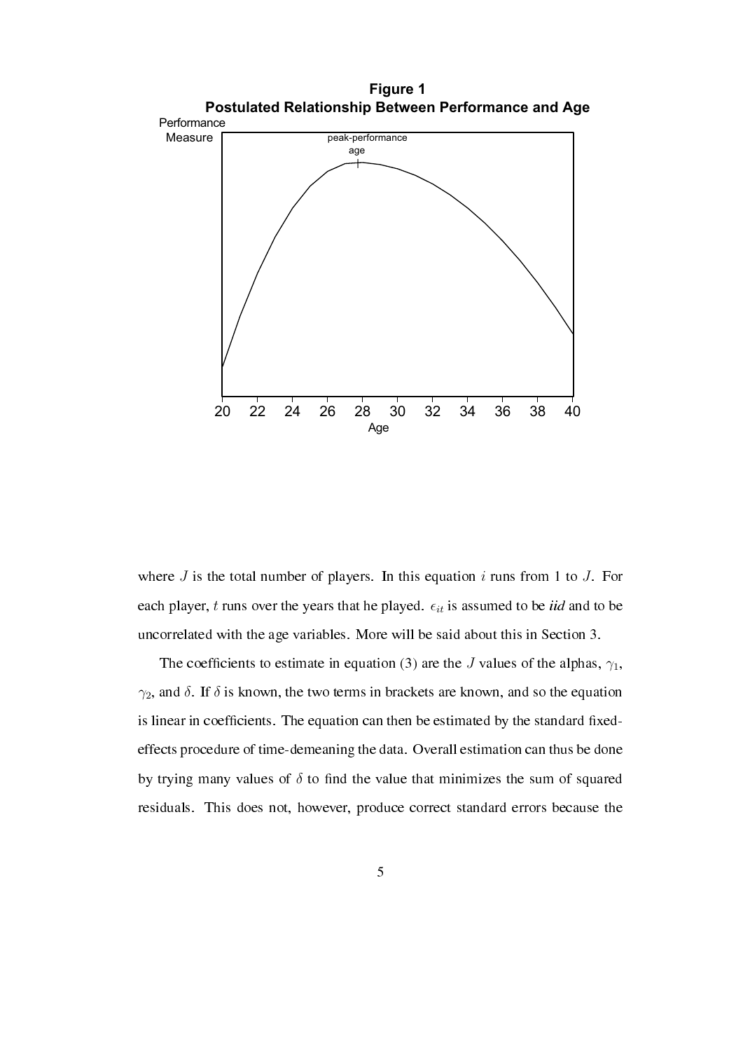**Figure 1**
**Postulated Relationship Between Performance and Age**

where $J$ is the total number of players. In this equation $i$ runs from 1 to $J$. For each player, $t$ runs over the years that he played. $\epsilon_{it}$ is assumed to be *iid* and to be uncorrelated with the age variables. More will be said about this in Section 3.

The coefficients to estimate in equation (3) are the $J$ values of the alphas, $\gamma_1$, $\gamma_2$, and $\delta$. If $\delta$ is known, the two terms in brackets are known, and so the equation is linear in coefficients. The equation can then be estimated by the standard fixed-effects procedure of time-demeaning the data. Overall estimation can thus be done by trying many values of $\delta$ to find the value that minimizes the sum of squared residuals. This does not, however, produce correct standard errors because the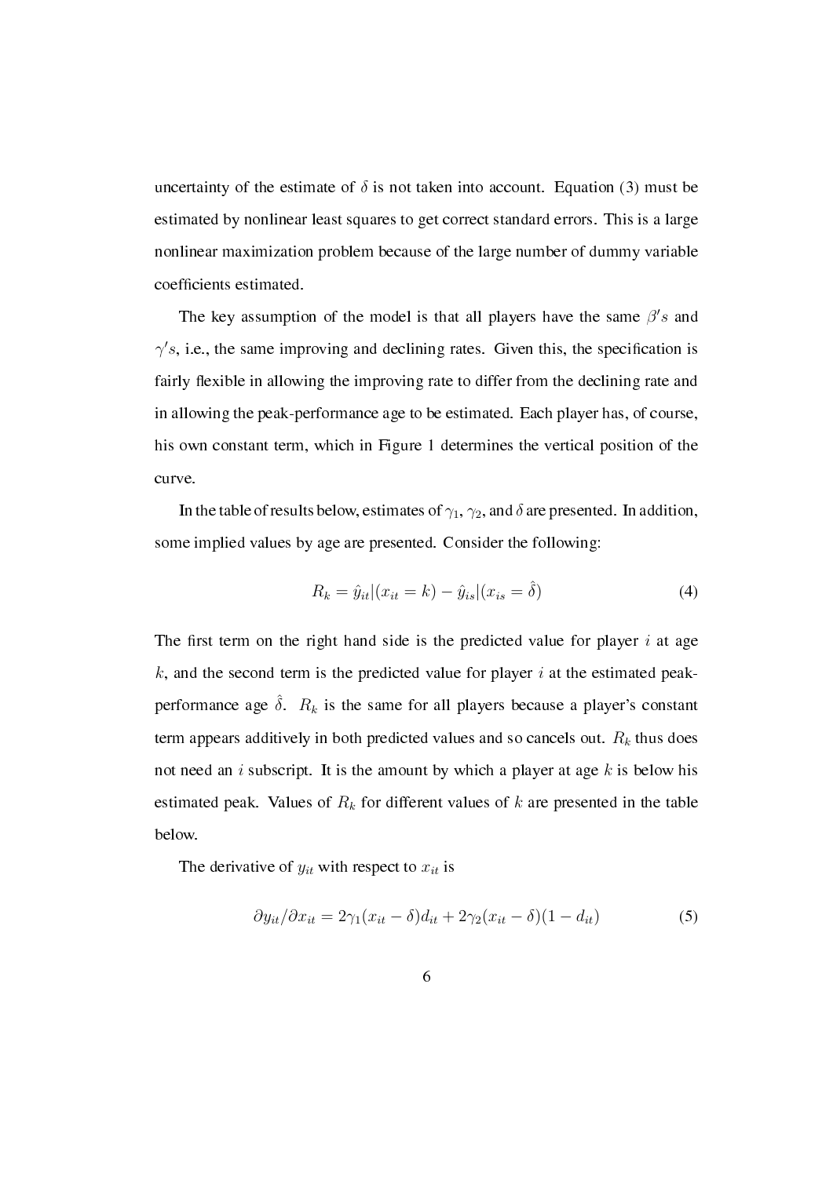uncertainty of the estimate of $\delta$ is not taken into account. Equation (3) must be estimated by nonlinear least squares to get correct standard errors. This is a large nonlinear maximization problem because of the large number of dummy variable coefficients estimated.

The key assumption of the model is that all players have the same $\beta's$ and $\gamma's$, i.e., the same improving and declining rates. Given this, the specification is fairly flexible in allowing the improving rate to differ from the declining rate and in allowing the peak-performance age to be estimated. Each player has, of course, his own constant term, which in Figure 1 determines the vertical position of the curve.

In the table of results below, estimates of $\gamma_1$, $\gamma_2$, and $\delta$ are presented. In addition, some implied values by age are presented. Consider the following:

$$R_k = \hat{y}_{it}|(x_{it} = k) - \hat{y}_{is}|(x_{is} = \hat{\delta}) \tag{4}$$

The first term on the right hand side is the predicted value for player $i$ at age $k$, and the second term is the predicted value for player $i$ at the estimated peak-performance age $\hat{\delta}$. $R_k$ is the same for all players because a player's constant term appears additively in both predicted values and so cancels out. $R_k$ thus does not need an $i$ subscript. It is the amount by which a player at age $k$ is below his estimated peak. Values of $R_k$ for different values of $k$ are presented in the table below.

The derivative of $y_{it}$ with respect to $x_{it}$ is

$$\partial y_{it}/\partial x_{it} = 2\gamma_1(x_{it} - \delta)d_{it} + 2\gamma_2(x_{it} - \delta)(1 - d_{it}) \tag{5}$$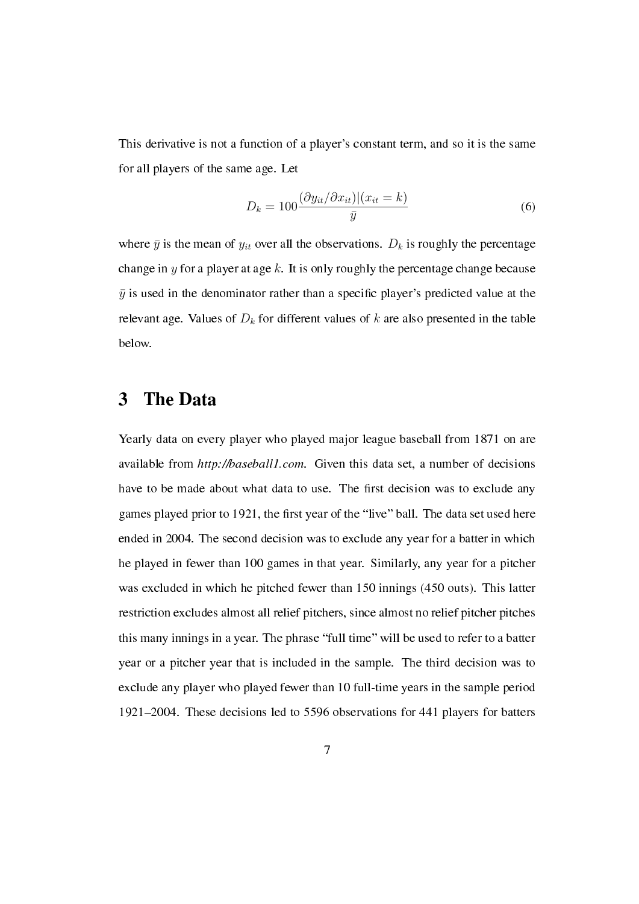This derivative is not a function of a player's constant term, and so it is the same for all players of the same age. Let

$$D_k = 100\frac{(\partial y_{it}/\partial x_{it})|(x_{it}=k)}{\bar{y}} \tag{6}$$

where $\bar{y}$ is the mean of $y_{it}$ over all the observations. $D_k$ is roughly the percentage change in $y$ for a player at age $k$. It is only roughly the percentage change because $\bar{y}$ is used in the denominator rather than a specific player's predicted value at the relevant age. Values of $D_k$ for different values of $k$ are also presented in the table below.

# 3 The Data

Yearly data on every player who played major league baseball from 1871 on are available from *http://baseball1.com*. Given this data set, a number of decisions have to be made about what data to use. The first decision was to exclude any games played prior to 1921, the first year of the "live" ball. The data set used here ended in 2004. The second decision was to exclude any year for a batter in which he played in fewer than 100 games in that year. Similarly, any year for a pitcher was excluded in which he pitched fewer than 150 innings (450 outs). This latter restriction excludes almost all relief pitchers, since almost no relief pitcher pitches this many innings in a year. The phrase "full time" will be used to refer to a batter year or a pitcher year that is included in the sample. The third decision was to exclude any player who played fewer than 10 full-time years in the sample period 1921–2004. These decisions led to 5596 observations for 441 players for batters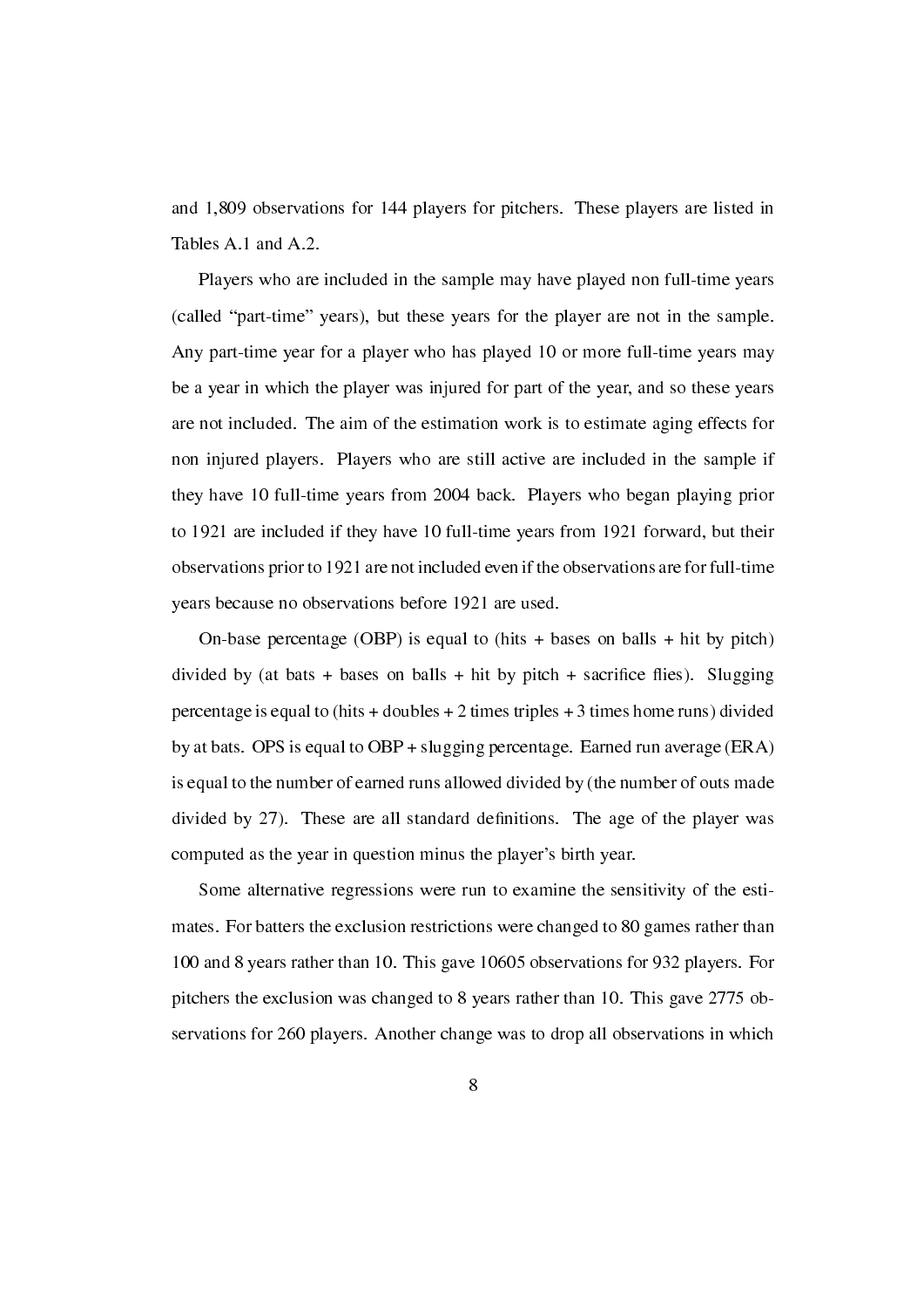and 1,809 observations for 144 players for pitchers. These players are listed in Tables A.1 and A.2.

Players who are included in the sample may have played non full-time years (called "part-time" years), but these years for the player are not in the sample. Any part-time year for a player who has played 10 or more full-time years may be a year in which the player was injured for part of the year, and so these years are not included. The aim of the estimation work is to estimate aging effects for non injured players. Players who are still active are included in the sample if they have 10 full-time years from 2004 back. Players who began playing prior to 1921 are included if they have 10 full-time years from 1921 forward, but their observations prior to 1921 are not included even if the observations are for full-time years because no observations before 1921 are used.

On-base percentage (OBP) is equal to (hits + bases on balls + hit by pitch) divided by (at bats + bases on balls + hit by pitch + sacrifice flies). Slugging percentage is equal to (hits + doubles + 2 times triples + 3 times home runs) divided by at bats. OPS is equal to OBP + slugging percentage. Earned run average (ERA) is equal to the number of earned runs allowed divided by (the number of outs made divided by 27). These are all standard definitions. The age of the player was computed as the year in question minus the player's birth year.

Some alternative regressions were run to examine the sensitivity of the estimates. For batters the exclusion restrictions were changed to 80 games rather than 100 and 8 years rather than 10. This gave 10605 observations for 932 players. For pitchers the exclusion was changed to 8 years rather than 10. This gave 2775 observations for 260 players. Another change was to drop all observations in which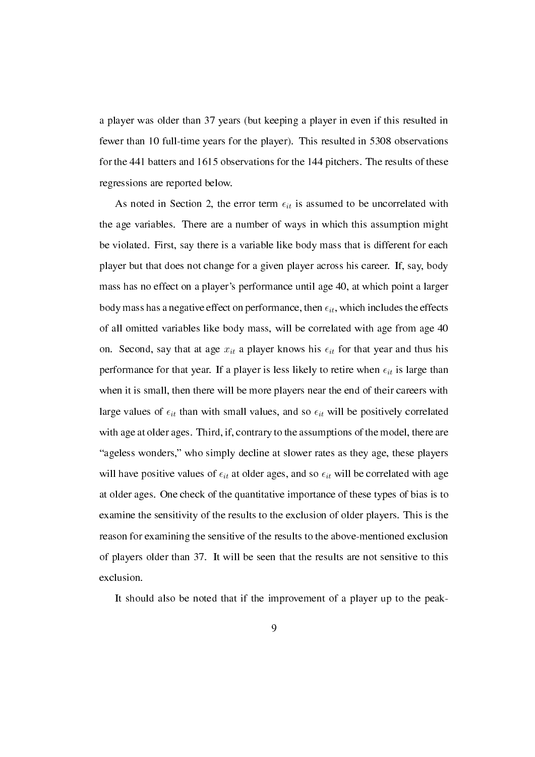a player was older than 37 years (but keeping a player in even if this resulted in fewer than 10 full-time years for the player). This resulted in 5308 observations for the 441 batters and 1615 observations for the 144 pitchers. The results of these regressions are reported below.

As noted in Section 2, the error term $\epsilon_{it}$ is assumed to be uncorrelated with the age variables. There are a number of ways in which this assumption might be violated. First, say there is a variable like body mass that is different for each player but that does not change for a given player across his career. If, say, body mass has no effect on a player's performance until age 40, at which point a larger body mass has a negative effect on performance, then $\epsilon_{it}$, which includes the effects of all omitted variables like body mass, will be correlated with age from age 40 on. Second, say that at age $x_{it}$ a player knows his $\epsilon_{it}$ for that year and thus his performance for that year. If a player is less likely to retire when $\epsilon_{it}$ is large than when it is small, then there will be more players near the end of their careers with large values of $\epsilon_{it}$ than with small values, and so $\epsilon_{it}$ will be positively correlated with age at older ages. Third, if, contrary to the assumptions of the model, there are "ageless wonders," who simply decline at slower rates as they age, these players will have positive values of $\epsilon_{it}$ at older ages, and so $\epsilon_{it}$ will be correlated with age at older ages. One check of the quantitative importance of these types of bias is to examine the sensitivity of the results to the exclusion of older players. This is the reason for examining the sensitive of the results to the above-mentioned exclusion of players older than 37. It will be seen that the results are not sensitive to this exclusion.

It should also be noted that if the improvement of a player up to the peak-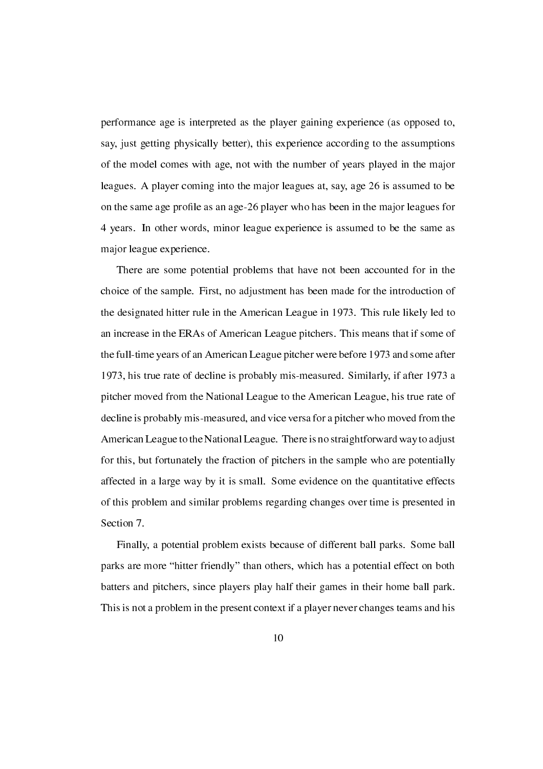performance age is interpreted as the player gaining experience (as opposed to, say, just getting physically better), this experience according to the assumptions of the model comes with age, not with the number of years played in the major leagues. A player coming into the major leagues at, say, age 26 is assumed to be on the same age profile as an age-26 player who has been in the major leagues for 4 years. In other words, minor league experience is assumed to be the same as major league experience.

There are some potential problems that have not been accounted for in the choice of the sample. First, no adjustment has been made for the introduction of the designated hitter rule in the American League in 1973. This rule likely led to an increase in the ERAs of American League pitchers. This means that if some of the full-time years of an American League pitcher were before 1973 and some after 1973, his true rate of decline is probably mis-measured. Similarly, if after 1973 a pitcher moved from the National League to the American League, his true rate of decline is probably mis-measured, and vice versa for a pitcher who moved from the American League to the National League. There is no straightforward way to adjust for this, but fortunately the fraction of pitchers in the sample who are potentially affected in a large way by it is small. Some evidence on the quantitative effects of this problem and similar problems regarding changes over time is presented in Section 7.

Finally, a potential problem exists because of different ball parks. Some ball parks are more "hitter friendly" than others, which has a potential effect on both batters and pitchers, since players play half their games in their home ball park. This is not a problem in the present context if a player never changes teams and his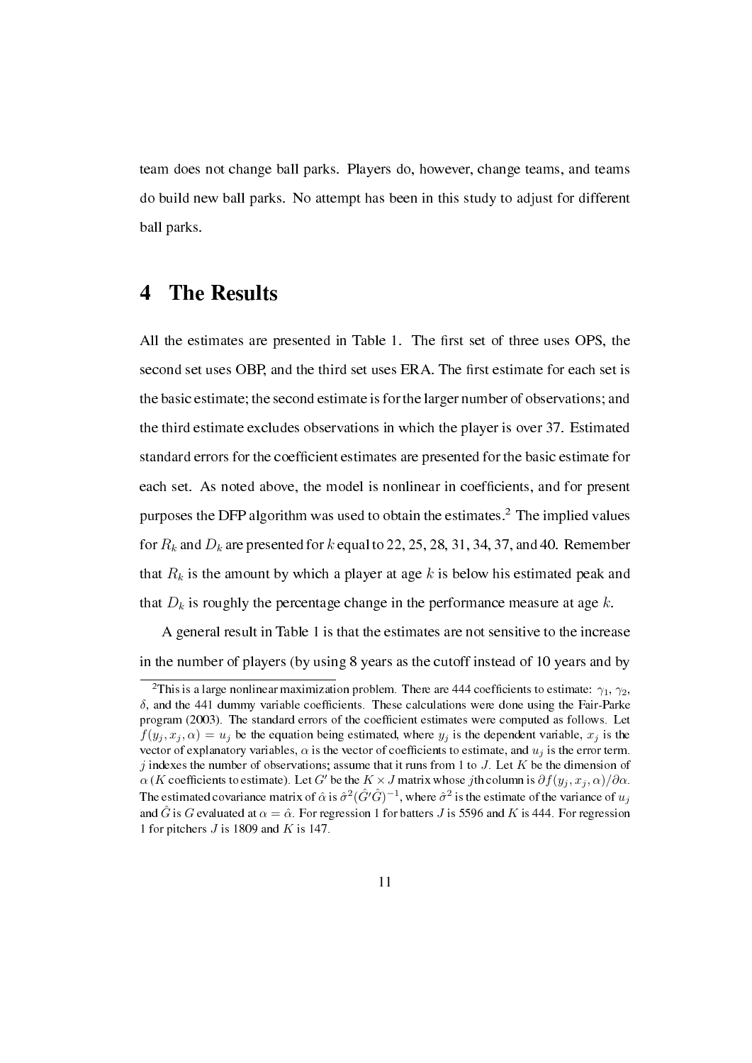team does not change ball parks. Players do, however, change teams, and teams do build new ball parks. No attempt has been in this study to adjust for different ball parks.

# 4 The Results

All the estimates are presented in Table 1. The first set of three uses OPS, the second set uses OBP, and the third set uses ERA. The first estimate for each set is the basic estimate; the second estimate is for the larger number of observations; and the third estimate excludes observations in which the player is over 37. Estimated standard errors for the coefficient estimates are presented for the basic estimate for each set. As noted above, the model is nonlinear in coefficients, and for present purposes the DFP algorithm was used to obtain the estimates.[2] The implied values for $R_k$ and $D_k$ are presented for $k$ equal to 22, 25, 28, 31, 34, 37, and 40. Remember that $R_k$ is the amount by which a player at age $k$ is below his estimated peak and that $D_k$ is roughly the percentage change in the performance measure at age $k$.

A general result in Table 1 is that the estimates are not sensitive to the increase in the number of players (by using 8 years as the cutoff instead of 10 years and by

---

[2] This is a large nonlinear maximization problem. There are 444 coefficients to estimate: $\gamma_1$, $\gamma_2$, $\delta$, and the 441 dummy variable coefficients. These calculations were done using the Fair-Parke program (2003). The standard errors of the coefficient estimates were computed as follows. Let $f(y_j, x_j, \alpha) = u_j$ be the equation being estimated, where $y_j$ is the dependent variable, $x_j$ is the vector of explanatory variables, $\alpha$ is the vector of coefficients to estimate, and $u_j$ is the error term. $j$ indexes the number of observations; assume that it runs from 1 to $J$. Let $K$ be the dimension of $\alpha$ ($K$ coefficients to estimate). Let $G'$ be the $K \times J$ matrix whose $j$th column is $\partial f(y_j, x_j, \alpha)/\partial\alpha$. The estimated covariance matrix of $\hat{\alpha}$ is $\hat{\sigma}^2(\hat{G}'\hat{G})^{-1}$, where $\hat{\sigma}^2$ is the estimate of the variance of $u_j$ and $\hat{G}$ is $G$ evaluated at $\alpha = \hat{\alpha}$. For regression 1 for batters $J$ is 5596 and $K$ is 444. For regression 1 for pitchers $J$ is 1809 and $K$ is 147.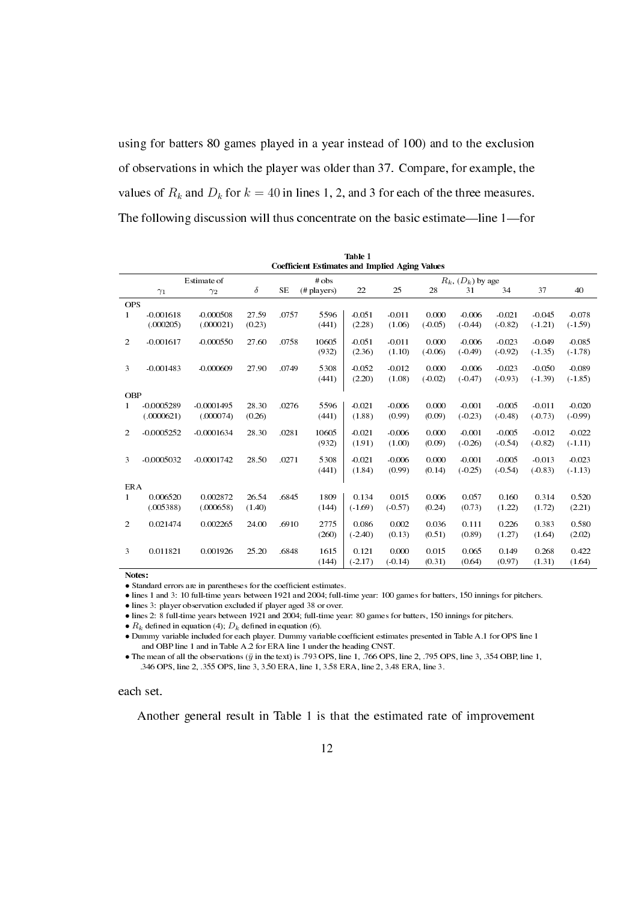using for batters 80 games played in a year instead of 100) and to the exclusion of observations in which the player was older than 37. Compare, for example, the values of $R_k$ and $D_k$ for $k = 40$ in lines 1, 2, and 3 for each of the three measures. The following discussion will thus concentrate on the basic estimate—line 1—for

**Table 1**
**Coefficient Estimates and Implied Aging Values**

| | Estimate of $\gamma_1$ | Estimate of $\gamma_2$ | $\delta$ | SE | # obs (# players) | $R_k$, ($D_k$) by age 22 | 25 | 28 | 31 | 34 | 37 | 40 |
|---|---|---|---|---|---|---|---|---|---|---|---|---|
| **OPS** | | | | | | | | | | | | |
| 1 | -0.001618 | -0.000508 | 27.59 | .0757 | 5596 | -0.051 | -0.011 | 0.000 | -0.006 | -0.021 | -0.045 | -0.078 |
| | (.000205) | (.000021) | (0.23) | | (441) | (2.28) | (1.06) | (-0.05) | (-0.44) | (-0.82) | (-1.21) | (-1.59) |
| 2 | -0.001617 | -0.000550 | 27.60 | .0758 | 10605 | -0.051 | -0.011 | 0.000 | -0.006 | -0.023 | -0.049 | -0.085 |
| | | | | | (932) | (2.36) | (1.10) | (-0.06) | (-0.49) | (-0.92) | (-1.35) | (-1.78) |
| 3 | -0.001483 | -0.000609 | 27.90 | .0749 | 5308 | -0.052 | -0.012 | 0.000 | -0.006 | -0.023 | -0.050 | -0.089 |
| | | | | | (441) | (2.20) | (1.08) | (-0.02) | (-0.47) | (-0.93) | (-1.39) | (-1.85) |
| **OBP** | | | | | | | | | | | | |
| 1 | -0.0005289 | -0.0001495 | 28.30 | .0276 | 5596 | -0.021 | -0.006 | 0.000 | -0.001 | -0.005 | -0.011 | -0.020 |
| | (.0000621) | (.000074) | (0.26) | | (441) | (1.88) | (0.99) | (0.09) | (-0.23) | (-0.48) | (-0.73) | (-0.99) |
| 2 | -0.0005252 | -0.0001634 | 28.30 | .0281 | 10605 | -0.021 | -0.006 | 0.000 | -0.001 | -0.005 | -0.012 | -0.022 |
| | | | | | (932) | (1.91) | (1.00) | (0.09) | (-0.26) | (-0.54) | (-0.82) | (-1.11) |
| 3 | -0.0005032 | -0.0001742 | 28.50 | .0271 | 5308 | -0.021 | -0.006 | 0.000 | -0.001 | -0.005 | -0.013 | -0.023 |
| | | | | | (441) | (1.84) | (0.99) | (0.14) | (-0.25) | (-0.54) | (-0.83) | (-1.13) |
| **ERA** | | | | | | | | | | | | |
| 1 | 0.006520 | 0.002872 | 26.54 | .6845 | 1809 | 0.134 | 0.015 | 0.006 | 0.057 | 0.160 | 0.314 | 0.520 |
| | (.005388) | (.000658) | (1.40) | | (144) | (-1.69) | (-0.57) | (0.24) | (0.73) | (1.22) | (1.72) | (2.21) |
| 2 | 0.021474 | 0.002265 | 24.00 | .6910 | 2775 | 0.086 | 0.002 | 0.036 | 0.111 | 0.226 | 0.383 | 0.580 |
| | | | | | (260) | (-2.40) | (0.13) | (0.51) | (0.89) | (1.27) | (1.64) | (2.02) |
| 3 | 0.011821 | 0.001926 | 25.20 | .6848 | 1615 | 0.121 | 0.000 | 0.015 | 0.065 | 0.149 | 0.268 | 0.422 |
| | | | | | (144) | (-2.17) | (-0.14) | (0.31) | (0.64) | (0.97) | (1.31) | (1.64) |

**Notes:**

- Standard errors are in parentheses for the coefficient estimates.
- lines 1 and 3: 10 full-time years between 1921 and 2004; full-time year: 100 games for batters, 150 innings for pitchers.
- lines 3: player observation excluded if player aged 38 or over.
- lines 2: 8 full-time years between 1921 and 2004; full-time year: 80 games for batters, 150 innings for pitchers.
- $R_k$ defined in equation (4); $D_k$ defined in equation (6).
- Dummy variable included for each player. Dummy variable coefficient estimates presented in Table A.1 for OPS line 1 and OBP line 1 and in Table A.2 for ERA line 1 under the heading CNST.
- The mean of all the observations ($\bar{y}$ in the text) is .793 OPS, line 1, .766 OPS, line 2, .795 OPS, line 3, .354 OBP, line 1, .346 OPS, line 2, .355 OPS, line 3, 3.50 ERA, line 1, 3.58 ERA, line 2, 3.48 ERA, line 3.

each set.

Another general result in Table 1 is that the estimated rate of improvement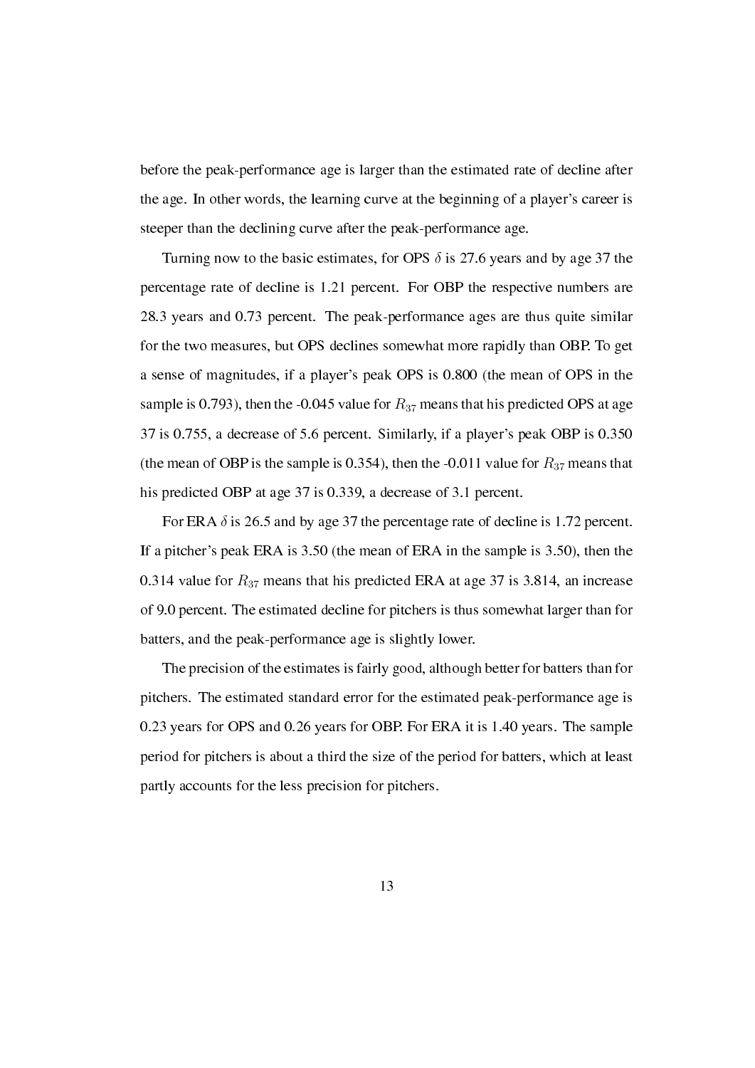before the peak-performance age is larger than the estimated rate of decline after the age. In other words, the learning curve at the beginning of a player's career is steeper than the declining curve after the peak-performance age.

Turning now to the basic estimates, for OPS $\delta$ is 27.6 years and by age 37 the percentage rate of decline is 1.21 percent. For OBP the respective numbers are 28.3 years and 0.73 percent. The peak-performance ages are thus quite similar for the two measures, but OPS declines somewhat more rapidly than OBP. To get a sense of magnitudes, if a player's peak OPS is 0.800 (the mean of OPS in the sample is 0.793), then the -0.045 value for $R_{37}$ means that his predicted OPS at age 37 is 0.755, a decrease of 5.6 percent. Similarly, if a player's peak OBP is 0.350 (the mean of OBP is the sample is 0.354), then the -0.011 value for $R_{37}$ means that his predicted OBP at age 37 is 0.339, a decrease of 3.1 percent.

For ERA $\delta$ is 26.5 and by age 37 the percentage rate of decline is 1.72 percent. If a pitcher's peak ERA is 3.50 (the mean of ERA in the sample is 3.50), then the 0.314 value for $R_{37}$ means that his predicted ERA at age 37 is 3.814, an increase of 9.0 percent. The estimated decline for pitchers is thus somewhat larger than for batters, and the peak-performance age is slightly lower.

The precision of the estimates is fairly good, although better for batters than for pitchers. The estimated standard error for the estimated peak-performance age is 0.23 years for OPS and 0.26 years for OBP. For ERA it is 1.40 years. The sample period for pitchers is about a third the size of the period for batters, which at least partly accounts for the less precision for pitchers.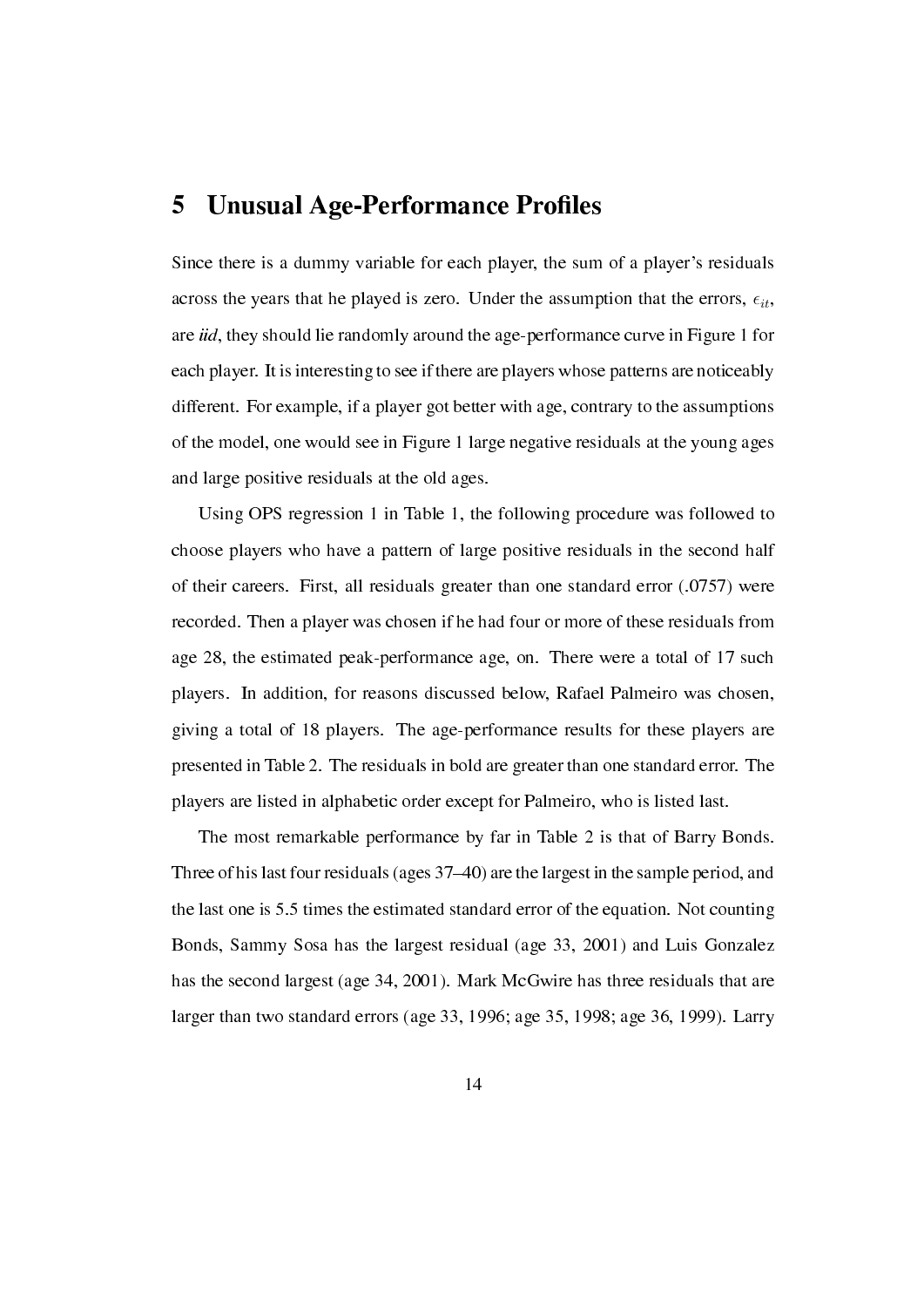## 5 Unusual Age-Performance Profiles

Since there is a dummy variable for each player, the sum of a player's residuals across the years that he played is zero. Under the assumption that the errors, $\epsilon_{it}$, are *iid*, they should lie randomly around the age-performance curve in Figure 1 for each player. It is interesting to see if there are players whose patterns are noticeably different. For example, if a player got better with age, contrary to the assumptions of the model, one would see in Figure 1 large negative residuals at the young ages and large positive residuals at the old ages.

Using OPS regression 1 in Table 1, the following procedure was followed to choose players who have a pattern of large positive residuals in the second half of their careers. First, all residuals greater than one standard error (.0757) were recorded. Then a player was chosen if he had four or more of these residuals from age 28, the estimated peak-performance age, on. There were a total of 17 such players. In addition, for reasons discussed below, Rafael Palmeiro was chosen, giving a total of 18 players. The age-performance results for these players are presented in Table 2. The residuals in bold are greater than one standard error. The players are listed in alphabetic order except for Palmeiro, who is listed last.

The most remarkable performance by far in Table 2 is that of Barry Bonds. Three of his last four residuals (ages 37–40) are the largest in the sample period, and the last one is 5.5 times the estimated standard error of the equation. Not counting Bonds, Sammy Sosa has the largest residual (age 33, 2001) and Luis Gonzalez has the second largest (age 34, 2001). Mark McGwire has three residuals that are larger than two standard errors (age 33, 1996; age 35, 1998; age 36, 1999). Larry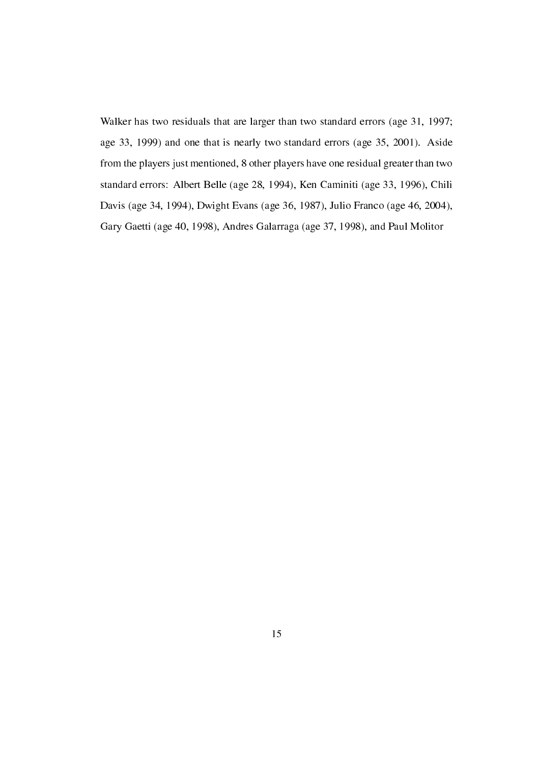Walker has two residuals that are larger than two standard errors (age 31, 1997; age 33, 1999) and one that is nearly two standard errors (age 35, 2001). Aside from the players just mentioned, 8 other players have one residual greater than two standard errors: Albert Belle (age 28, 1994), Ken Caminiti (age 33, 1996), Chili Davis (age 34, 1994), Dwight Evans (age 36, 1987), Julio Franco (age 46, 2004), Gary Gaetti (age 40, 1998), Andres Galarraga (age 37, 1998), and Paul Molitor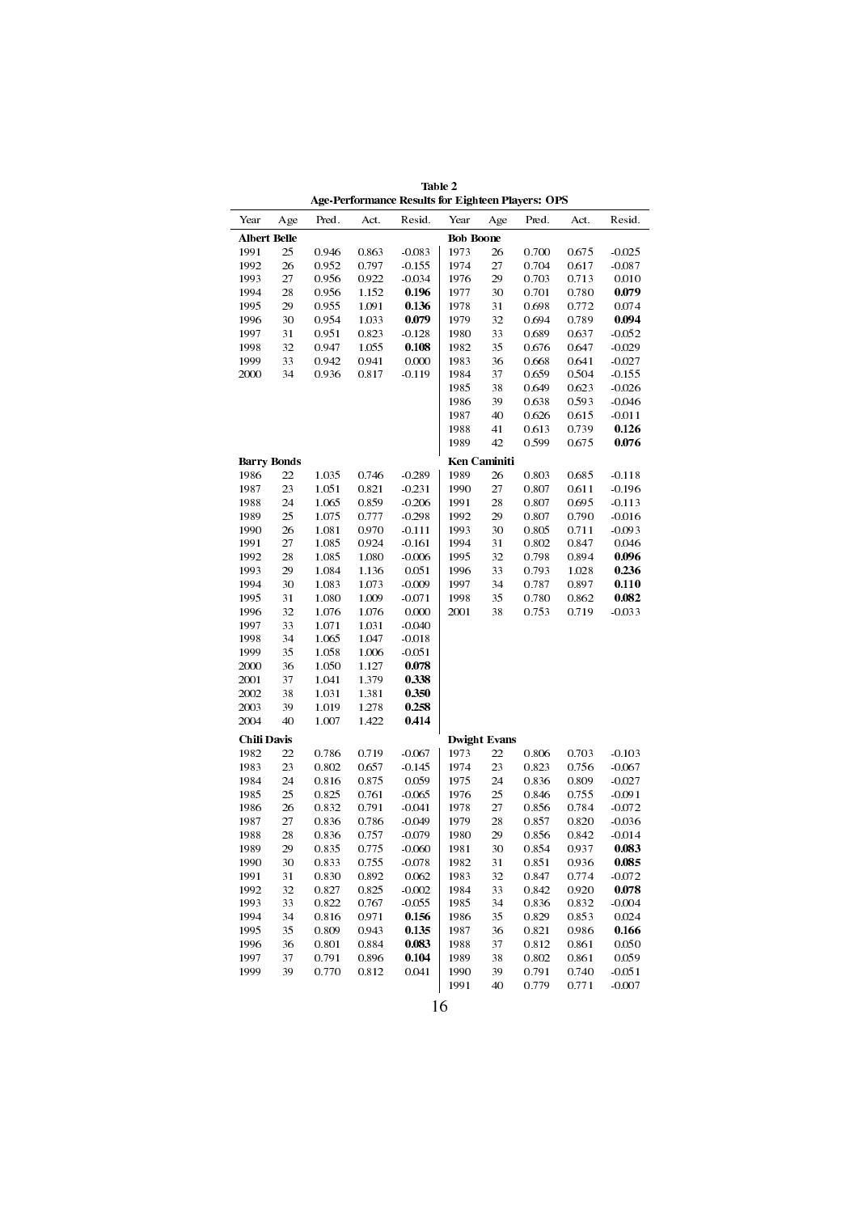**Table 2**
**Age-Performance Results for Eighteen Players: OPS**

| Year | Age | Pred. | Act. | Resid. | Year | Age | Pred. | Act. | Resid. |
|---|---|---|---|---|---|---|---|---|---|
| **Albert Belle** | | | | | **Bob Boone** | | | | |
| 1991 | 25 | 0.946 | 0.863 | -0.083 | 1973 | 26 | 0.700 | 0.675 | -0.025 |
| 1992 | 26 | 0.952 | 0.797 | -0.155 | 1974 | 27 | 0.704 | 0.617 | -0.087 |
| 1993 | 27 | 0.956 | 0.922 | -0.034 | 1976 | 29 | 0.703 | 0.713 | 0.010 |
| 1994 | 28 | 0.956 | 1.152 | **0.196** | 1977 | 30 | 0.701 | 0.780 | **0.079** |
| 1995 | 29 | 0.955 | 1.091 | **0.136** | 1978 | 31 | 0.698 | 0.772 | 0.074 |
| 1996 | 30 | 0.954 | 1.033 | **0.079** | 1979 | 32 | 0.694 | 0.789 | **0.094** |
| 1997 | 31 | 0.951 | 0.823 | -0.128 | 1980 | 33 | 0.689 | 0.637 | -0.052 |
| 1998 | 32 | 0.947 | 1.055 | **0.108** | 1982 | 35 | 0.676 | 0.647 | -0.029 |
| 1999 | 33 | 0.942 | 0.941 | 0.000 | 1983 | 36 | 0.668 | 0.641 | -0.027 |
| 2000 | 34 | 0.936 | 0.817 | -0.119 | 1984 | 37 | 0.659 | 0.504 | -0.155 |
| | | | | | 1985 | 38 | 0.649 | 0.623 | -0.026 |
| | | | | | 1986 | 39 | 0.638 | 0.593 | -0.046 |
| | | | | | 1987 | 40 | 0.626 | 0.615 | -0.011 |
| | | | | | 1988 | 41 | 0.613 | 0.739 | **0.126** |
| | | | | | 1989 | 42 | 0.599 | 0.675 | **0.076** |
| **Barry Bonds** | | | | | **Ken Caminiti** | | | | |
| 1986 | 22 | 1.035 | 0.746 | -0.289 | 1989 | 26 | 0.803 | 0.685 | -0.118 |
| 1987 | 23 | 1.051 | 0.821 | -0.231 | 1990 | 27 | 0.807 | 0.611 | -0.196 |
| 1988 | 24 | 1.065 | 0.859 | -0.206 | 1991 | 28 | 0.807 | 0.695 | -0.113 |
| 1989 | 25 | 1.075 | 0.777 | -0.298 | 1992 | 29 | 0.807 | 0.790 | -0.016 |
| 1990 | 26 | 1.081 | 0.970 | -0.111 | 1993 | 30 | 0.805 | 0.711 | -0.093 |
| 1991 | 27 | 1.085 | 0.924 | -0.161 | 1994 | 31 | 0.802 | 0.847 | 0.046 |
| 1992 | 28 | 1.085 | 1.080 | -0.006 | 1995 | 32 | 0.798 | 0.894 | **0.096** |
| 1993 | 29 | 1.084 | 1.136 | 0.051 | 1996 | 33 | 0.793 | 1.028 | **0.236** |
| 1994 | 30 | 1.083 | 1.073 | -0.009 | 1997 | 34 | 0.787 | 0.897 | **0.110** |
| 1995 | 31 | 1.080 | 1.009 | -0.071 | 1998 | 35 | 0.780 | 0.862 | **0.082** |
| 1996 | 32 | 1.076 | 1.076 | 0.000 | 2001 | 38 | 0.753 | 0.719 | -0.033 |
| 1997 | 33 | 1.071 | 1.031 | -0.040 | | | | | |
| 1998 | 34 | 1.065 | 1.047 | -0.018 | | | | | |
| 1999 | 35 | 1.058 | 1.006 | -0.051 | | | | | |
| 2000 | 36 | 1.050 | 1.127 | **0.078** | | | | | |
| 2001 | 37 | 1.041 | 1.379 | **0.338** | | | | | |
| 2002 | 38 | 1.031 | 1.381 | **0.350** | | | | | |
| 2003 | 39 | 1.019 | 1.278 | **0.258** | | | | | |
| 2004 | 40 | 1.007 | 1.422 | **0.414** | | | | | |
| **Chili Davis** | | | | | **Dwight Evans** | | | | |
| 1982 | 22 | 0.786 | 0.719 | -0.067 | 1973 | 22 | 0.806 | 0.703 | -0.103 |
| 1983 | 23 | 0.802 | 0.657 | -0.145 | 1974 | 23 | 0.823 | 0.756 | -0.067 |
| 1984 | 24 | 0.816 | 0.875 | 0.059 | 1975 | 24 | 0.836 | 0.809 | -0.027 |
| 1985 | 25 | 0.825 | 0.761 | -0.065 | 1976 | 25 | 0.846 | 0.755 | -0.091 |
| 1986 | 26 | 0.832 | 0.791 | -0.041 | 1978 | 27 | 0.856 | 0.784 | -0.072 |
| 1987 | 27 | 0.836 | 0.786 | -0.049 | 1979 | 28 | 0.857 | 0.820 | -0.036 |
| 1988 | 28 | 0.836 | 0.757 | -0.079 | 1980 | 29 | 0.856 | 0.842 | -0.014 |
| 1989 | 29 | 0.835 | 0.775 | -0.060 | 1981 | 30 | 0.854 | 0.937 | **0.083** |
| 1990 | 30 | 0.833 | 0.755 | -0.078 | 1982 | 31 | 0.851 | 0.936 | **0.085** |
| 1991 | 31 | 0.830 | 0.892 | 0.062 | 1983 | 32 | 0.847 | 0.774 | -0.072 |
| 1992 | 32 | 0.827 | 0.825 | -0.002 | 1984 | 33 | 0.842 | 0.920 | **0.078** |
| 1993 | 33 | 0.822 | 0.767 | -0.055 | 1985 | 34 | 0.836 | 0.832 | -0.004 |
| 1994 | 34 | 0.816 | 0.971 | **0.156** | 1986 | 35 | 0.829 | 0.853 | 0.024 |
| 1995 | 35 | 0.809 | 0.943 | **0.135** | 1987 | 36 | 0.821 | 0.986 | **0.166** |
| 1996 | 36 | 0.801 | 0.884 | **0.083** | 1988 | 37 | 0.812 | 0.861 | 0.050 |
| 1997 | 37 | 0.791 | 0.896 | **0.104** | 1989 | 38 | 0.802 | 0.861 | 0.059 |
| 1999 | 39 | 0.770 | 0.812 | 0.041 | 1990 | 39 | 0.791 | 0.740 | -0.051 |
| | | | | | 1991 | 40 | 0.779 | 0.771 | -0.007 |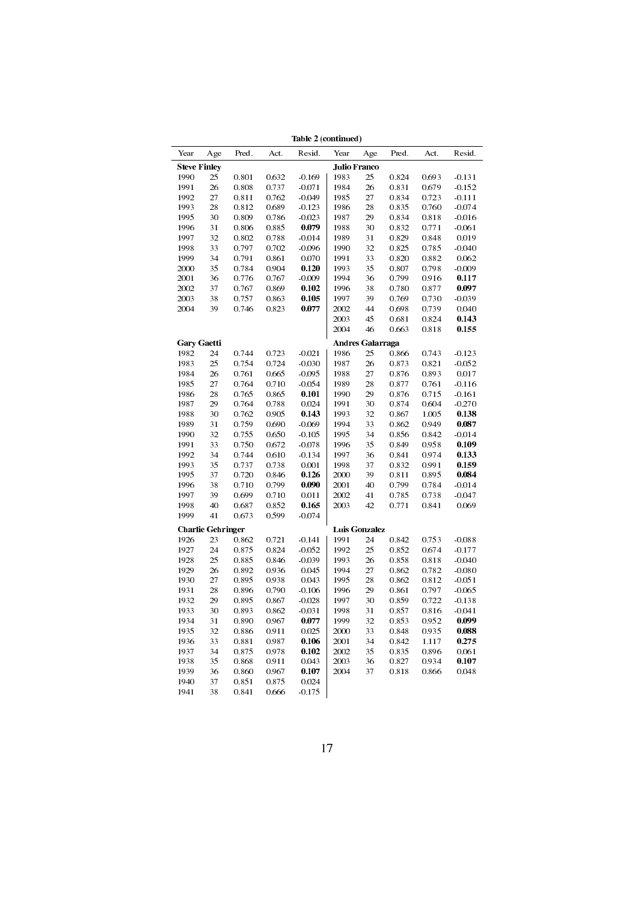**Table 2 (continued)**

| Year | Age | Pred. | Act. | Resid. | Year | Age | Pred. | Act. | Resid. |
|---|---|---|---|---|---|---|---|---|---|
| **Steve Finley** | | | | | **Julio Franco** | | | | |
| 1990 | 25 | 0.801 | 0.632 | -0.169 | 1983 | 25 | 0.824 | 0.693 | -0.131 |
| 1991 | 26 | 0.808 | 0.737 | -0.071 | 1984 | 26 | 0.831 | 0.679 | -0.152 |
| 1992 | 27 | 0.811 | 0.762 | -0.049 | 1985 | 27 | 0.834 | 0.723 | -0.111 |
| 1993 | 28 | 0.812 | 0.689 | -0.123 | 1986 | 28 | 0.835 | 0.760 | -0.074 |
| 1995 | 30 | 0.809 | 0.786 | -0.023 | 1987 | 29 | 0.834 | 0.818 | -0.016 |
| 1996 | 31 | 0.806 | 0.885 | **0.079** | 1988 | 30 | 0.832 | 0.771 | -0.061 |
| 1997 | 32 | 0.802 | 0.788 | -0.014 | 1989 | 31 | 0.829 | 0.848 | 0.019 |
| 1998 | 33 | 0.797 | 0.702 | -0.096 | 1990 | 32 | 0.825 | 0.785 | -0.040 |
| 1999 | 34 | 0.791 | 0.861 | 0.070 | 1991 | 33 | 0.820 | 0.882 | 0.062 |
| 2000 | 35 | 0.784 | 0.904 | **0.120** | 1993 | 35 | 0.807 | 0.798 | -0.009 |
| 2001 | 36 | 0.776 | 0.767 | -0.009 | 1994 | 36 | 0.799 | 0.916 | **0.117** |
| 2002 | 37 | 0.767 | 0.869 | **0.102** | 1996 | 38 | 0.780 | 0.877 | **0.097** |
| 2003 | 38 | 0.757 | 0.863 | **0.105** | 1997 | 39 | 0.769 | 0.730 | -0.039 |
| 2004 | 39 | 0.746 | 0.823 | **0.077** | 2002 | 44 | 0.698 | 0.739 | 0.040 |
| | | | | | 2003 | 45 | 0.681 | 0.824 | **0.143** |
| | | | | | 2004 | 46 | 0.663 | 0.818 | **0.155** |
| **Gary Gaetti** | | | | | **Andres Galarraga** | | | | |
| 1982 | 24 | 0.744 | 0.723 | -0.021 | 1986 | 25 | 0.866 | 0.743 | -0.123 |
| 1983 | 25 | 0.754 | 0.724 | -0.030 | 1987 | 26 | 0.873 | 0.821 | -0.052 |
| 1984 | 26 | 0.761 | 0.665 | -0.095 | 1988 | 27 | 0.876 | 0.893 | 0.017 |
| 1985 | 27 | 0.764 | 0.710 | -0.054 | 1989 | 28 | 0.877 | 0.761 | -0.116 |
| 1986 | 28 | 0.765 | 0.865 | **0.101** | 1990 | 29 | 0.876 | 0.715 | -0.161 |
| 1987 | 29 | 0.764 | 0.788 | 0.024 | 1991 | 30 | 0.874 | 0.604 | -0.270 |
| 1988 | 30 | 0.762 | 0.905 | **0.143** | 1993 | 32 | 0.867 | 1.005 | **0.138** |
| 1989 | 31 | 0.759 | 0.690 | -0.069 | 1994 | 33 | 0.862 | 0.949 | **0.087** |
| 1990 | 32 | 0.755 | 0.650 | -0.105 | 1995 | 34 | 0.856 | 0.842 | -0.014 |
| 1991 | 33 | 0.750 | 0.672 | -0.078 | 1996 | 35 | 0.849 | 0.958 | **0.109** |
| 1992 | 34 | 0.744 | 0.610 | -0.134 | 1997 | 36 | 0.841 | 0.974 | **0.133** |
| 1993 | 35 | 0.737 | 0.738 | 0.001 | 1998 | 37 | 0.832 | 0.991 | **0.159** |
| 1995 | 37 | 0.720 | 0.846 | **0.126** | 2000 | 39 | 0.811 | 0.895 | **0.084** |
| 1996 | 38 | 0.710 | 0.799 | **0.090** | 2001 | 40 | 0.799 | 0.784 | -0.014 |
| 1997 | 39 | 0.699 | 0.710 | 0.011 | 2002 | 41 | 0.785 | 0.738 | -0.047 |
| 1998 | 40 | 0.687 | 0.852 | **0.165** | 2003 | 42 | 0.771 | 0.841 | 0.069 |
| 1999 | 41 | 0.673 | 0.599 | -0.074 | | | | | |
| **Charlie Gehringer** | | | | | **Luis Gonzalez** | | | | |
| 1926 | 23 | 0.862 | 0.721 | -0.141 | 1991 | 24 | 0.842 | 0.753 | -0.088 |
| 1927 | 24 | 0.875 | 0.824 | -0.052 | 1992 | 25 | 0.852 | 0.674 | -0.177 |
| 1928 | 25 | 0.885 | 0.846 | -0.039 | 1993 | 26 | 0.858 | 0.818 | -0.040 |
| 1929 | 26 | 0.892 | 0.936 | 0.045 | 1994 | 27 | 0.862 | 0.782 | -0.080 |
| 1930 | 27 | 0.895 | 0.938 | 0.043 | 1995 | 28 | 0.862 | 0.812 | -0.051 |
| 1931 | 28 | 0.896 | 0.790 | -0.106 | 1996 | 29 | 0.861 | 0.797 | -0.065 |
| 1932 | 29 | 0.895 | 0.867 | -0.028 | 1997 | 30 | 0.859 | 0.722 | -0.138 |
| 1933 | 30 | 0.893 | 0.862 | -0.031 | 1998 | 31 | 0.857 | 0.816 | -0.041 |
| 1934 | 31 | 0.890 | 0.967 | **0.077** | 1999 | 32 | 0.853 | 0.952 | **0.099** |
| 1935 | 32 | 0.886 | 0.911 | 0.025 | 2000 | 33 | 0.848 | 0.935 | **0.088** |
| 1936 | 33 | 0.881 | 0.987 | **0.106** | 2001 | 34 | 0.842 | 1.117 | **0.275** |
| 1937 | 34 | 0.875 | 0.978 | **0.102** | 2002 | 35 | 0.835 | 0.896 | 0.061 |
| 1938 | 35 | 0.868 | 0.911 | 0.043 | 2003 | 36 | 0.827 | 0.934 | **0.107** |
| 1939 | 36 | 0.860 | 0.967 | **0.107** | 2004 | 37 | 0.818 | 0.866 | 0.048 |
| 1940 | 37 | 0.851 | 0.875 | 0.024 | | | | | |
| 1941 | 38 | 0.841 | 0.666 | -0.175 | | | | | |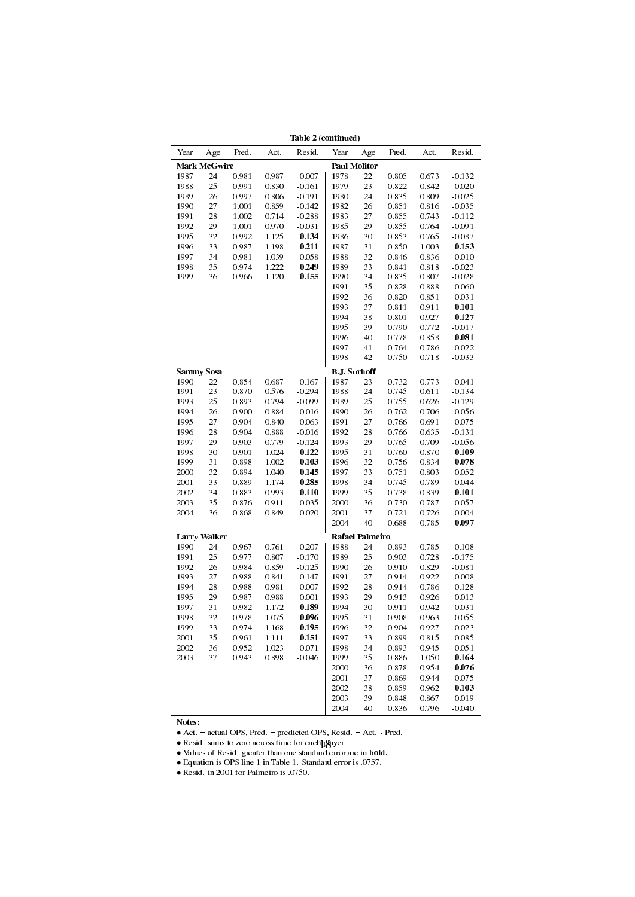**Table 2 (continued)**

| Year | Age | Pred. | Act. | Resid. | Year | Age | Pred. | Act. | Resid. |
|---|---|---|---|---|---|---|---|---|---|
| **Mark McGwire** | | | | | **Paul Molitor** | | | | |
| 1987 | 24 | 0.981 | 0.987 | 0.007 | 1978 | 22 | 0.805 | 0.673 | -0.132 |
| 1988 | 25 | 0.991 | 0.830 | -0.161 | 1979 | 23 | 0.822 | 0.842 | 0.020 |
| 1989 | 26 | 0.997 | 0.806 | -0.191 | 1980 | 24 | 0.835 | 0.809 | -0.025 |
| 1990 | 27 | 1.001 | 0.859 | -0.142 | 1982 | 26 | 0.851 | 0.816 | -0.035 |
| 1991 | 28 | 1.002 | 0.714 | -0.288 | 1983 | 27 | 0.855 | 0.743 | -0.112 |
| 1992 | 29 | 1.001 | 0.970 | -0.031 | 1985 | 29 | 0.855 | 0.764 | -0.091 |
| 1995 | 32 | 0.992 | 1.125 | **0.134** | 1986 | 30 | 0.853 | 0.765 | -0.087 |
| 1996 | 33 | 0.987 | 1.198 | **0.211** | 1987 | 31 | 0.850 | 1.003 | **0.153** |
| 1997 | 34 | 0.981 | 1.039 | 0.058 | 1988 | 32 | 0.846 | 0.836 | -0.010 |
| 1998 | 35 | 0.974 | 1.222 | **0.249** | 1989 | 33 | 0.841 | 0.818 | -0.023 |
| 1999 | 36 | 0.966 | 1.120 | **0.155** | 1990 | 34 | 0.835 | 0.807 | -0.028 |
| | | | | | 1991 | 35 | 0.828 | 0.888 | 0.060 |
| | | | | | 1992 | 36 | 0.820 | 0.851 | 0.031 |
| | | | | | 1993 | 37 | 0.811 | 0.911 | **0.101** |
| | | | | | 1994 | 38 | 0.801 | 0.927 | **0.127** |
| | | | | | 1995 | 39 | 0.790 | 0.772 | -0.017 |
| | | | | | 1996 | 40 | 0.778 | 0.858 | **0.081** |
| | | | | | 1997 | 41 | 0.764 | 0.786 | 0.022 |
| | | | | | 1998 | 42 | 0.750 | 0.718 | -0.033 |
| **Sammy Sosa** | | | | | **B.J. Surhoff** | | | | |
| 1990 | 22 | 0.854 | 0.687 | -0.167 | 1987 | 23 | 0.732 | 0.773 | 0.041 |
| 1991 | 23 | 0.870 | 0.576 | -0.294 | 1988 | 24 | 0.745 | 0.611 | -0.134 |
| 1993 | 25 | 0.893 | 0.794 | -0.099 | 1989 | 25 | 0.755 | 0.626 | -0.129 |
| 1994 | 26 | 0.900 | 0.884 | -0.016 | 1990 | 26 | 0.762 | 0.706 | -0.056 |
| 1995 | 27 | 0.904 | 0.840 | -0.063 | 1991 | 27 | 0.766 | 0.691 | -0.075 |
| 1996 | 28 | 0.904 | 0.888 | -0.016 | 1992 | 28 | 0.766 | 0.635 | -0.131 |
| 1997 | 29 | 0.903 | 0.779 | -0.124 | 1993 | 29 | 0.765 | 0.709 | -0.056 |
| 1998 | 30 | 0.901 | 1.024 | **0.122** | 1995 | 31 | 0.760 | 0.870 | **0.109** |
| 1999 | 31 | 0.898 | 1.002 | **0.103** | 1996 | 32 | 0.756 | 0.834 | **0.078** |
| 2000 | 32 | 0.894 | 1.040 | **0.145** | 1997 | 33 | 0.751 | 0.803 | 0.052 |
| 2001 | 33 | 0.889 | 1.174 | **0.285** | 1998 | 34 | 0.745 | 0.789 | 0.044 |
| 2002 | 34 | 0.883 | 0.993 | **0.110** | 1999 | 35 | 0.738 | 0.839 | **0.101** |
| 2003 | 35 | 0.876 | 0.911 | 0.035 | 2000 | 36 | 0.730 | 0.787 | 0.057 |
| 2004 | 36 | 0.868 | 0.849 | -0.020 | 2001 | 37 | 0.721 | 0.726 | 0.004 |
| | | | | | 2004 | 40 | 0.688 | 0.785 | **0.097** |
| **Larry Walker** | | | | | **Rafael Palmeiro** | | | | |
| 1990 | 24 | 0.967 | 0.761 | -0.207 | 1988 | 24 | 0.893 | 0.785 | -0.108 |
| 1991 | 25 | 0.977 | 0.807 | -0.170 | 1989 | 25 | 0.903 | 0.728 | -0.175 |
| 1992 | 26 | 0.984 | 0.859 | -0.125 | 1990 | 26 | 0.910 | 0.829 | -0.081 |
| 1993 | 27 | 0.988 | 0.841 | -0.147 | 1991 | 27 | 0.914 | 0.922 | 0.008 |
| 1994 | 28 | 0.988 | 0.981 | -0.007 | 1992 | 28 | 0.914 | 0.786 | -0.128 |
| 1995 | 29 | 0.987 | 0.988 | 0.001 | 1993 | 29 | 0.913 | 0.926 | 0.013 |
| 1997 | 31 | 0.982 | 1.172 | **0.189** | 1994 | 30 | 0.911 | 0.942 | 0.031 |
| 1998 | 32 | 0.978 | 1.075 | **0.096** | 1995 | 31 | 0.908 | 0.963 | 0.055 |
| 1999 | 33 | 0.974 | 1.168 | **0.195** | 1996 | 32 | 0.904 | 0.927 | 0.023 |
| 2001 | 35 | 0.961 | 1.111 | **0.151** | 1997 | 33 | 0.899 | 0.815 | -0.085 |
| 2002 | 36 | 0.952 | 1.023 | 0.071 | 1998 | 34 | 0.893 | 0.945 | 0.051 |
| 2003 | 37 | 0.943 | 0.898 | -0.046 | 1999 | 35 | 0.886 | 1.050 | **0.164** |
| | | | | | 2000 | 36 | 0.878 | 0.954 | **0.076** |
| | | | | | 2001 | 37 | 0.869 | 0.944 | 0.075 |
| | | | | | 2002 | 38 | 0.859 | 0.962 | **0.103** |
| | | | | | 2003 | 39 | 0.848 | 0.867 | 0.019 |
| | | | | | 2004 | 40 | 0.836 | 0.796 | -0.040 |

**Notes:**

- Act. = actual OPS, Pred. = predicted OPS, Resid. = Act. - Pred.
- Resid. sums to zero across time for each player.
- Values of Resid. greater than one standard error are in **bold.**
- Equation is OPS line 1 in Table 1. Standard error is .0757.
- Resid. in 2001 for Palmeiro is .0750.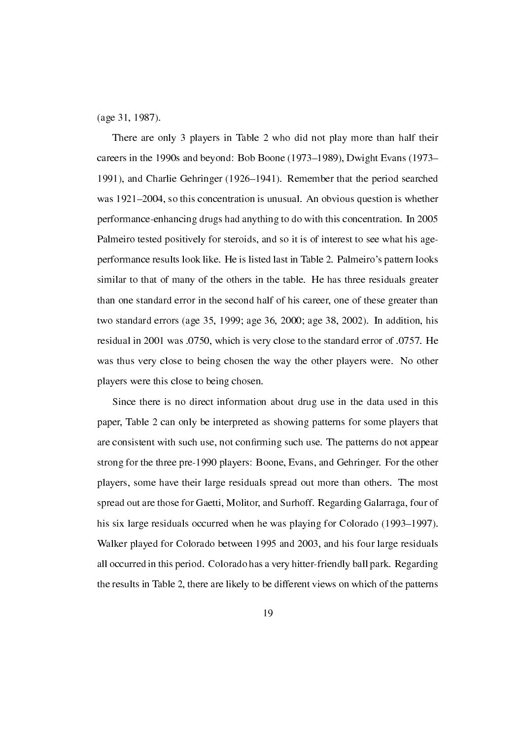(age 31, 1987).

There are only 3 players in Table 2 who did not play more than half their careers in the 1990s and beyond: Bob Boone (1973–1989), Dwight Evans (1973–1991), and Charlie Gehringer (1926–1941). Remember that the period searched was 1921–2004, so this concentration is unusual. An obvious question is whether performance-enhancing drugs had anything to do with this concentration. In 2005 Palmeiro tested positively for steroids, and so it is of interest to see what his age-performance results look like. He is listed last in Table 2. Palmeiro's pattern looks similar to that of many of the others in the table. He has three residuals greater than one standard error in the second half of his career, one of these greater than two standard errors (age 35, 1999; age 36, 2000; age 38, 2002). In addition, his residual in 2001 was .0750, which is very close to the standard error of .0757. He was thus very close to being chosen the way the other players were. No other players were this close to being chosen.

Since there is no direct information about drug use in the data used in this paper, Table 2 can only be interpreted as showing patterns for some players that are consistent with such use, not confirming such use. The patterns do not appear strong for the three pre-1990 players: Boone, Evans, and Gehringer. For the other players, some have their large residuals spread out more than others. The most spread out are those for Gaetti, Molitor, and Surhoff. Regarding Galarraga, four of his six large residuals occurred when he was playing for Colorado (1993–1997). Walker played for Colorado between 1995 and 2003, and his four large residuals all occurred in this period. Colorado has a very hitter-friendly ball park. Regarding the results in Table 2, there are likely to be different views on which of the patterns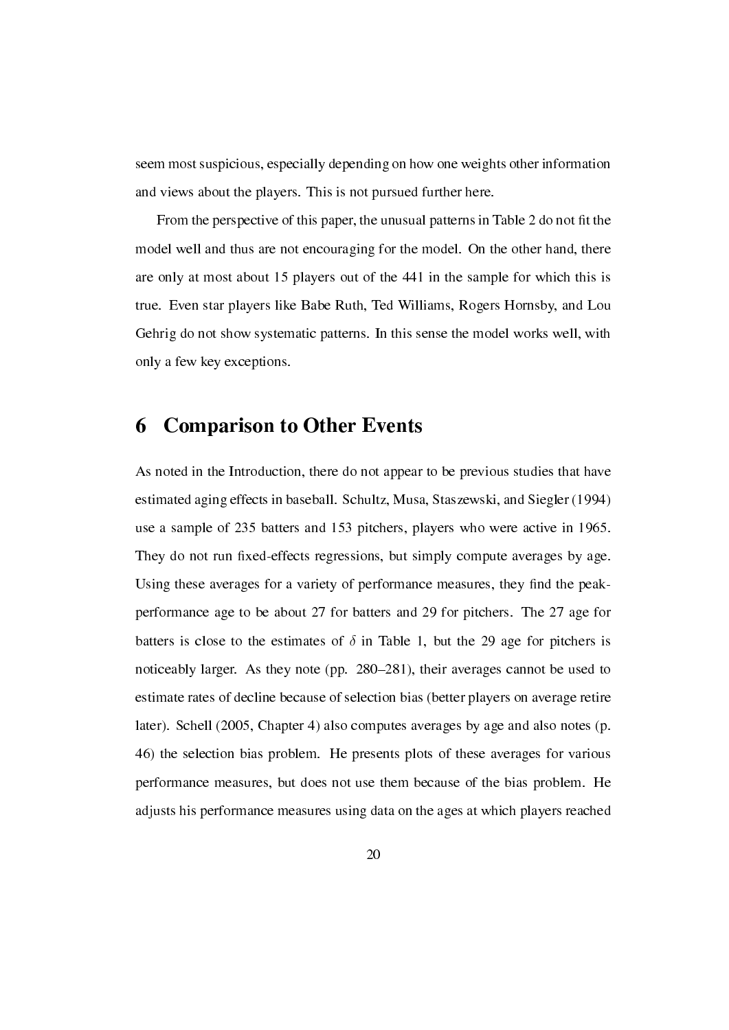seem most suspicious, especially depending on how one weights other information and views about the players. This is not pursued further here.

From the perspective of this paper, the unusual patterns in Table 2 do not fit the model well and thus are not encouraging for the model. On the other hand, there are only at most about 15 players out of the 441 in the sample for which this is true. Even star players like Babe Ruth, Ted Williams, Rogers Hornsby, and Lou Gehrig do not show systematic patterns. In this sense the model works well, with only a few key exceptions.

# 6 Comparison to Other Events

As noted in the Introduction, there do not appear to be previous studies that have estimated aging effects in baseball. Schultz, Musa, Staszewski, and Siegler (1994) use a sample of 235 batters and 153 pitchers, players who were active in 1965. They do not run fixed-effects regressions, but simply compute averages by age. Using these averages for a variety of performance measures, they find the peak-performance age to be about 27 for batters and 29 for pitchers. The 27 age for batters is close to the estimates of $\delta$ in Table 1, but the 29 age for pitchers is noticeably larger. As they note (pp. 280–281), their averages cannot be used to estimate rates of decline because of selection bias (better players on average retire later). Schell (2005, Chapter 4) also computes averages by age and also notes (p. 46) the selection bias problem. He presents plots of these averages for various performance measures, but does not use them because of the bias problem. He adjusts his performance measures using data on the ages at which players reached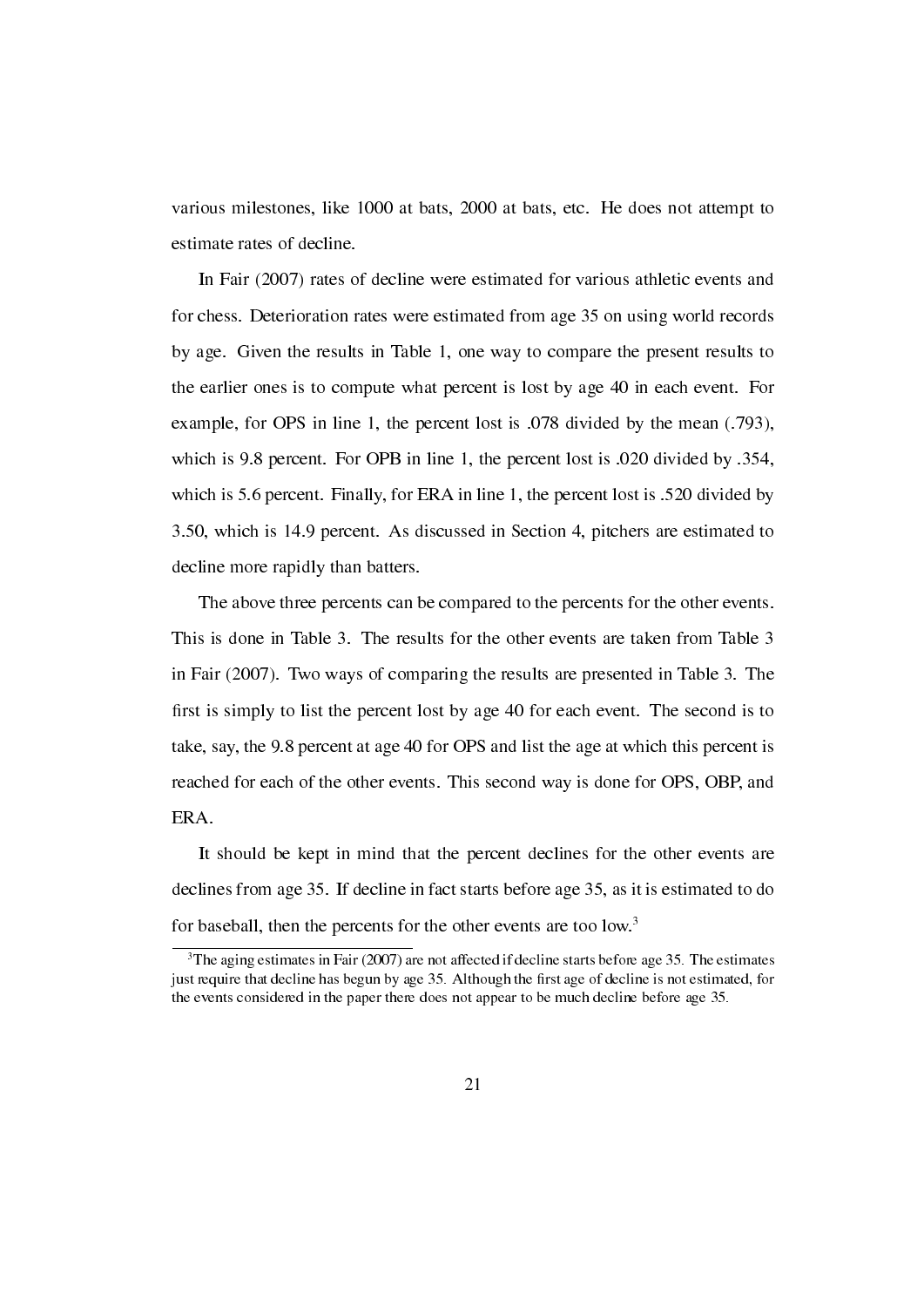various milestones, like 1000 at bats, 2000 at bats, etc. He does not attempt to estimate rates of decline.

In Fair (2007) rates of decline were estimated for various athletic events and for chess. Deterioration rates were estimated from age 35 on using world records by age. Given the results in Table 1, one way to compare the present results to the earlier ones is to compute what percent is lost by age 40 in each event. For example, for OPS in line 1, the percent lost is .078 divided by the mean (.793), which is 9.8 percent. For OPB in line 1, the percent lost is .020 divided by .354, which is 5.6 percent. Finally, for ERA in line 1, the percent lost is .520 divided by 3.50, which is 14.9 percent. As discussed in Section 4, pitchers are estimated to decline more rapidly than batters.

The above three percents can be compared to the percents for the other events. This is done in Table 3. The results for the other events are taken from Table 3 in Fair (2007). Two ways of comparing the results are presented in Table 3. The first is simply to list the percent lost by age 40 for each event. The second is to take, say, the 9.8 percent at age 40 for OPS and list the age at which this percent is reached for each of the other events. This second way is done for OPS, OBP, and ERA.

It should be kept in mind that the percent declines for the other events are declines from age 35. If decline in fact starts before age 35, as it is estimated to do for baseball, then the percents for the other events are too low.[3]

[3]The aging estimates in Fair (2007) are not affected if decline starts before age 35. The estimates just require that decline has begun by age 35. Although the first age of decline is not estimated, for the events considered in the paper there does not appear to be much decline before age 35.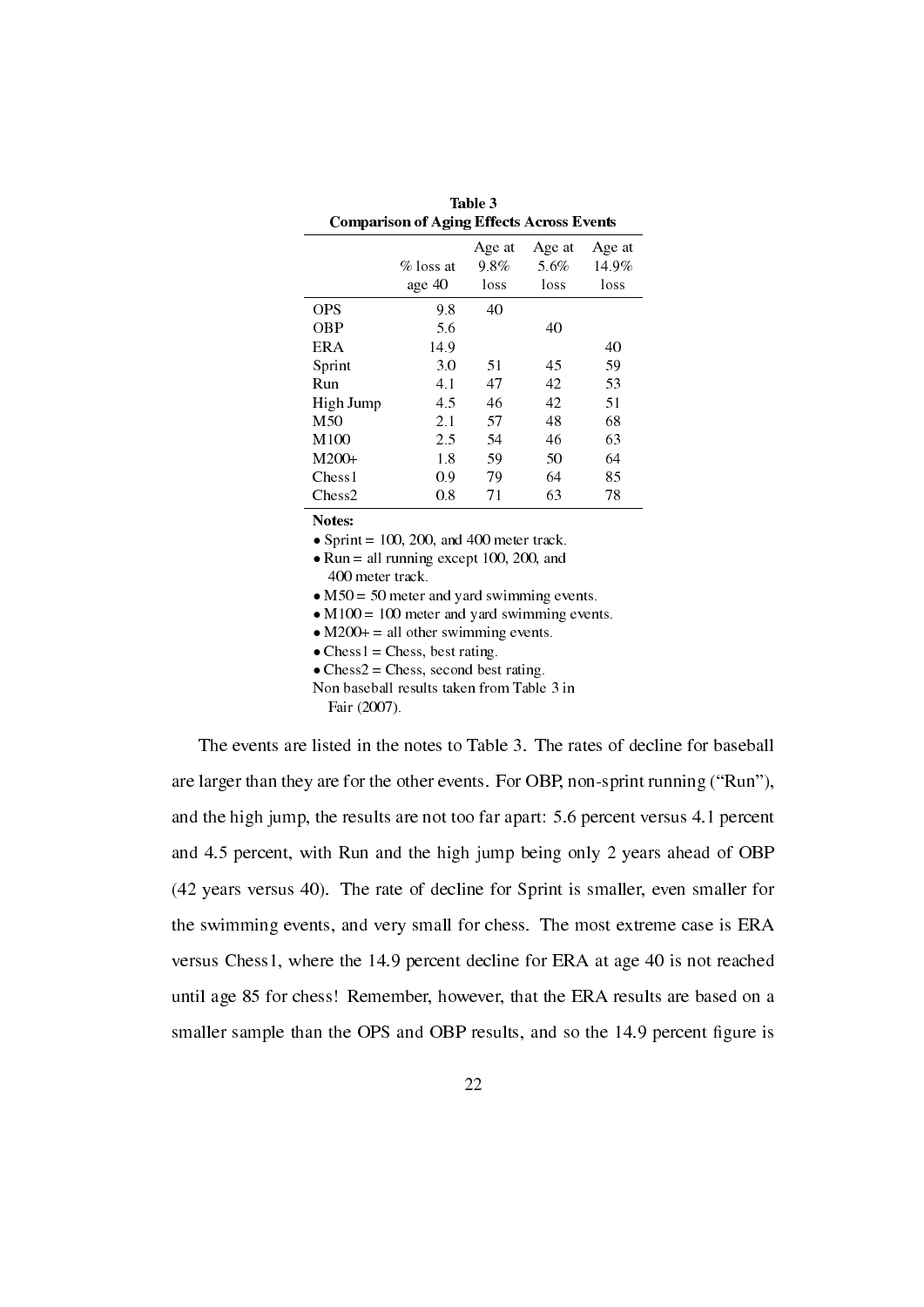**Table 3**
**Comparison of Aging Effects Across Events**

| | % loss at age 40 | Age at 9.8% loss | Age at 5.6% loss | Age at 14.9% loss |
|---|---|---|---|---|
| OPS | 9.8 | 40 | | |
| OBP | 5.6 | | 40 | |
| ERA | 14.9 | | | 40 |
| Sprint | 3.0 | 51 | 45 | 59 |
| Run | 4.1 | 47 | 42 | 53 |
| High Jump | 4.5 | 46 | 42 | 51 |
| M50 | 2.1 | 57 | 48 | 68 |
| M100 | 2.5 | 54 | 46 | 63 |
| M200+ | 1.8 | 59 | 50 | 64 |
| Chess1 | 0.9 | 79 | 64 | 85 |
| Chess2 | 0.8 | 71 | 63 | 78 |

**Notes:**

- Sprint = 100, 200, and 400 meter track.
- Run = all running except 100, 200, and 400 meter track.
- M50 = 50 meter and yard swimming events.
- M100 = 100 meter and yard swimming events.
- M200+ = all other swimming events.
- Chess1 = Chess, best rating.
- Chess2 = Chess, second best rating.

Non baseball results taken from Table 3 in Fair (2007).

The events are listed in the notes to Table 3. The rates of decline for baseball are larger than they are for the other events. For OBP, non-sprint running ("Run"), and the high jump, the results are not too far apart: 5.6 percent versus 4.1 percent and 4.5 percent, with Run and the high jump being only 2 years ahead of OBP (42 years versus 40). The rate of decline for Sprint is smaller, even smaller for the swimming events, and very small for chess. The most extreme case is ERA versus Chess1, where the 14.9 percent decline for ERA at age 40 is not reached until age 85 for chess! Remember, however, that the ERA results are based on a smaller sample than the OPS and OBP results, and so the 14.9 percent figure is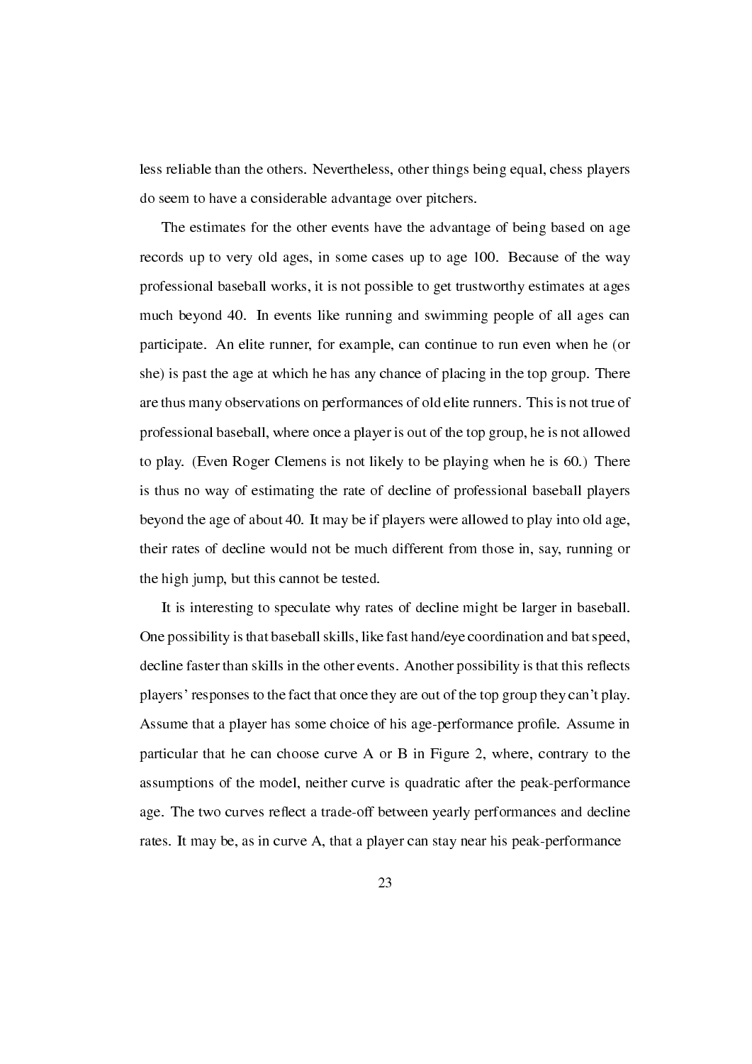less reliable than the others. Nevertheless, other things being equal, chess players do seem to have a considerable advantage over pitchers.

The estimates for the other events have the advantage of being based on age records up to very old ages, in some cases up to age 100. Because of the way professional baseball works, it is not possible to get trustworthy estimates at ages much beyond 40. In events like running and swimming people of all ages can participate. An elite runner, for example, can continue to run even when he (or she) is past the age at which he has any chance of placing in the top group. There are thus many observations on performances of old elite runners. This is not true of professional baseball, where once a player is out of the top group, he is not allowed to play. (Even Roger Clemens is not likely to be playing when he is 60.) There is thus no way of estimating the rate of decline of professional baseball players beyond the age of about 40. It may be if players were allowed to play into old age, their rates of decline would not be much different from those in, say, running or the high jump, but this cannot be tested.

It is interesting to speculate why rates of decline might be larger in baseball. One possibility is that baseball skills, like fast hand/eye coordination and bat speed, decline faster than skills in the other events. Another possibility is that this reflects players' responses to the fact that once they are out of the top group they can't play. Assume that a player has some choice of his age-performance profile. Assume in particular that he can choose curve A or B in Figure 2, where, contrary to the assumptions of the model, neither curve is quadratic after the peak-performance age. The two curves reflect a trade-off between yearly performances and decline rates. It may be, as in curve A, that a player can stay near his peak-performance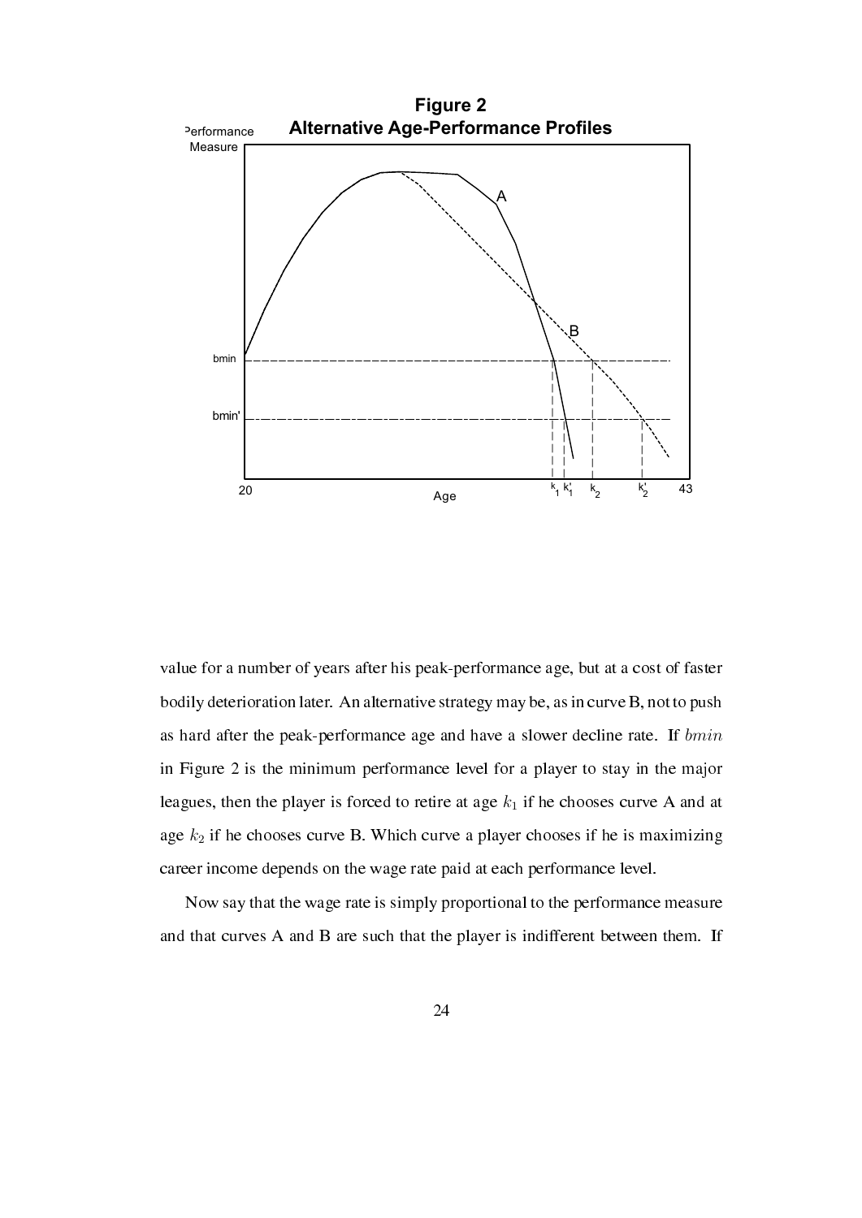**Figure 2**
**Alternative Age-Performance Profiles**

value for a number of years after his peak-performance age, but at a cost of faster bodily deterioration later. An alternative strategy may be, as in curve B, not to push as hard after the peak-performance age and have a slower decline rate. If $bmin$ in Figure 2 is the minimum performance level for a player to stay in the major leagues, then the player is forced to retire at age $k_1$ if he chooses curve A and at age $k_2$ if he chooses curve B. Which curve a player chooses if he is maximizing career income depends on the wage rate paid at each performance level.

Now say that the wage rate is simply proportional to the performance measure and that curves A and B are such that the player is indifferent between them. If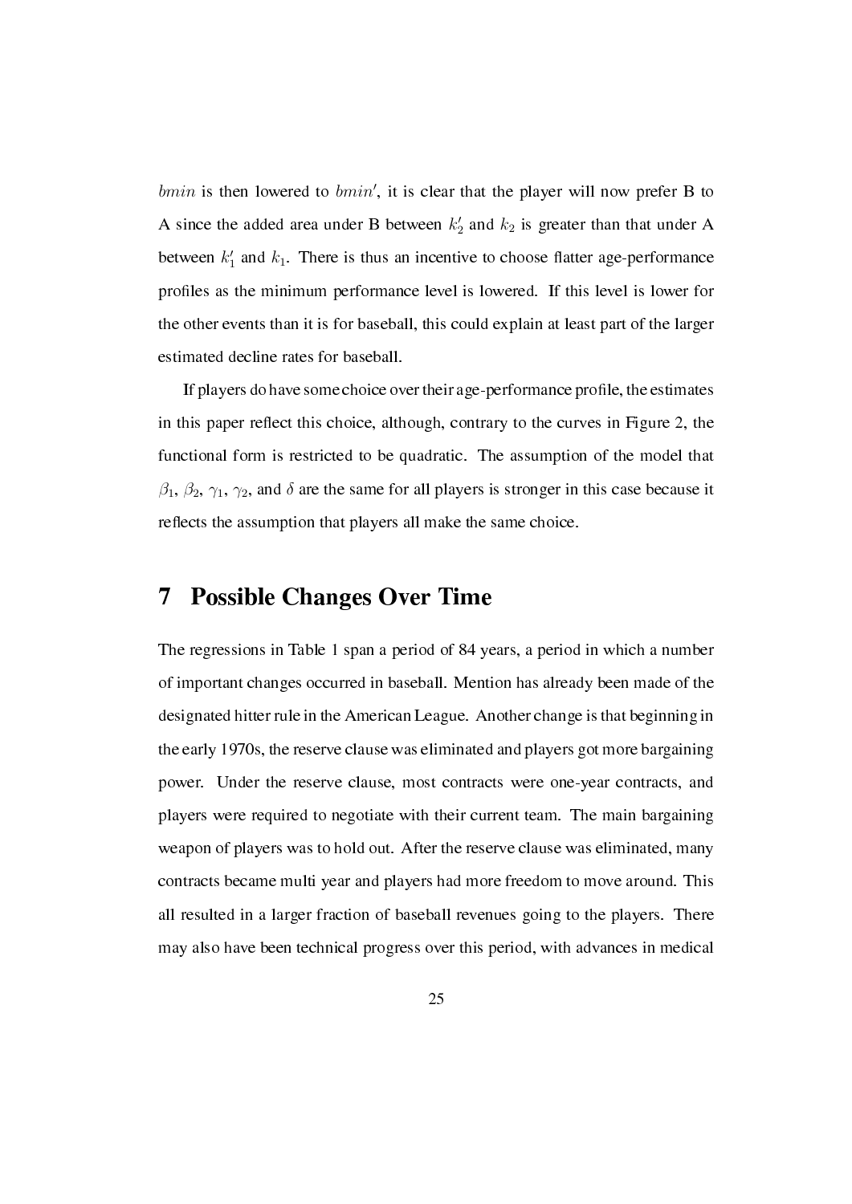$bmin$ is then lowered to $bmin'$, it is clear that the player will now prefer B to A since the added area under B between $k_2'$ and $k_2$ is greater than that under A between $k_1'$ and $k_1$. There is thus an incentive to choose flatter age-performance profiles as the minimum performance level is lowered. If this level is lower for the other events than it is for baseball, this could explain at least part of the larger estimated decline rates for baseball.

If players do have some choice over their age-performance profile, the estimates in this paper reflect this choice, although, contrary to the curves in Figure 2, the functional form is restricted to be quadratic. The assumption of the model that $\beta_1$, $\beta_2$, $\gamma_1$, $\gamma_2$, and $\delta$ are the same for all players is stronger in this case because it reflects the assumption that players all make the same choice.

# 7 Possible Changes Over Time

The regressions in Table 1 span a period of 84 years, a period in which a number of important changes occurred in baseball. Mention has already been made of the designated hitter rule in the American League. Another change is that beginning in the early 1970s, the reserve clause was eliminated and players got more bargaining power. Under the reserve clause, most contracts were one-year contracts, and players were required to negotiate with their current team. The main bargaining weapon of players was to hold out. After the reserve clause was eliminated, many contracts became multi year and players had more freedom to move around. This all resulted in a larger fraction of baseball revenues going to the players. There may also have been technical progress over this period, with advances in medical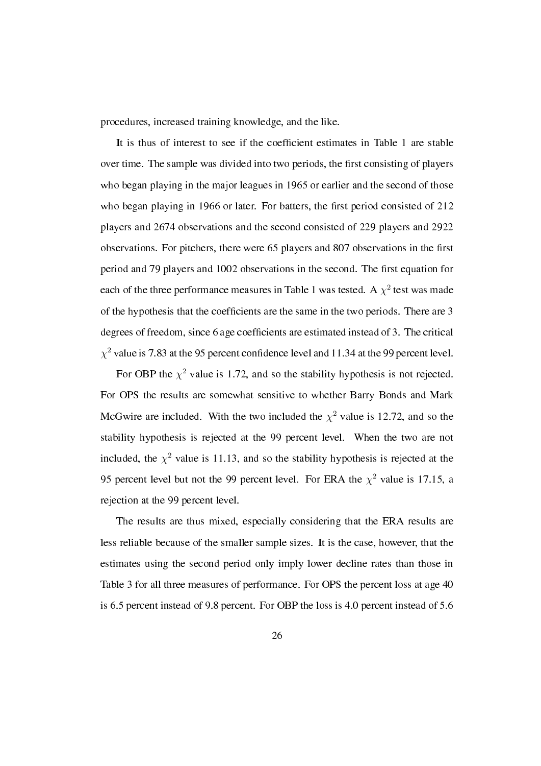procedures, increased training knowledge, and the like.

It is thus of interest to see if the coefficient estimates in Table 1 are stable over time. The sample was divided into two periods, the first consisting of players who began playing in the major leagues in 1965 or earlier and the second of those who began playing in 1966 or later. For batters, the first period consisted of 212 players and 2674 observations and the second consisted of 229 players and 2922 observations. For pitchers, there were 65 players and 807 observations in the first period and 79 players and 1002 observations in the second. The first equation for each of the three performance measures in Table 1 was tested. A $\chi^2$ test was made of the hypothesis that the coefficients are the same in the two periods. There are 3 degrees of freedom, since 6 age coefficients are estimated instead of 3. The critical $\chi^2$ value is 7.83 at the 95 percent confidence level and 11.34 at the 99 percent level.

For OBP the $\chi^2$ value is 1.72, and so the stability hypothesis is not rejected. For OPS the results are somewhat sensitive to whether Barry Bonds and Mark McGwire are included. With the two included the $\chi^2$ value is 12.72, and so the stability hypothesis is rejected at the 99 percent level. When the two are not included, the $\chi^2$ value is 11.13, and so the stability hypothesis is rejected at the 95 percent level but not the 99 percent level. For ERA the $\chi^2$ value is 17.15, a rejection at the 99 percent level.

The results are thus mixed, especially considering that the ERA results are less reliable because of the smaller sample sizes. It is the case, however, that the estimates using the second period only imply lower decline rates than those in Table 3 for all three measures of performance. For OPS the percent loss at age 40 is 6.5 percent instead of 9.8 percent. For OBP the loss is 4.0 percent instead of 5.6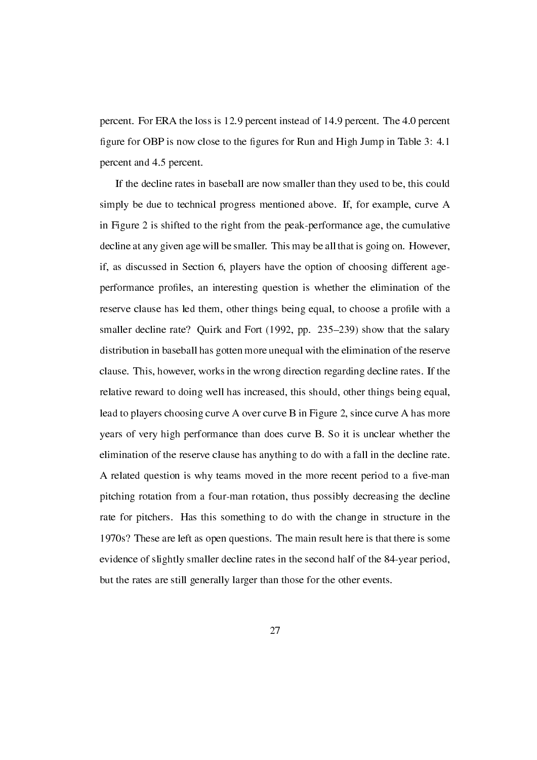percent. For ERA the loss is 12.9 percent instead of 14.9 percent. The 4.0 percent figure for OBP is now close to the figures for Run and High Jump in Table 3: 4.1 percent and 4.5 percent.

If the decline rates in baseball are now smaller than they used to be, this could simply be due to technical progress mentioned above. If, for example, curve A in Figure 2 is shifted to the right from the peak-performance age, the cumulative decline at any given age will be smaller. This may be all that is going on. However, if, as discussed in Section 6, players have the option of choosing different age-performance profiles, an interesting question is whether the elimination of the reserve clause has led them, other things being equal, to choose a profile with a smaller decline rate? Quirk and Fort (1992, pp. 235–239) show that the salary distribution in baseball has gotten more unequal with the elimination of the reserve clause. This, however, works in the wrong direction regarding decline rates. If the relative reward to doing well has increased, this should, other things being equal, lead to players choosing curve A over curve B in Figure 2, since curve A has more years of very high performance than does curve B. So it is unclear whether the elimination of the reserve clause has anything to do with a fall in the decline rate. A related question is why teams moved in the more recent period to a five-man pitching rotation from a four-man rotation, thus possibly decreasing the decline rate for pitchers. Has this something to do with the change in structure in the 1970s? These are left as open questions. The main result here is that there is some evidence of slightly smaller decline rates in the second half of the 84-year period, but the rates are still generally larger than those for the other events.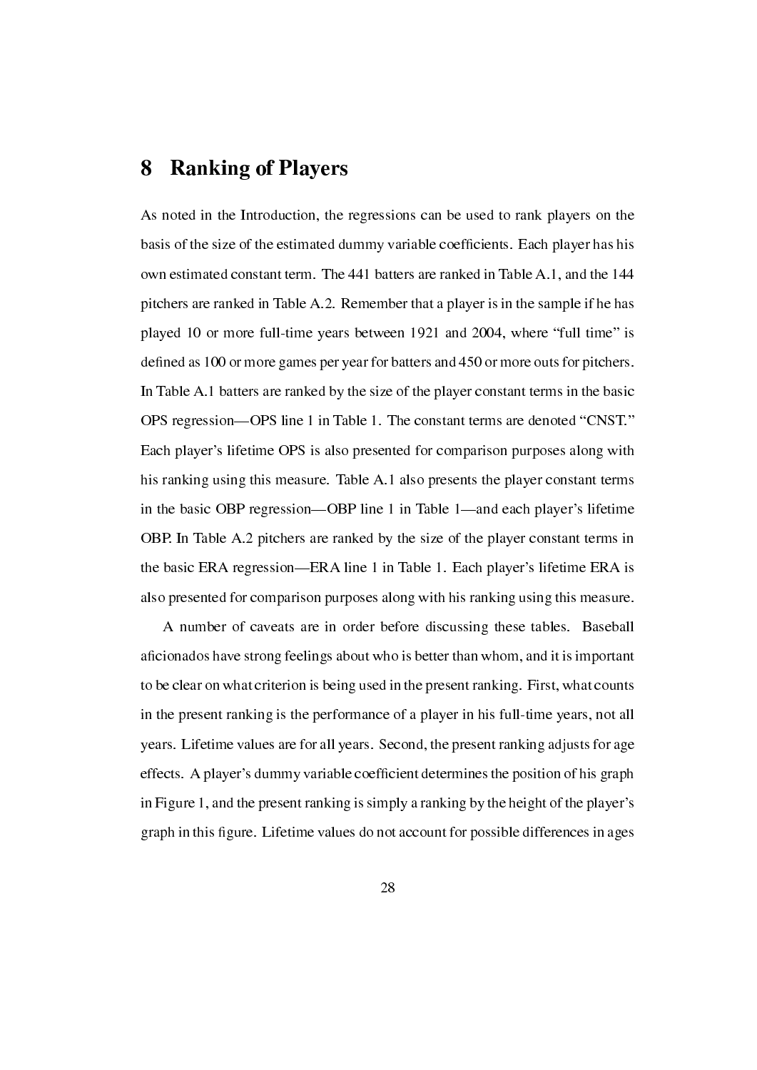## 8 Ranking of Players

As noted in the Introduction, the regressions can be used to rank players on the basis of the size of the estimated dummy variable coefficients. Each player has his own estimated constant term. The 441 batters are ranked in Table A.1, and the 144 pitchers are ranked in Table A.2. Remember that a player is in the sample if he has played 10 or more full-time years between 1921 and 2004, where "full time" is defined as 100 or more games per year for batters and 450 or more outs for pitchers. In Table A.1 batters are ranked by the size of the player constant terms in the basic OPS regression—OPS line 1 in Table 1. The constant terms are denoted "CNST." Each player's lifetime OPS is also presented for comparison purposes along with his ranking using this measure. Table A.1 also presents the player constant terms in the basic OBP regression—OBP line 1 in Table 1—and each player's lifetime OBP. In Table A.2 pitchers are ranked by the size of the player constant terms in the basic ERA regression—ERA line 1 in Table 1. Each player's lifetime ERA is also presented for comparison purposes along with his ranking using this measure.

A number of caveats are in order before discussing these tables. Baseball aficionados have strong feelings about who is better than whom, and it is important to be clear on what criterion is being used in the present ranking. First, what counts in the present ranking is the performance of a player in his full-time years, not all years. Lifetime values are for all years. Second, the present ranking adjusts for age effects. A player's dummy variable coefficient determines the position of his graph in Figure 1, and the present ranking is simply a ranking by the height of the player's graph in this figure. Lifetime values do not account for possible differences in ages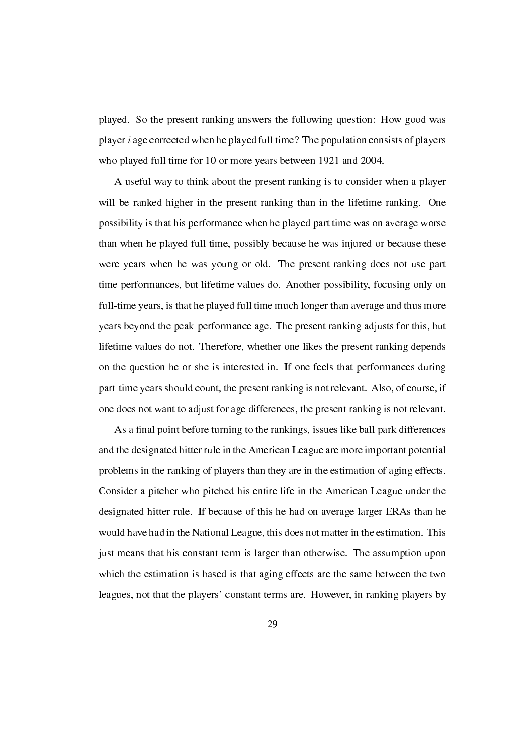played. So the present ranking answers the following question: How good was player $i$ age corrected when he played full time? The population consists of players who played full time for 10 or more years between 1921 and 2004.

A useful way to think about the present ranking is to consider when a player will be ranked higher in the present ranking than in the lifetime ranking. One possibility is that his performance when he played part time was on average worse than when he played full time, possibly because he was injured or because these were years when he was young or old. The present ranking does not use part time performances, but lifetime values do. Another possibility, focusing only on full-time years, is that he played full time much longer than average and thus more years beyond the peak-performance age. The present ranking adjusts for this, but lifetime values do not. Therefore, whether one likes the present ranking depends on the question he or she is interested in. If one feels that performances during part-time years should count, the present ranking is not relevant. Also, of course, if one does not want to adjust for age differences, the present ranking is not relevant.

As a final point before turning to the rankings, issues like ball park differences and the designated hitter rule in the American League are more important potential problems in the ranking of players than they are in the estimation of aging effects. Consider a pitcher who pitched his entire life in the American League under the designated hitter rule. If because of this he had on average larger ERAs than he would have had in the National League, this does not matter in the estimation. This just means that his constant term is larger than otherwise. The assumption upon which the estimation is based is that aging effects are the same between the two leagues, not that the players' constant terms are. However, in ranking players by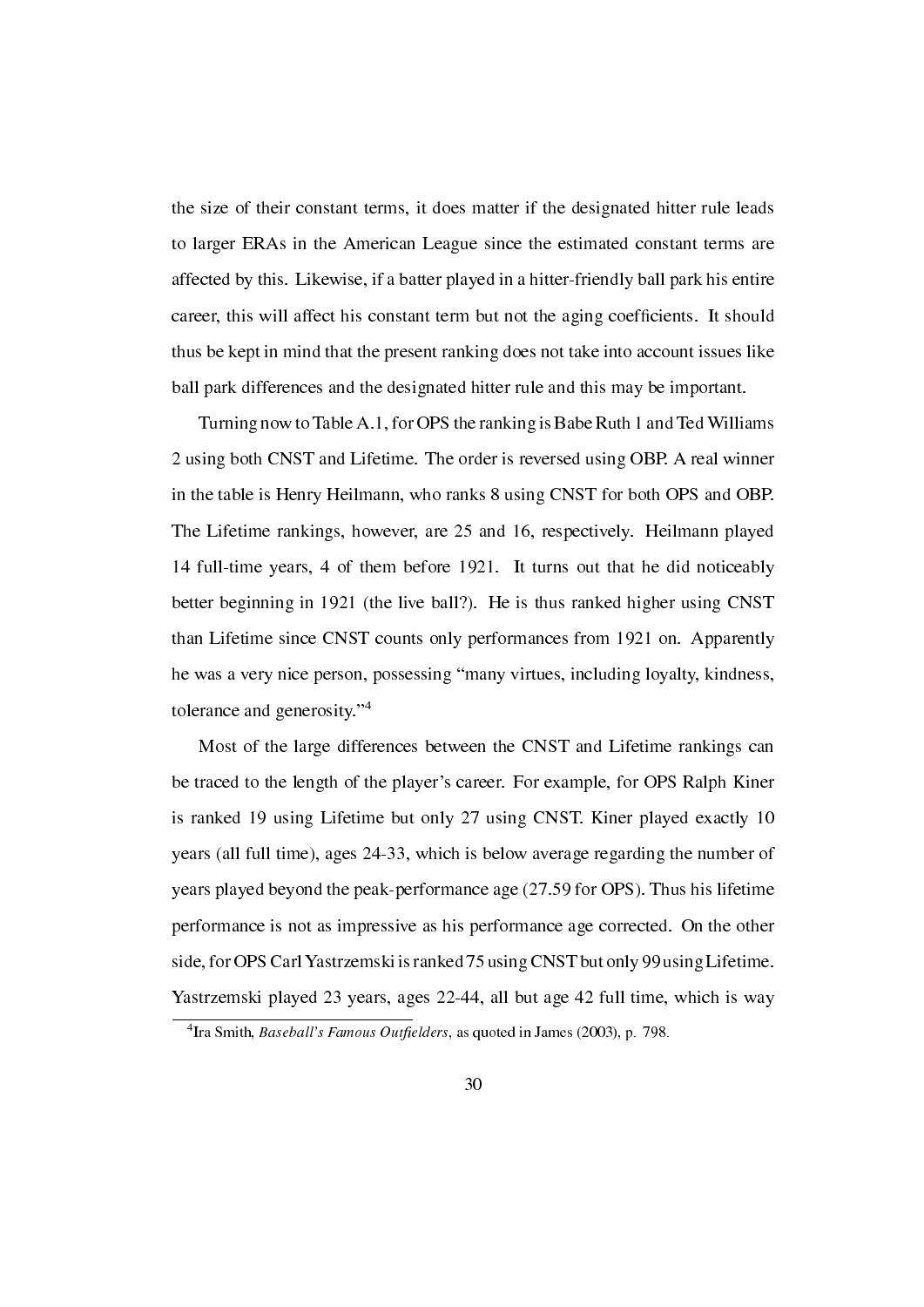the size of their constant terms, it does matter if the designated hitter rule leads to larger ERAs in the American League since the estimated constant terms are affected by this. Likewise, if a batter played in a hitter-friendly ball park his entire career, this will affect his constant term but not the aging coefficients. It should thus be kept in mind that the present ranking does not take into account issues like ball park differences and the designated hitter rule and this may be important.

Turning now to Table A.1, for OPS the ranking is Babe Ruth 1 and Ted Williams 2 using both CNST and Lifetime. The order is reversed using OBP. A real winner in the table is Henry Heilmann, who ranks 8 using CNST for both OPS and OBP. The Lifetime rankings, however, are 25 and 16, respectively. Heilmann played 14 full-time years, 4 of them before 1921. It turns out that he did noticeably better beginning in 1921 (the live ball?). He is thus ranked higher using CNST than Lifetime since CNST counts only performances from 1921 on. Apparently he was a very nice person, possessing "many virtues, including loyalty, kindness, tolerance and generosity."[4]

Most of the large differences between the CNST and Lifetime rankings can be traced to the length of the player's career. For example, for OPS Ralph Kiner is ranked 19 using Lifetime but only 27 using CNST. Kiner played exactly 10 years (all full time), ages 24-33, which is below average regarding the number of years played beyond the peak-performance age (27.59 for OPS). Thus his lifetime performance is not as impressive as his performance age corrected. On the other side, for OPS Carl Yastrzemski is ranked 75 using CNST but only 99 using Lifetime. Yastrzemski played 23 years, ages 22-44, all but age 42 full time, which is way

[4] Ira Smith, *Baseball's Famous Outfielders*, as quoted in James (2003), p. 798.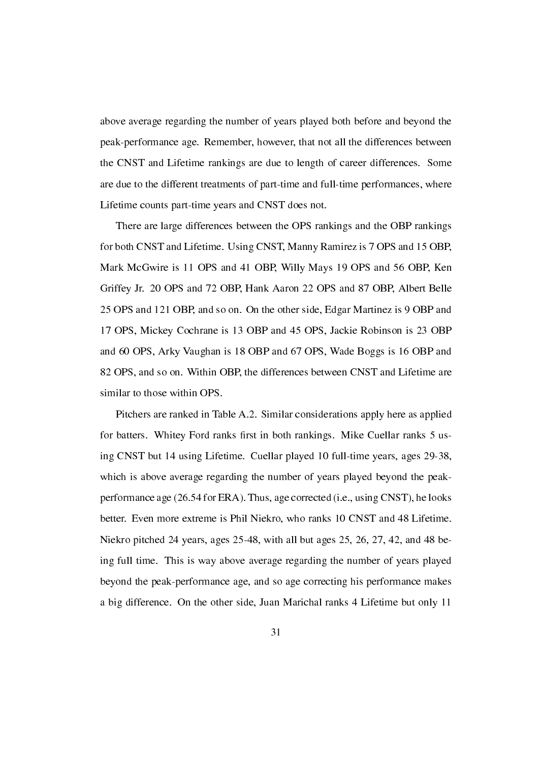above average regarding the number of years played both before and beyond the peak-performance age. Remember, however, that not all the differences between the CNST and Lifetime rankings are due to length of career differences. Some are due to the different treatments of part-time and full-time performances, where Lifetime counts part-time years and CNST does not.

There are large differences between the OPS rankings and the OBP rankings for both CNST and Lifetime. Using CNST, Manny Ramirez is 7 OPS and 15 OBP, Mark McGwire is 11 OPS and 41 OBP, Willy Mays 19 OPS and 56 OBP, Ken Griffey Jr. 20 OPS and 72 OBP, Hank Aaron 22 OPS and 87 OBP, Albert Belle 25 OPS and 121 OBP, and so on. On the other side, Edgar Martinez is 9 OBP and 17 OPS, Mickey Cochrane is 13 OBP and 45 OPS, Jackie Robinson is 23 OBP and 60 OPS, Arky Vaughan is 18 OBP and 67 OPS, Wade Boggs is 16 OBP and 82 OPS, and so on. Within OBP, the differences between CNST and Lifetime are similar to those within OPS.

Pitchers are ranked in Table A.2. Similar considerations apply here as applied for batters. Whitey Ford ranks first in both rankings. Mike Cuellar ranks 5 using CNST but 14 using Lifetime. Cuellar played 10 full-time years, ages 29-38, which is above average regarding the number of years played beyond the peak-performance age (26.54 for ERA). Thus, age corrected (i.e., using CNST), he looks better. Even more extreme is Phil Niekro, who ranks 10 CNST and 48 Lifetime. Niekro pitched 24 years, ages 25-48, with all but ages 25, 26, 27, 42, and 48 being full time. This is way above average regarding the number of years played beyond the peak-performance age, and so age correcting his performance makes a big difference. On the other side, Juan Marichal ranks 4 Lifetime but only 11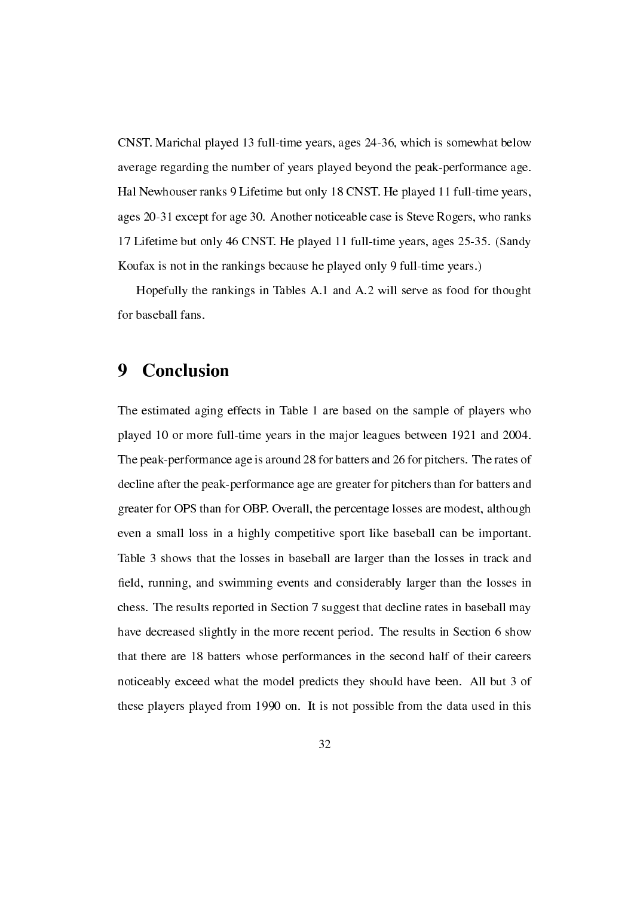CNST. Marichal played 13 full-time years, ages 24-36, which is somewhat below average regarding the number of years played beyond the peak-performance age. Hal Newhouser ranks 9 Lifetime but only 18 CNST. He played 11 full-time years, ages 20-31 except for age 30. Another noticeable case is Steve Rogers, who ranks 17 Lifetime but only 46 CNST. He played 11 full-time years, ages 25-35. (Sandy Koufax is not in the rankings because he played only 9 full-time years.)

Hopefully the rankings in Tables A.1 and A.2 will serve as food for thought for baseball fans.

# 9 Conclusion

The estimated aging effects in Table 1 are based on the sample of players who played 10 or more full-time years in the major leagues between 1921 and 2004. The peak-performance age is around 28 for batters and 26 for pitchers. The rates of decline after the peak-performance age are greater for pitchers than for batters and greater for OPS than for OBP. Overall, the percentage losses are modest, although even a small loss in a highly competitive sport like baseball can be important. Table 3 shows that the losses in baseball are larger than the losses in track and field, running, and swimming events and considerably larger than the losses in chess. The results reported in Section 7 suggest that decline rates in baseball may have decreased slightly in the more recent period. The results in Section 6 show that there are 18 batters whose performances in the second half of their careers noticeably exceed what the model predicts they should have been. All but 3 of these players played from 1990 on. It is not possible from the data used in this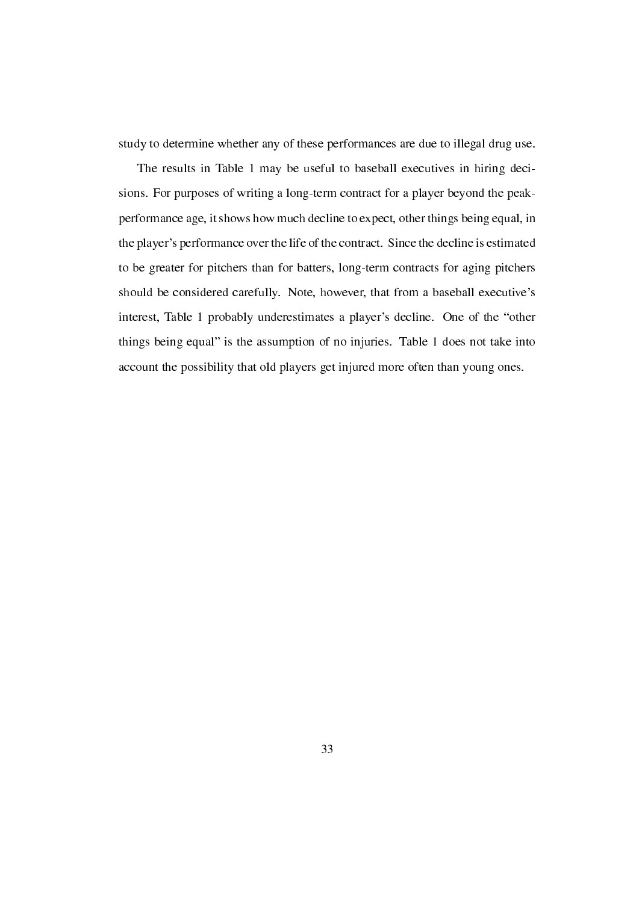study to determine whether any of these performances are due to illegal drug use.

The results in Table 1 may be useful to baseball executives in hiring decisions. For purposes of writing a long-term contract for a player beyond the peak-performance age, it shows how much decline to expect, other things being equal, in the player's performance over the life of the contract. Since the decline is estimated to be greater for pitchers than for batters, long-term contracts for aging pitchers should be considered carefully. Note, however, that from a baseball executive's interest, Table 1 probably underestimates a player's decline. One of the "other things being equal" is the assumption of no injuries. Table 1 does not take into account the possibility that old players get injured more often than young ones.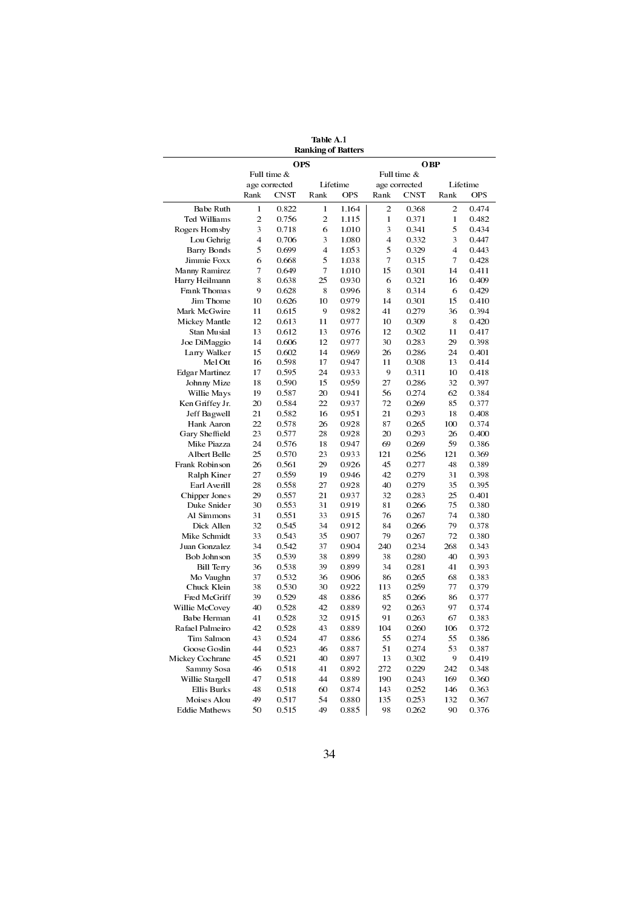**Table A.1**
**Ranking of Batters**

| | OPS | | | | OBP | | | |
|---|---|---|---|---|---|---|---|---|
| | Full time & age corrected | | Lifetime | | Full time & age corrected | | Lifetime | |
| | Rank | CNST | Rank | OPS | Rank | CNST | Rank | OPS |
| Babe Ruth | 1 | 0.822 | 1 | 1.164 | 2 | 0.368 | 2 | 0.474 |
| Ted Williams | 2 | 0.756 | 2 | 1.115 | 1 | 0.371 | 1 | 0.482 |
| Rogers Hornsby | 3 | 0.718 | 6 | 1.010 | 3 | 0.341 | 5 | 0.434 |
| Lou Gehrig | 4 | 0.706 | 3 | 1.080 | 4 | 0.332 | 3 | 0.447 |
| Barry Bonds | 5 | 0.699 | 4 | 1.053 | 5 | 0.329 | 4 | 0.443 |
| Jimmie Foxx | 6 | 0.668 | 5 | 1.038 | 7 | 0.315 | 7 | 0.428 |
| Manny Ramirez | 7 | 0.649 | 7 | 1.010 | 15 | 0.301 | 14 | 0.411 |
| Harry Heilmann | 8 | 0.638 | 25 | 0.930 | 6 | 0.321 | 16 | 0.409 |
| Frank Thomas | 9 | 0.628 | 8 | 0.996 | 8 | 0.314 | 6 | 0.429 |
| Jim Thome | 10 | 0.626 | 10 | 0.979 | 14 | 0.301 | 15 | 0.410 |
| Mark McGwire | 11 | 0.615 | 9 | 0.982 | 41 | 0.279 | 36 | 0.394 |
| Mickey Mantle | 12 | 0.613 | 11 | 0.977 | 10 | 0.309 | 8 | 0.420 |
| Stan Musial | 13 | 0.612 | 13 | 0.976 | 12 | 0.302 | 11 | 0.417 |
| Joe DiMaggio | 14 | 0.606 | 12 | 0.977 | 30 | 0.283 | 29 | 0.398 |
| Larry Walker | 15 | 0.602 | 14 | 0.969 | 26 | 0.286 | 24 | 0.401 |
| Mel Ott | 16 | 0.598 | 17 | 0.947 | 11 | 0.308 | 13 | 0.414 |
| Edgar Martinez | 17 | 0.595 | 24 | 0.933 | 9 | 0.311 | 10 | 0.418 |
| Johnny Mize | 18 | 0.590 | 15 | 0.959 | 27 | 0.286 | 32 | 0.397 |
| Willie Mays | 19 | 0.587 | 20 | 0.941 | 56 | 0.274 | 62 | 0.384 |
| Ken Griffey Jr. | 20 | 0.584 | 22 | 0.937 | 72 | 0.269 | 85 | 0.377 |
| Jeff Bagwell | 21 | 0.582 | 16 | 0.951 | 21 | 0.293 | 18 | 0.408 |
| Hank Aaron | 22 | 0.578 | 26 | 0.928 | 87 | 0.265 | 100 | 0.374 |
| Gary Sheffield | 23 | 0.577 | 28 | 0.928 | 20 | 0.293 | 26 | 0.400 |
| Mike Piazza | 24 | 0.576 | 18 | 0.947 | 69 | 0.269 | 59 | 0.386 |
| Albert Belle | 25 | 0.570 | 23 | 0.933 | 121 | 0.256 | 121 | 0.369 |
| Frank Robinson | 26 | 0.561 | 29 | 0.926 | 45 | 0.277 | 48 | 0.389 |
| Ralph Kiner | 27 | 0.559 | 19 | 0.946 | 42 | 0.279 | 31 | 0.398 |
| Earl Averill | 28 | 0.558 | 27 | 0.928 | 40 | 0.279 | 35 | 0.395 |
| Chipper Jones | 29 | 0.557 | 21 | 0.937 | 32 | 0.283 | 25 | 0.401 |
| Duke Snider | 30 | 0.553 | 31 | 0.919 | 81 | 0.266 | 75 | 0.380 |
| Al Simmons | 31 | 0.551 | 33 | 0.915 | 76 | 0.267 | 74 | 0.380 |
| Dick Allen | 32 | 0.545 | 34 | 0.912 | 84 | 0.266 | 79 | 0.378 |
| Mike Schmidt | 33 | 0.543 | 35 | 0.907 | 79 | 0.267 | 72 | 0.380 |
| Juan Gonzalez | 34 | 0.542 | 37 | 0.904 | 240 | 0.234 | 268 | 0.343 |
| Bob Johnson | 35 | 0.539 | 38 | 0.899 | 38 | 0.280 | 40 | 0.393 |
| Bill Terry | 36 | 0.538 | 39 | 0.899 | 34 | 0.281 | 41 | 0.393 |
| Mo Vaughn | 37 | 0.532 | 36 | 0.906 | 86 | 0.265 | 68 | 0.383 |
| Chuck Klein | 38 | 0.530 | 30 | 0.922 | 113 | 0.259 | 77 | 0.379 |
| Fred McGriff | 39 | 0.529 | 48 | 0.886 | 85 | 0.266 | 86 | 0.377 |
| Willie McCovey | 40 | 0.528 | 42 | 0.889 | 92 | 0.263 | 97 | 0.374 |
| Babe Herman | 41 | 0.528 | 32 | 0.915 | 91 | 0.263 | 67 | 0.383 |
| Rafael Palmeiro | 42 | 0.528 | 43 | 0.889 | 104 | 0.260 | 106 | 0.372 |
| Tim Salmon | 43 | 0.524 | 47 | 0.886 | 55 | 0.274 | 55 | 0.386 |
| Goose Goslin | 44 | 0.523 | 46 | 0.887 | 51 | 0.274 | 53 | 0.387 |
| Mickey Cochrane | 45 | 0.521 | 40 | 0.897 | 13 | 0.302 | 9 | 0.419 |
| Sammy Sosa | 46 | 0.518 | 41 | 0.892 | 272 | 0.229 | 242 | 0.348 |
| Willie Stargell | 47 | 0.518 | 44 | 0.889 | 190 | 0.243 | 169 | 0.360 |
| Ellis Burks | 48 | 0.518 | 60 | 0.874 | 143 | 0.252 | 146 | 0.363 |
| Moises Alou | 49 | 0.517 | 54 | 0.880 | 135 | 0.253 | 132 | 0.367 |
| Eddie Mathews | 50 | 0.515 | 49 | 0.885 | 98 | 0.262 | 90 | 0.376 |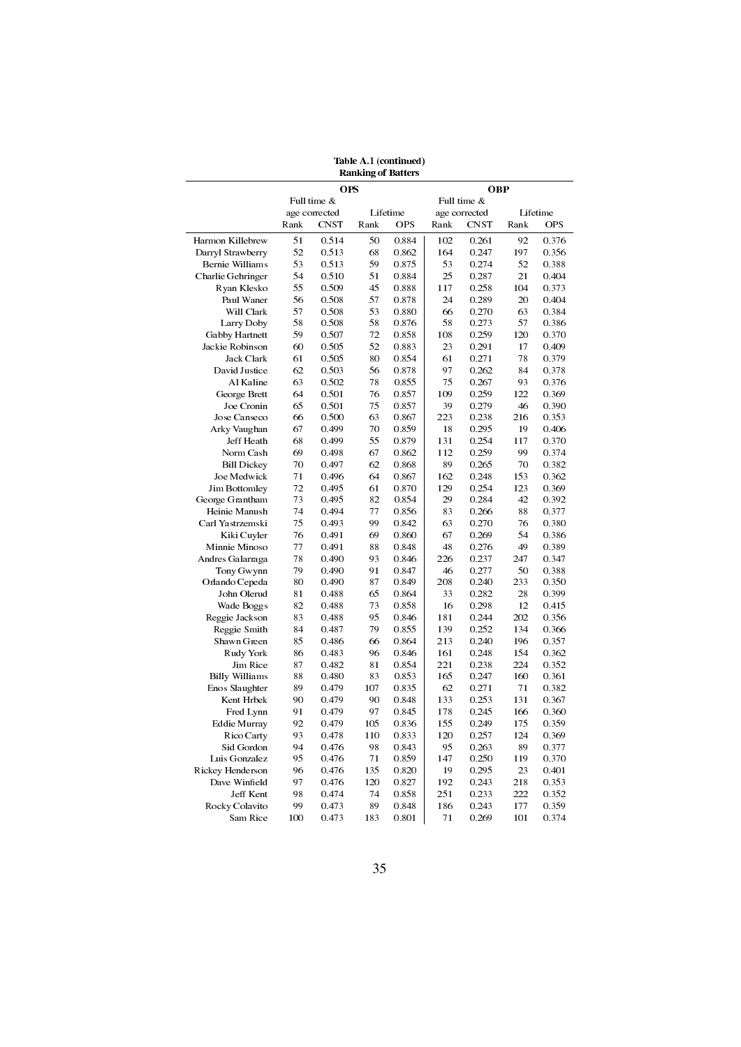**Table A.1 (continued)**
**Ranking of Batters**

| | OPS | | | | OBP | | | |
|---|---|---|---|---|---|---|---|---|
| | Full time & age corrected | | Lifetime | | Full time & age corrected | | Lifetime | |
| | Rank | CNST | Rank | OPS | Rank | CNST | Rank | OPS |
| Harmon Killebrew | 51 | 0.514 | 50 | 0.884 | 102 | 0.261 | 92 | 0.376 |
| Darryl Strawberry | 52 | 0.513 | 68 | 0.862 | 164 | 0.247 | 197 | 0.356 |
| Bernie Williams | 53 | 0.513 | 59 | 0.875 | 53 | 0.274 | 52 | 0.388 |
| Charlie Gehringer | 54 | 0.510 | 51 | 0.884 | 25 | 0.287 | 21 | 0.404 |
| Ryan Klesko | 55 | 0.509 | 45 | 0.888 | 117 | 0.258 | 104 | 0.373 |
| Paul Waner | 56 | 0.508 | 57 | 0.878 | 24 | 0.289 | 20 | 0.404 |
| Will Clark | 57 | 0.508 | 53 | 0.880 | 66 | 0.270 | 63 | 0.384 |
| Larry Doby | 58 | 0.508 | 58 | 0.876 | 58 | 0.273 | 57 | 0.386 |
| Gabby Hartnett | 59 | 0.507 | 72 | 0.858 | 108 | 0.259 | 120 | 0.370 |
| Jackie Robinson | 60 | 0.505 | 52 | 0.883 | 23 | 0.291 | 17 | 0.409 |
| Jack Clark | 61 | 0.505 | 80 | 0.854 | 61 | 0.271 | 78 | 0.379 |
| David Justice | 62 | 0.503 | 56 | 0.878 | 97 | 0.262 | 84 | 0.378 |
| Al Kaline | 63 | 0.502 | 78 | 0.855 | 75 | 0.267 | 93 | 0.376 |
| George Brett | 64 | 0.501 | 76 | 0.857 | 109 | 0.259 | 122 | 0.369 |
| Joe Cronin | 65 | 0.501 | 75 | 0.857 | 39 | 0.279 | 46 | 0.390 |
| Jose Canseco | 66 | 0.500 | 63 | 0.867 | 223 | 0.238 | 216 | 0.353 |
| Arky Vaughan | 67 | 0.499 | 70 | 0.859 | 18 | 0.295 | 19 | 0.406 |
| Jeff Heath | 68 | 0.499 | 55 | 0.879 | 131 | 0.254 | 117 | 0.370 |
| Norm Cash | 69 | 0.498 | 67 | 0.862 | 112 | 0.259 | 99 | 0.374 |
| Bill Dickey | 70 | 0.497 | 62 | 0.868 | 89 | 0.265 | 70 | 0.382 |
| Joe Medwick | 71 | 0.496 | 64 | 0.867 | 162 | 0.248 | 153 | 0.362 |
| Jim Bottomley | 72 | 0.495 | 61 | 0.870 | 129 | 0.254 | 123 | 0.369 |
| George Grantham | 73 | 0.495 | 82 | 0.854 | 29 | 0.284 | 42 | 0.392 |
| Heinie Manush | 74 | 0.494 | 77 | 0.856 | 83 | 0.266 | 88 | 0.377 |
| Carl Yastrzemski | 75 | 0.493 | 99 | 0.842 | 63 | 0.270 | 76 | 0.380 |
| Kiki Cuyler | 76 | 0.491 | 69 | 0.860 | 67 | 0.269 | 54 | 0.386 |
| Minnie Minoso | 77 | 0.491 | 88 | 0.848 | 48 | 0.276 | 49 | 0.389 |
| Andres Galarraga | 78 | 0.490 | 93 | 0.846 | 226 | 0.237 | 247 | 0.347 |
| Tony Gwynn | 79 | 0.490 | 91 | 0.847 | 46 | 0.277 | 50 | 0.388 |
| Orlando Cepeda | 80 | 0.490 | 87 | 0.849 | 208 | 0.240 | 233 | 0.350 |
| John Olerud | 81 | 0.488 | 65 | 0.864 | 33 | 0.282 | 28 | 0.399 |
| Wade Boggs | 82 | 0.488 | 73 | 0.858 | 16 | 0.298 | 12 | 0.415 |
| Reggie Jackson | 83 | 0.488 | 95 | 0.846 | 181 | 0.244 | 202 | 0.356 |
| Reggie Smith | 84 | 0.487 | 79 | 0.855 | 139 | 0.252 | 134 | 0.366 |
| Shawn Green | 85 | 0.486 | 66 | 0.864 | 213 | 0.240 | 196 | 0.357 |
| Rudy York | 86 | 0.483 | 96 | 0.846 | 161 | 0.248 | 154 | 0.362 |
| Jim Rice | 87 | 0.482 | 81 | 0.854 | 221 | 0.238 | 224 | 0.352 |
| Billy Williams | 88 | 0.480 | 83 | 0.853 | 165 | 0.247 | 160 | 0.361 |
| Enos Slaughter | 89 | 0.479 | 107 | 0.835 | 62 | 0.271 | 71 | 0.382 |
| Kent Hrbek | 90 | 0.479 | 90 | 0.848 | 133 | 0.253 | 131 | 0.367 |
| Fred Lynn | 91 | 0.479 | 97 | 0.845 | 178 | 0.245 | 166 | 0.360 |
| Eddie Murray | 92 | 0.479 | 105 | 0.836 | 155 | 0.249 | 175 | 0.359 |
| Rico Carty | 93 | 0.478 | 110 | 0.833 | 120 | 0.257 | 124 | 0.369 |
| Sid Gordon | 94 | 0.476 | 98 | 0.843 | 95 | 0.263 | 89 | 0.377 |
| Luis Gonzalez | 95 | 0.476 | 71 | 0.859 | 147 | 0.250 | 119 | 0.370 |
| Rickey Henderson | 96 | 0.476 | 135 | 0.820 | 19 | 0.295 | 23 | 0.401 |
| Dave Winfield | 97 | 0.476 | 120 | 0.827 | 192 | 0.243 | 218 | 0.353 |
| Jeff Kent | 98 | 0.474 | 74 | 0.858 | 251 | 0.233 | 222 | 0.352 |
| Rocky Colavito | 99 | 0.473 | 89 | 0.848 | 186 | 0.243 | 177 | 0.359 |
| Sam Rice | 100 | 0.473 | 183 | 0.801 | 71 | 0.269 | 101 | 0.374 |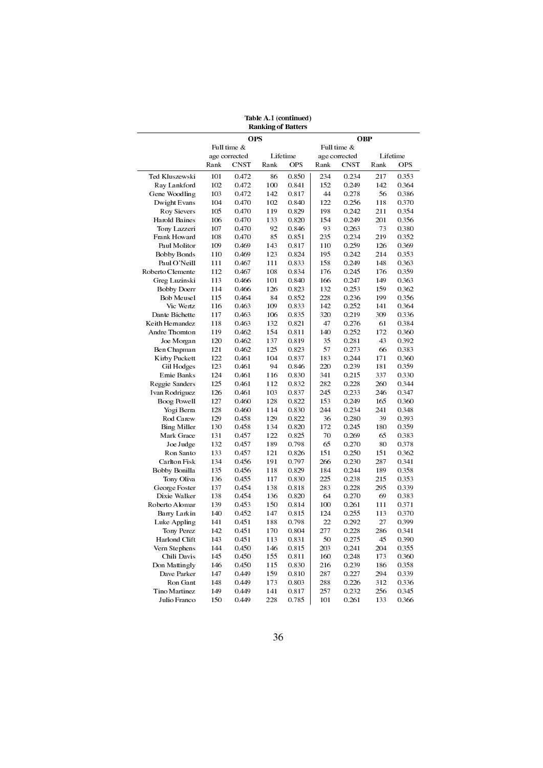**Table A.1 (continued)**
**Ranking of Batters**

| | OPS | | | | OBP | | | |
|---|---|---|---|---|---|---|---|---|
| | Full time & age corrected | | Lifetime | | Full time & age corrected | | Lifetime | |
| | Rank | CNST | Rank | OPS | Rank | CNST | Rank | OPS |
| Ted Kluszewski | 101 | 0.472 | 86 | 0.850 | 234 | 0.234 | 217 | 0.353 |
| Ray Lankford | 102 | 0.472 | 100 | 0.841 | 152 | 0.249 | 142 | 0.364 |
| Gene Woodling | 103 | 0.472 | 142 | 0.817 | 44 | 0.278 | 56 | 0.386 |
| Dwight Evans | 104 | 0.470 | 102 | 0.840 | 122 | 0.256 | 118 | 0.370 |
| Roy Sievers | 105 | 0.470 | 119 | 0.829 | 198 | 0.242 | 211 | 0.354 |
| Harold Baines | 106 | 0.470 | 133 | 0.820 | 154 | 0.249 | 201 | 0.356 |
| Tony Lazzeri | 107 | 0.470 | 92 | 0.846 | 93 | 0.263 | 73 | 0.380 |
| Frank Howard | 108 | 0.470 | 85 | 0.851 | 235 | 0.234 | 219 | 0.352 |
| Paul Molitor | 109 | 0.469 | 143 | 0.817 | 110 | 0.259 | 126 | 0.369 |
| Bobby Bonds | 110 | 0.469 | 123 | 0.824 | 195 | 0.242 | 214 | 0.353 |
| Paul O'Neill | 111 | 0.467 | 111 | 0.833 | 158 | 0.249 | 148 | 0.363 |
| Roberto Clemente | 112 | 0.467 | 108 | 0.834 | 176 | 0.245 | 176 | 0.359 |
| Greg Luzinski | 113 | 0.466 | 101 | 0.840 | 166 | 0.247 | 149 | 0.363 |
| Bobby Doerr | 114 | 0.466 | 126 | 0.823 | 132 | 0.253 | 159 | 0.362 |
| Bob Meusel | 115 | 0.464 | 84 | 0.852 | 228 | 0.236 | 199 | 0.356 |
| Vic Wertz | 116 | 0.463 | 109 | 0.833 | 142 | 0.252 | 141 | 0.364 |
| Dante Bichette | 117 | 0.463 | 106 | 0.835 | 320 | 0.219 | 309 | 0.336 |
| Keith Hernandez | 118 | 0.463 | 132 | 0.821 | 47 | 0.276 | 61 | 0.384 |
| Andre Thornton | 119 | 0.462 | 154 | 0.811 | 140 | 0.252 | 172 | 0.360 |
| Joe Morgan | 120 | 0.462 | 137 | 0.819 | 35 | 0.281 | 43 | 0.392 |
| Ben Chapman | 121 | 0.462 | 125 | 0.823 | 57 | 0.273 | 66 | 0.383 |
| Kirby Puckett | 122 | 0.461 | 104 | 0.837 | 183 | 0.244 | 171 | 0.360 |
| Gil Hodges | 123 | 0.461 | 94 | 0.846 | 220 | 0.239 | 181 | 0.359 |
| Ernie Banks | 124 | 0.461 | 116 | 0.830 | 341 | 0.215 | 337 | 0.330 |
| Reggie Sanders | 125 | 0.461 | 112 | 0.832 | 282 | 0.228 | 260 | 0.344 |
| Ivan Rodriguez | 126 | 0.461 | 103 | 0.837 | 245 | 0.233 | 246 | 0.347 |
| Boog Powell | 127 | 0.460 | 128 | 0.822 | 153 | 0.249 | 165 | 0.360 |
| Yogi Berra | 128 | 0.460 | 114 | 0.830 | 244 | 0.234 | 241 | 0.348 |
| Rod Carew | 129 | 0.458 | 129 | 0.822 | 36 | 0.280 | 39 | 0.393 |
| Bing Miller | 130 | 0.458 | 134 | 0.820 | 172 | 0.245 | 180 | 0.359 |
| Mark Grace | 131 | 0.457 | 122 | 0.825 | 70 | 0.269 | 65 | 0.383 |
| Joe Judge | 132 | 0.457 | 189 | 0.798 | 65 | 0.270 | 80 | 0.378 |
| Ron Santo | 133 | 0.457 | 121 | 0.826 | 151 | 0.250 | 151 | 0.362 |
| Carlton Fisk | 134 | 0.456 | 191 | 0.797 | 266 | 0.230 | 287 | 0.341 |
| Bobby Bonilla | 135 | 0.456 | 118 | 0.829 | 184 | 0.244 | 189 | 0.358 |
| Tony Oliva | 136 | 0.455 | 117 | 0.830 | 225 | 0.238 | 215 | 0.353 |
| George Foster | 137 | 0.454 | 138 | 0.818 | 283 | 0.228 | 295 | 0.339 |
| Dixie Walker | 138 | 0.454 | 136 | 0.820 | 64 | 0.270 | 69 | 0.383 |
| Roberto Alomar | 139 | 0.453 | 150 | 0.814 | 100 | 0.261 | 111 | 0.371 |
| Barry Larkin | 140 | 0.452 | 147 | 0.815 | 124 | 0.255 | 113 | 0.370 |
| Luke Appling | 141 | 0.451 | 188 | 0.798 | 22 | 0.292 | 27 | 0.399 |
| Tony Perez | 142 | 0.451 | 170 | 0.804 | 277 | 0.228 | 286 | 0.341 |
| Harlond Clift | 143 | 0.451 | 113 | 0.831 | 50 | 0.275 | 45 | 0.390 |
| Vern Stephens | 144 | 0.450 | 146 | 0.815 | 203 | 0.241 | 204 | 0.355 |
| Chili Davis | 145 | 0.450 | 155 | 0.811 | 160 | 0.248 | 173 | 0.360 |
| Don Mattingly | 146 | 0.450 | 115 | 0.830 | 216 | 0.239 | 186 | 0.358 |
| Dave Parker | 147 | 0.449 | 159 | 0.810 | 287 | 0.227 | 294 | 0.339 |
| Ron Gant | 148 | 0.449 | 173 | 0.803 | 288 | 0.226 | 312 | 0.336 |
| Tino Martinez | 149 | 0.449 | 141 | 0.817 | 257 | 0.232 | 256 | 0.345 |
| Julio Franco | 150 | 0.449 | 228 | 0.785 | 101 | 0.261 | 133 | 0.366 |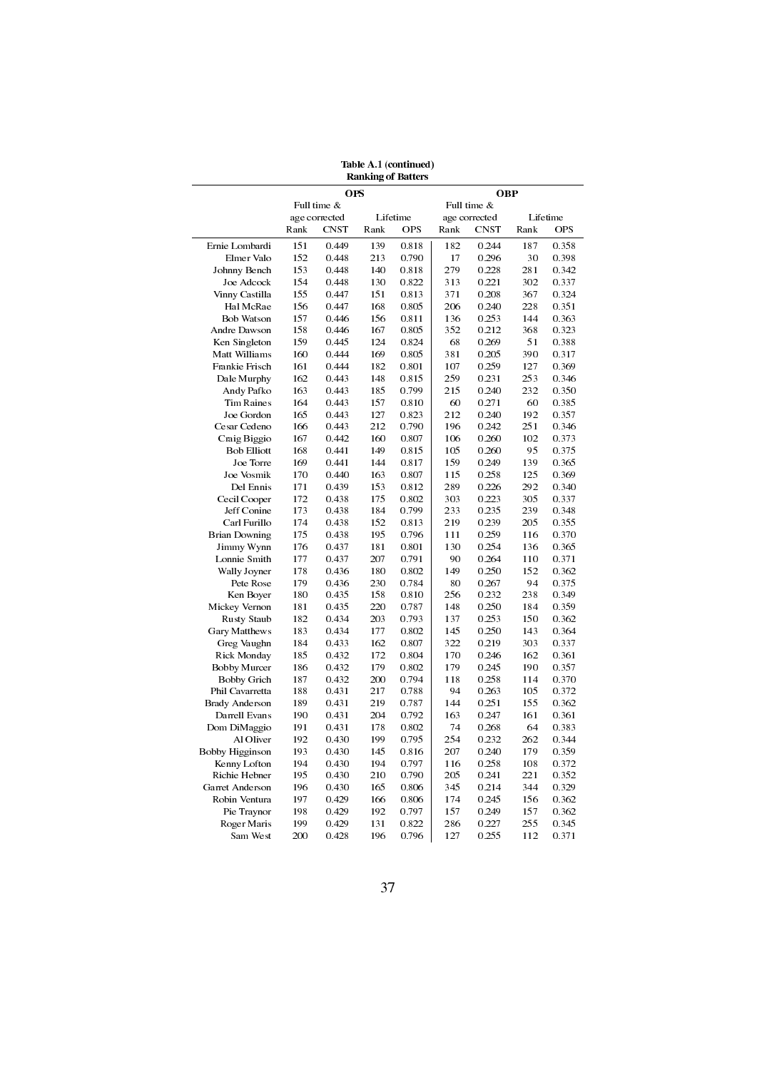**Table A.1 (continued)**
**Ranking of Batters**

| | OPS | | | | OBP | | | |
|---|---|---|---|---|---|---|---|---|
| | Full time & age corrected | | Lifetime | | Full time & age corrected | | Lifetime | |
| | Rank | CNST | Rank | OPS | Rank | CNST | Rank | OPS |
| Ernie Lombardi | 151 | 0.449 | 139 | 0.818 | 182 | 0.244 | 187 | 0.358 |
| Elmer Valo | 152 | 0.448 | 213 | 0.790 | 17 | 0.296 | 30 | 0.398 |
| Johnny Bench | 153 | 0.448 | 140 | 0.818 | 279 | 0.228 | 281 | 0.342 |
| Joe Adcock | 154 | 0.448 | 130 | 0.822 | 313 | 0.221 | 302 | 0.337 |
| Vinny Castilla | 155 | 0.447 | 151 | 0.813 | 371 | 0.208 | 367 | 0.324 |
| Hal McRae | 156 | 0.447 | 168 | 0.805 | 206 | 0.240 | 228 | 0.351 |
| Bob Watson | 157 | 0.446 | 156 | 0.811 | 136 | 0.253 | 144 | 0.363 |
| Andre Dawson | 158 | 0.446 | 167 | 0.805 | 352 | 0.212 | 368 | 0.323 |
| Ken Singleton | 159 | 0.445 | 124 | 0.824 | 68 | 0.269 | 51 | 0.388 |
| Matt Williams | 160 | 0.444 | 169 | 0.805 | 381 | 0.205 | 390 | 0.317 |
| Frankie Frisch | 161 | 0.444 | 182 | 0.801 | 107 | 0.259 | 127 | 0.369 |
| Dale Murphy | 162 | 0.443 | 148 | 0.815 | 259 | 0.231 | 253 | 0.346 |
| Andy Pafko | 163 | 0.443 | 185 | 0.799 | 215 | 0.240 | 232 | 0.350 |
| Tim Raines | 164 | 0.443 | 157 | 0.810 | 60 | 0.271 | 60 | 0.385 |
| Joe Gordon | 165 | 0.443 | 127 | 0.823 | 212 | 0.240 | 192 | 0.357 |
| Cesar Cedeno | 166 | 0.443 | 212 | 0.790 | 196 | 0.242 | 251 | 0.346 |
| Craig Biggio | 167 | 0.442 | 160 | 0.807 | 106 | 0.260 | 102 | 0.373 |
| Bob Elliott | 168 | 0.441 | 149 | 0.815 | 105 | 0.260 | 95 | 0.375 |
| Joe Torre | 169 | 0.441 | 144 | 0.817 | 159 | 0.249 | 139 | 0.365 |
| Joe Vosmik | 170 | 0.440 | 163 | 0.807 | 115 | 0.258 | 125 | 0.369 |
| Del Ennis | 171 | 0.439 | 153 | 0.812 | 289 | 0.226 | 292 | 0.340 |
| Cecil Cooper | 172 | 0.438 | 175 | 0.802 | 303 | 0.223 | 305 | 0.337 |
| Jeff Conine | 173 | 0.438 | 184 | 0.799 | 233 | 0.235 | 239 | 0.348 |
| Carl Furillo | 174 | 0.438 | 152 | 0.813 | 219 | 0.239 | 205 | 0.355 |
| Brian Downing | 175 | 0.438 | 195 | 0.796 | 111 | 0.259 | 116 | 0.370 |
| Jimmy Wynn | 176 | 0.437 | 181 | 0.801 | 130 | 0.254 | 136 | 0.365 |
| Lonnie Smith | 177 | 0.437 | 207 | 0.791 | 90 | 0.264 | 110 | 0.371 |
| Wally Joyner | 178 | 0.436 | 180 | 0.802 | 149 | 0.250 | 152 | 0.362 |
| Pete Rose | 179 | 0.436 | 230 | 0.784 | 80 | 0.267 | 94 | 0.375 |
| Ken Boyer | 180 | 0.435 | 158 | 0.810 | 256 | 0.232 | 238 | 0.349 |
| Mickey Vernon | 181 | 0.435 | 220 | 0.787 | 148 | 0.250 | 184 | 0.359 |
| Rusty Staub | 182 | 0.434 | 203 | 0.793 | 137 | 0.253 | 150 | 0.362 |
| Gary Matthews | 183 | 0.434 | 177 | 0.802 | 145 | 0.250 | 143 | 0.364 |
| Greg Vaughn | 184 | 0.433 | 162 | 0.807 | 322 | 0.219 | 303 | 0.337 |
| Rick Monday | 185 | 0.432 | 172 | 0.804 | 170 | 0.246 | 162 | 0.361 |
| Bobby Murcer | 186 | 0.432 | 179 | 0.802 | 179 | 0.245 | 190 | 0.357 |
| Bobby Grich | 187 | 0.432 | 200 | 0.794 | 118 | 0.258 | 114 | 0.370 |
| Phil Cavarretta | 188 | 0.431 | 217 | 0.788 | 94 | 0.263 | 105 | 0.372 |
| Brady Anderson | 189 | 0.431 | 219 | 0.787 | 144 | 0.251 | 155 | 0.362 |
| Darrell Evans | 190 | 0.431 | 204 | 0.792 | 163 | 0.247 | 161 | 0.361 |
| Dom DiMaggio | 191 | 0.431 | 178 | 0.802 | 74 | 0.268 | 64 | 0.383 |
| Al Oliver | 192 | 0.430 | 199 | 0.795 | 254 | 0.232 | 262 | 0.344 |
| Bobby Higginson | 193 | 0.430 | 145 | 0.816 | 207 | 0.240 | 179 | 0.359 |
| Kenny Lofton | 194 | 0.430 | 194 | 0.797 | 116 | 0.258 | 108 | 0.372 |
| Richie Hebner | 195 | 0.430 | 210 | 0.790 | 205 | 0.241 | 221 | 0.352 |
| Garret Anderson | 196 | 0.430 | 165 | 0.806 | 345 | 0.214 | 344 | 0.329 |
| Robin Ventura | 197 | 0.429 | 166 | 0.806 | 174 | 0.245 | 156 | 0.362 |
| Pie Traynor | 198 | 0.429 | 192 | 0.797 | 157 | 0.249 | 157 | 0.362 |
| Roger Maris | 199 | 0.429 | 131 | 0.822 | 286 | 0.227 | 255 | 0.345 |
| Sam West | 200 | 0.428 | 196 | 0.796 | 127 | 0.255 | 112 | 0.371 |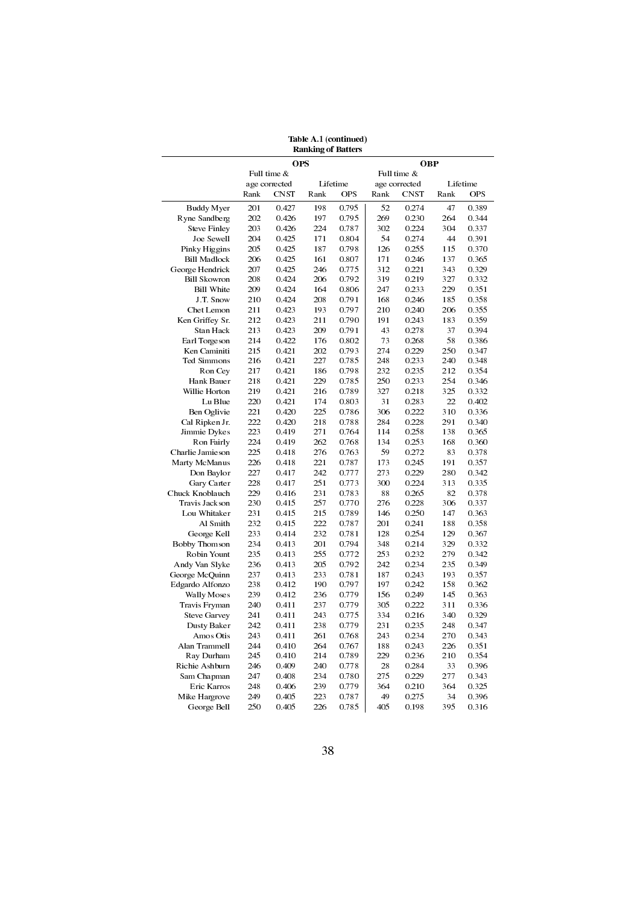**Table A.1 (continued)**
**Ranking of Batters**

| | OPS | | | | OBP | | | |
|---|---|---|---|---|---|---|---|---|
| | Full time & age corrected | | Lifetime | | Full time & age corrected | | Lifetime | |
| | Rank | CNST | Rank | OPS | Rank | CNST | Rank | OPS |
| Buddy Myer | 201 | 0.427 | 198 | 0.795 | 52 | 0.274 | 47 | 0.389 |
| Ryne Sandberg | 202 | 0.426 | 197 | 0.795 | 269 | 0.230 | 264 | 0.344 |
| Steve Finley | 203 | 0.426 | 224 | 0.787 | 302 | 0.224 | 304 | 0.337 |
| Joe Sewell | 204 | 0.425 | 171 | 0.804 | 54 | 0.274 | 44 | 0.391 |
| Pinky Higgins | 205 | 0.425 | 187 | 0.798 | 126 | 0.255 | 115 | 0.370 |
| Bill Madlock | 206 | 0.425 | 161 | 0.807 | 171 | 0.246 | 137 | 0.365 |
| George Hendrick | 207 | 0.425 | 246 | 0.775 | 312 | 0.221 | 343 | 0.329 |
| Bill Skowron | 208 | 0.424 | 206 | 0.792 | 319 | 0.219 | 327 | 0.332 |
| Bill White | 209 | 0.424 | 164 | 0.806 | 247 | 0.233 | 229 | 0.351 |
| J.T. Snow | 210 | 0.424 | 208 | 0.791 | 168 | 0.246 | 185 | 0.358 |
| Chet Lemon | 211 | 0.423 | 193 | 0.797 | 210 | 0.240 | 206 | 0.355 |
| Ken Griffey Sr. | 212 | 0.423 | 211 | 0.790 | 191 | 0.243 | 183 | 0.359 |
| Stan Hack | 213 | 0.423 | 209 | 0.791 | 43 | 0.278 | 37 | 0.394 |
| Earl Torgeson | 214 | 0.422 | 176 | 0.802 | 73 | 0.268 | 58 | 0.386 |
| Ken Caminiti | 215 | 0.421 | 202 | 0.793 | 274 | 0.229 | 250 | 0.347 |
| Ted Simmons | 216 | 0.421 | 227 | 0.785 | 248 | 0.233 | 240 | 0.348 |
| Ron Cey | 217 | 0.421 | 186 | 0.798 | 232 | 0.235 | 212 | 0.354 |
| Hank Bauer | 218 | 0.421 | 229 | 0.785 | 250 | 0.233 | 254 | 0.346 |
| Willie Horton | 219 | 0.421 | 216 | 0.789 | 327 | 0.218 | 325 | 0.332 |
| Lu Blue | 220 | 0.421 | 174 | 0.803 | 31 | 0.283 | 22 | 0.402 |
| Ben Oglivie | 221 | 0.420 | 225 | 0.786 | 306 | 0.222 | 310 | 0.336 |
| Cal Ripken Jr. | 222 | 0.420 | 218 | 0.788 | 284 | 0.228 | 291 | 0.340 |
| Jimmie Dykes | 223 | 0.419 | 271 | 0.764 | 114 | 0.258 | 138 | 0.365 |
| Ron Fairly | 224 | 0.419 | 262 | 0.768 | 134 | 0.253 | 168 | 0.360 |
| Charlie Jamieson | 225 | 0.418 | 276 | 0.763 | 59 | 0.272 | 83 | 0.378 |
| Marty McManus | 226 | 0.418 | 221 | 0.787 | 173 | 0.245 | 191 | 0.357 |
| Don Baylor | 227 | 0.417 | 242 | 0.777 | 273 | 0.229 | 280 | 0.342 |
| Gary Carter | 228 | 0.417 | 251 | 0.773 | 300 | 0.224 | 313 | 0.335 |
| Chuck Knoblauch | 229 | 0.416 | 231 | 0.783 | 88 | 0.265 | 82 | 0.378 |
| Travis Jackson | 230 | 0.415 | 257 | 0.770 | 276 | 0.228 | 306 | 0.337 |
| Lou Whitaker | 231 | 0.415 | 215 | 0.789 | 146 | 0.250 | 147 | 0.363 |
| Al Smith | 232 | 0.415 | 222 | 0.787 | 201 | 0.241 | 188 | 0.358 |
| George Kell | 233 | 0.414 | 232 | 0.781 | 128 | 0.254 | 129 | 0.367 |
| Bobby Thomson | 234 | 0.413 | 201 | 0.794 | 348 | 0.214 | 329 | 0.332 |
| Robin Yount | 235 | 0.413 | 255 | 0.772 | 253 | 0.232 | 279 | 0.342 |
| Andy Van Slyke | 236 | 0.413 | 205 | 0.792 | 242 | 0.234 | 235 | 0.349 |
| George McQuinn | 237 | 0.413 | 233 | 0.781 | 187 | 0.243 | 193 | 0.357 |
| Edgardo Alfonzo | 238 | 0.412 | 190 | 0.797 | 197 | 0.242 | 158 | 0.362 |
| Wally Moses | 239 | 0.412 | 236 | 0.779 | 156 | 0.249 | 145 | 0.363 |
| Travis Fryman | 240 | 0.411 | 237 | 0.779 | 305 | 0.222 | 311 | 0.336 |
| Steve Garvey | 241 | 0.411 | 243 | 0.775 | 334 | 0.216 | 340 | 0.329 |
| Dusty Baker | 242 | 0.411 | 238 | 0.779 | 231 | 0.235 | 248 | 0.347 |
| Amos Otis | 243 | 0.411 | 261 | 0.768 | 243 | 0.234 | 270 | 0.343 |
| Alan Trammell | 244 | 0.410 | 264 | 0.767 | 188 | 0.243 | 226 | 0.351 |
| Ray Durham | 245 | 0.410 | 214 | 0.789 | 229 | 0.236 | 210 | 0.354 |
| Richie Ashburn | 246 | 0.409 | 240 | 0.778 | 28 | 0.284 | 33 | 0.396 |
| Sam Chapman | 247 | 0.408 | 234 | 0.780 | 275 | 0.229 | 277 | 0.343 |
| Eric Karros | 248 | 0.406 | 239 | 0.779 | 364 | 0.210 | 364 | 0.325 |
| Mike Hargrove | 249 | 0.405 | 223 | 0.787 | 49 | 0.275 | 34 | 0.396 |
| George Bell | 250 | 0.405 | 226 | 0.785 | 405 | 0.198 | 395 | 0.316 |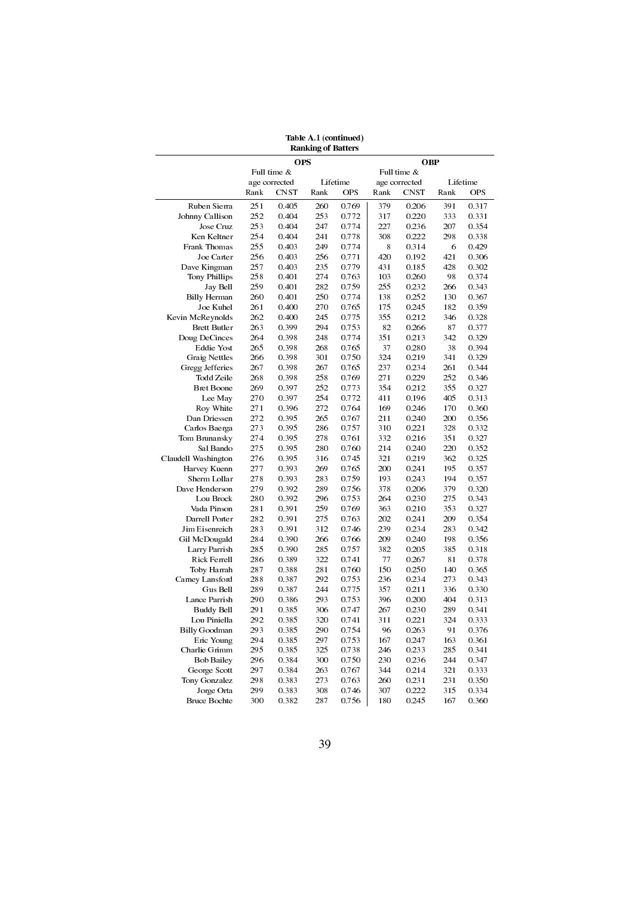**Table A.1 (continued)**
**Ranking of Batters**

| | OPS | | | | OBP | | | |
|---|---|---|---|---|---|---|---|---|
| | Full time & age corrected | | Lifetime | | Full time & age corrected | | Lifetime | |
| | Rank | CNST | Rank | OPS | Rank | CNST | Rank | OPS |
| Ruben Sierra | 251 | 0.405 | 260 | 0.769 | 379 | 0.206 | 391 | 0.317 |
| Johnny Callison | 252 | 0.404 | 253 | 0.772 | 317 | 0.220 | 333 | 0.331 |
| Jose Cruz | 253 | 0.404 | 247 | 0.774 | 227 | 0.236 | 207 | 0.354 |
| Ken Keltner | 254 | 0.404 | 241 | 0.778 | 308 | 0.222 | 298 | 0.338 |
| Frank Thomas | 255 | 0.403 | 249 | 0.774 | 8 | 0.314 | 6 | 0.429 |
| Joe Carter | 256 | 0.403 | 256 | 0.771 | 420 | 0.192 | 421 | 0.306 |
| Dave Kingman | 257 | 0.403 | 235 | 0.779 | 431 | 0.185 | 428 | 0.302 |
| Tony Phillips | 258 | 0.401 | 274 | 0.763 | 103 | 0.260 | 98 | 0.374 |
| Jay Bell | 259 | 0.401 | 282 | 0.759 | 255 | 0.232 | 266 | 0.343 |
| Billy Herman | 260 | 0.401 | 250 | 0.774 | 138 | 0.252 | 130 | 0.367 |
| Joe Kuhel | 261 | 0.400 | 270 | 0.765 | 175 | 0.245 | 182 | 0.359 |
| Kevin McReynolds | 262 | 0.400 | 245 | 0.775 | 355 | 0.212 | 346 | 0.328 |
| Brett Butler | 263 | 0.399 | 294 | 0.753 | 82 | 0.266 | 87 | 0.377 |
| Doug DeCinces | 264 | 0.398 | 248 | 0.774 | 351 | 0.213 | 342 | 0.329 |
| Eddie Yost | 265 | 0.398 | 268 | 0.765 | 37 | 0.280 | 38 | 0.394 |
| Graig Nettles | 266 | 0.398 | 301 | 0.750 | 324 | 0.219 | 341 | 0.329 |
| Gregg Jefferies | 267 | 0.398 | 267 | 0.765 | 237 | 0.234 | 261 | 0.344 |
| Todd Zeile | 268 | 0.398 | 258 | 0.769 | 271 | 0.229 | 252 | 0.346 |
| Bret Boone | 269 | 0.397 | 252 | 0.773 | 354 | 0.212 | 355 | 0.327 |
| Lee May | 270 | 0.397 | 254 | 0.772 | 411 | 0.196 | 405 | 0.313 |
| Roy White | 271 | 0.396 | 272 | 0.764 | 169 | 0.246 | 170 | 0.360 |
| Dan Driessen | 272 | 0.395 | 265 | 0.767 | 211 | 0.240 | 200 | 0.356 |
| Carlos Baerga | 273 | 0.395 | 286 | 0.757 | 310 | 0.221 | 328 | 0.332 |
| Tom Brunansky | 274 | 0.395 | 278 | 0.761 | 332 | 0.216 | 351 | 0.327 |
| Sal Bando | 275 | 0.395 | 280 | 0.760 | 214 | 0.240 | 220 | 0.352 |
| Claudell Washington | 276 | 0.395 | 316 | 0.745 | 321 | 0.219 | 362 | 0.325 |
| Harvey Kuenn | 277 | 0.393 | 269 | 0.765 | 200 | 0.241 | 195 | 0.357 |
| Sherm Lollar | 278 | 0.393 | 283 | 0.759 | 193 | 0.243 | 194 | 0.357 |
| Dave Henderson | 279 | 0.392 | 289 | 0.756 | 378 | 0.206 | 379 | 0.320 |
| Lou Brock | 280 | 0.392 | 296 | 0.753 | 264 | 0.230 | 275 | 0.343 |
| Vada Pinson | 281 | 0.391 | 259 | 0.769 | 363 | 0.210 | 353 | 0.327 |
| Darrell Porter | 282 | 0.391 | 275 | 0.763 | 202 | 0.241 | 209 | 0.354 |
| Jim Eisenreich | 283 | 0.391 | 312 | 0.746 | 239 | 0.234 | 283 | 0.342 |
| Gil McDougald | 284 | 0.390 | 266 | 0.766 | 209 | 0.240 | 198 | 0.356 |
| Larry Parrish | 285 | 0.390 | 285 | 0.757 | 382 | 0.205 | 385 | 0.318 |
| Rick Ferrell | 286 | 0.389 | 322 | 0.741 | 77 | 0.267 | 81 | 0.378 |
| Toby Harrah | 287 | 0.388 | 281 | 0.760 | 150 | 0.250 | 140 | 0.365 |
| Carney Lansford | 288 | 0.387 | 292 | 0.753 | 236 | 0.234 | 273 | 0.343 |
| Gus Bell | 289 | 0.387 | 244 | 0.775 | 357 | 0.211 | 336 | 0.330 |
| Lance Parrish | 290 | 0.386 | 293 | 0.753 | 396 | 0.200 | 404 | 0.313 |
| Buddy Bell | 291 | 0.385 | 306 | 0.747 | 267 | 0.230 | 289 | 0.341 |
| Lou Piniella | 292 | 0.385 | 320 | 0.741 | 311 | 0.221 | 324 | 0.333 |
| Billy Goodman | 293 | 0.385 | 290 | 0.754 | 96 | 0.263 | 91 | 0.376 |
| Eric Young | 294 | 0.385 | 297 | 0.753 | 167 | 0.247 | 163 | 0.361 |
| Charlie Grimm | 295 | 0.385 | 325 | 0.738 | 246 | 0.233 | 285 | 0.341 |
| Bob Bailey | 296 | 0.384 | 300 | 0.750 | 230 | 0.236 | 244 | 0.347 |
| George Scott | 297 | 0.384 | 263 | 0.767 | 344 | 0.214 | 321 | 0.333 |
| Tony Gonzalez | 298 | 0.383 | 273 | 0.763 | 260 | 0.231 | 231 | 0.350 |
| Jorge Orta | 299 | 0.383 | 308 | 0.746 | 307 | 0.222 | 315 | 0.334 |
| Bruce Bochte | 300 | 0.382 | 287 | 0.756 | 180 | 0.245 | 167 | 0.360 |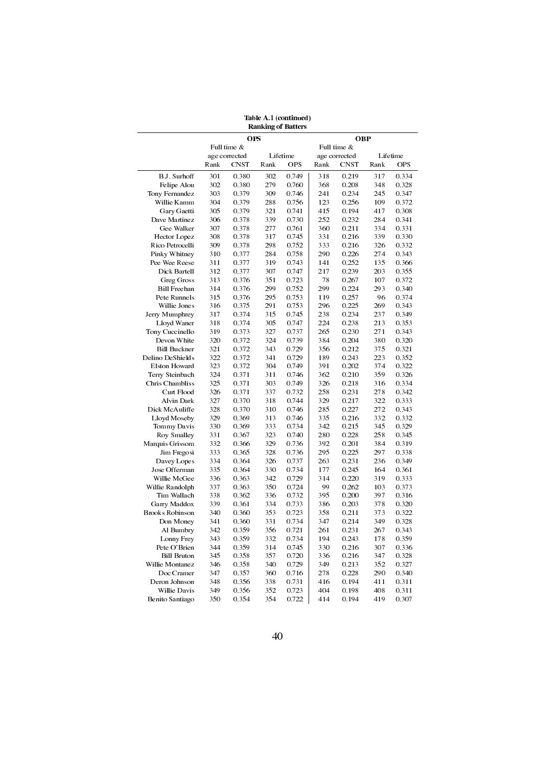**Table A.1 (continued)**
**Ranking of Batters**

| | OPS | | | | OBP | | | |
|---|---|---|---|---|---|---|---|---|
| | Full time & age corrected | | Lifetime | | Full time & age corrected | | Lifetime | |
| | Rank | CNST | Rank | OPS | Rank | CNST | Rank | OPS |
| B.J. Surhoff | 301 | 0.380 | 302 | 0.749 | 318 | 0.219 | 317 | 0.334 |
| Felipe Alou | 302 | 0.380 | 279 | 0.760 | 368 | 0.208 | 348 | 0.328 |
| Tony Fernandez | 303 | 0.379 | 309 | 0.746 | 241 | 0.234 | 245 | 0.347 |
| Willie Kamm | 304 | 0.379 | 288 | 0.756 | 123 | 0.256 | 109 | 0.372 |
| Gary Gaetti | 305 | 0.379 | 321 | 0.741 | 415 | 0.194 | 417 | 0.308 |
| Dave Martinez | 306 | 0.378 | 339 | 0.730 | 252 | 0.232 | 284 | 0.341 |
| Gee Walker | 307 | 0.378 | 277 | 0.761 | 360 | 0.211 | 334 | 0.331 |
| Hector Lopez | 308 | 0.378 | 317 | 0.745 | 331 | 0.216 | 339 | 0.330 |
| Rico Petrocelli | 309 | 0.378 | 298 | 0.752 | 333 | 0.216 | 326 | 0.332 |
| Pinky Whitney | 310 | 0.377 | 284 | 0.758 | 290 | 0.226 | 274 | 0.343 |
| Pee Wee Reese | 311 | 0.377 | 319 | 0.743 | 141 | 0.252 | 135 | 0.366 |
| Dick Bartell | 312 | 0.377 | 307 | 0.747 | 217 | 0.239 | 203 | 0.355 |
| Greg Gross | 313 | 0.376 | 351 | 0.723 | 78 | 0.267 | 107 | 0.372 |
| Bill Freehan | 314 | 0.376 | 299 | 0.752 | 299 | 0.224 | 293 | 0.340 |
| Pete Runnels | 315 | 0.376 | 295 | 0.753 | 119 | 0.257 | 96 | 0.374 |
| Willie Jones | 316 | 0.375 | 291 | 0.753 | 296 | 0.225 | 269 | 0.343 |
| Jerry Mumphrey | 317 | 0.374 | 315 | 0.745 | 238 | 0.234 | 237 | 0.349 |
| Lloyd Waner | 318 | 0.374 | 305 | 0.747 | 224 | 0.238 | 213 | 0.353 |
| Tony Cuccinello | 319 | 0.373 | 327 | 0.737 | 265 | 0.230 | 271 | 0.343 |
| Devon White | 320 | 0.372 | 324 | 0.739 | 384 | 0.204 | 380 | 0.320 |
| Bill Buckner | 321 | 0.372 | 343 | 0.729 | 356 | 0.212 | 375 | 0.321 |
| Delino DeShields | 322 | 0.372 | 341 | 0.729 | 189 | 0.243 | 223 | 0.352 |
| Elston Howard | 323 | 0.372 | 304 | 0.749 | 391 | 0.202 | 374 | 0.322 |
| Terry Steinbach | 324 | 0.371 | 311 | 0.746 | 362 | 0.210 | 359 | 0.326 |
| Chris Chambliss | 325 | 0.371 | 303 | 0.749 | 326 | 0.218 | 316 | 0.334 |
| Curt Flood | 326 | 0.371 | 337 | 0.732 | 258 | 0.231 | 278 | 0.342 |
| Alvin Dark | 327 | 0.370 | 318 | 0.744 | 329 | 0.217 | 322 | 0.333 |
| Dick McAuliffe | 328 | 0.370 | 310 | 0.746 | 285 | 0.227 | 272 | 0.343 |
| Lloyd Moseby | 329 | 0.369 | 313 | 0.746 | 335 | 0.216 | 332 | 0.332 |
| Tommy Davis | 330 | 0.369 | 333 | 0.734 | 342 | 0.215 | 345 | 0.329 |
| Roy Smalley | 331 | 0.367 | 323 | 0.740 | 280 | 0.228 | 258 | 0.345 |
| Marquis Grissom | 332 | 0.366 | 329 | 0.736 | 392 | 0.201 | 384 | 0.319 |
| Jim Fregosi | 333 | 0.365 | 328 | 0.736 | 295 | 0.225 | 297 | 0.338 |
| Davey Lopes | 334 | 0.364 | 326 | 0.737 | 263 | 0.231 | 236 | 0.349 |
| Jose Offerman | 335 | 0.364 | 330 | 0.734 | 177 | 0.245 | 164 | 0.361 |
| Willie McGee | 336 | 0.363 | 342 | 0.729 | 314 | 0.220 | 319 | 0.333 |
| Willie Randolph | 337 | 0.363 | 350 | 0.724 | 99 | 0.262 | 103 | 0.373 |
| Tim Wallach | 338 | 0.362 | 336 | 0.732 | 395 | 0.200 | 397 | 0.316 |
| Garry Maddox | 339 | 0.361 | 334 | 0.733 | 386 | 0.203 | 378 | 0.320 |
| Brooks Robinson | 340 | 0.360 | 353 | 0.723 | 358 | 0.211 | 373 | 0.322 |
| Don Money | 341 | 0.360 | 331 | 0.734 | 347 | 0.214 | 349 | 0.328 |
| Al Bumbry | 342 | 0.359 | 356 | 0.721 | 261 | 0.231 | 267 | 0.343 |
| Lonny Frey | 343 | 0.359 | 332 | 0.734 | 194 | 0.243 | 178 | 0.359 |
| Pete O'Brien | 344 | 0.359 | 314 | 0.745 | 330 | 0.216 | 307 | 0.336 |
| Bill Bruton | 345 | 0.358 | 357 | 0.720 | 336 | 0.216 | 347 | 0.328 |
| Willie Montanez | 346 | 0.358 | 340 | 0.729 | 349 | 0.213 | 352 | 0.327 |
| Doc Cramer | 347 | 0.357 | 360 | 0.716 | 278 | 0.228 | 290 | 0.340 |
| Deron Johnson | 348 | 0.356 | 338 | 0.731 | 416 | 0.194 | 411 | 0.311 |
| Willie Davis | 349 | 0.356 | 352 | 0.723 | 404 | 0.198 | 408 | 0.311 |
| Benito Santiago | 350 | 0.354 | 354 | 0.722 | 414 | 0.194 | 419 | 0.307 |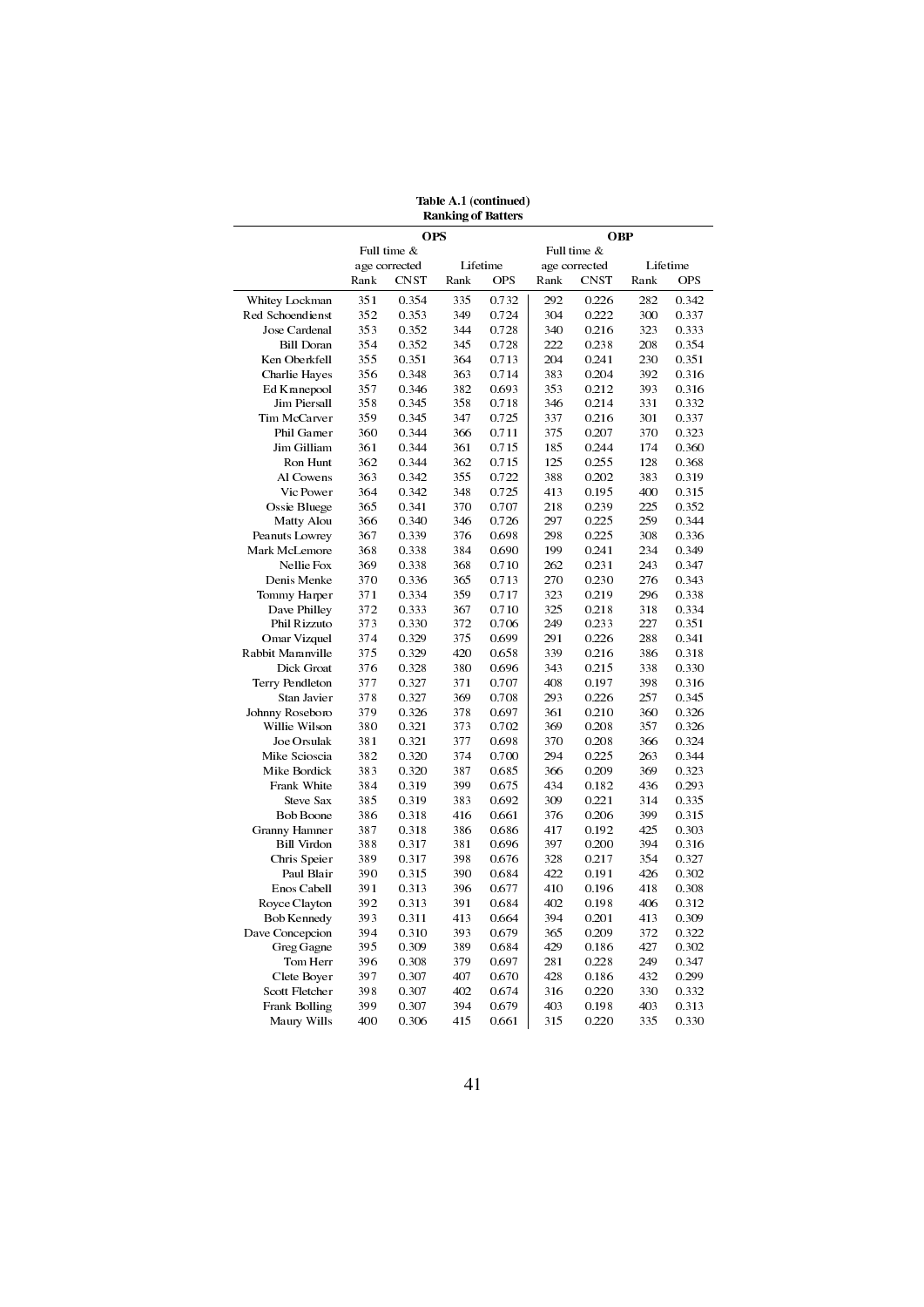**Table A.1 (continued)**
**Ranking of Batters**

| | OPS | | | | OBP | | | |
|---|---|---|---|---|---|---|---|---|
| | Full time & age corrected | | Lifetime | | Full time & age corrected | | Lifetime | |
| | Rank | CNST | Rank | OPS | Rank | CNST | Rank | OPS |
| Whitey Lockman | 351 | 0.354 | 335 | 0.732 | 292 | 0.226 | 282 | 0.342 |
| Red Schoendienst | 352 | 0.353 | 349 | 0.724 | 304 | 0.222 | 300 | 0.337 |
| Jose Cardenal | 353 | 0.352 | 344 | 0.728 | 340 | 0.216 | 323 | 0.333 |
| Bill Doran | 354 | 0.352 | 345 | 0.728 | 222 | 0.238 | 208 | 0.354 |
| Ken Oberkfell | 355 | 0.351 | 364 | 0.713 | 204 | 0.241 | 230 | 0.351 |
| Charlie Hayes | 356 | 0.348 | 363 | 0.714 | 383 | 0.204 | 392 | 0.316 |
| Ed Kranepool | 357 | 0.346 | 382 | 0.693 | 353 | 0.212 | 393 | 0.316 |
| Jim Piersall | 358 | 0.345 | 358 | 0.718 | 346 | 0.214 | 331 | 0.332 |
| Tim McCarver | 359 | 0.345 | 347 | 0.725 | 337 | 0.216 | 301 | 0.337 |
| Phil Garner | 360 | 0.344 | 366 | 0.711 | 375 | 0.207 | 370 | 0.323 |
| Jim Gilliam | 361 | 0.344 | 361 | 0.715 | 185 | 0.244 | 174 | 0.360 |
| Ron Hunt | 362 | 0.344 | 362 | 0.715 | 125 | 0.255 | 128 | 0.368 |
| Al Cowens | 363 | 0.342 | 355 | 0.722 | 388 | 0.202 | 383 | 0.319 |
| Vic Power | 364 | 0.342 | 348 | 0.725 | 413 | 0.195 | 400 | 0.315 |
| Ossie Bluege | 365 | 0.341 | 370 | 0.707 | 218 | 0.239 | 225 | 0.352 |
| Matty Alou | 366 | 0.340 | 346 | 0.726 | 297 | 0.225 | 259 | 0.344 |
| Peanuts Lowrey | 367 | 0.339 | 376 | 0.698 | 298 | 0.225 | 308 | 0.336 |
| Mark McLemore | 368 | 0.338 | 384 | 0.690 | 199 | 0.241 | 234 | 0.349 |
| Nellie Fox | 369 | 0.338 | 368 | 0.710 | 262 | 0.231 | 243 | 0.347 |
| Denis Menke | 370 | 0.336 | 365 | 0.713 | 270 | 0.230 | 276 | 0.343 |
| Tommy Harper | 371 | 0.334 | 359 | 0.717 | 323 | 0.219 | 296 | 0.338 |
| Dave Philley | 372 | 0.333 | 367 | 0.710 | 325 | 0.218 | 318 | 0.334 |
| Phil Rizzuto | 373 | 0.330 | 372 | 0.706 | 249 | 0.233 | 227 | 0.351 |
| Omar Vizquel | 374 | 0.329 | 375 | 0.699 | 291 | 0.226 | 288 | 0.341 |
| Rabbit Maranville | 375 | 0.329 | 420 | 0.658 | 339 | 0.216 | 386 | 0.318 |
| Dick Groat | 376 | 0.328 | 380 | 0.696 | 343 | 0.215 | 338 | 0.330 |
| Terry Pendleton | 377 | 0.327 | 371 | 0.707 | 408 | 0.197 | 398 | 0.316 |
| Stan Javier | 378 | 0.327 | 369 | 0.708 | 293 | 0.226 | 257 | 0.345 |
| Johnny Roseboro | 379 | 0.326 | 378 | 0.697 | 361 | 0.210 | 360 | 0.326 |
| Willie Wilson | 380 | 0.321 | 373 | 0.702 | 369 | 0.208 | 357 | 0.326 |
| Joe Orsulak | 381 | 0.321 | 377 | 0.698 | 370 | 0.208 | 366 | 0.324 |
| Mike Scioscia | 382 | 0.320 | 374 | 0.700 | 294 | 0.225 | 263 | 0.344 |
| Mike Bordick | 383 | 0.320 | 387 | 0.685 | 366 | 0.209 | 369 | 0.323 |
| Frank White | 384 | 0.319 | 399 | 0.675 | 434 | 0.182 | 436 | 0.293 |
| Steve Sax | 385 | 0.319 | 383 | 0.692 | 309 | 0.221 | 314 | 0.335 |
| Bob Boone | 386 | 0.318 | 416 | 0.661 | 376 | 0.206 | 399 | 0.315 |
| Granny Hamner | 387 | 0.318 | 386 | 0.686 | 417 | 0.192 | 425 | 0.303 |
| Bill Virdon | 388 | 0.317 | 381 | 0.696 | 397 | 0.200 | 394 | 0.316 |
| Chris Speier | 389 | 0.317 | 398 | 0.676 | 328 | 0.217 | 354 | 0.327 |
| Paul Blair | 390 | 0.315 | 390 | 0.684 | 422 | 0.191 | 426 | 0.302 |
| Enos Cabell | 391 | 0.313 | 396 | 0.677 | 410 | 0.196 | 418 | 0.308 |
| Royce Clayton | 392 | 0.313 | 391 | 0.684 | 402 | 0.198 | 406 | 0.312 |
| Bob Kennedy | 393 | 0.311 | 413 | 0.664 | 394 | 0.201 | 413 | 0.309 |
| Dave Concepcion | 394 | 0.310 | 393 | 0.679 | 365 | 0.209 | 372 | 0.322 |
| Greg Gagne | 395 | 0.309 | 389 | 0.684 | 429 | 0.186 | 427 | 0.302 |
| Tom Herr | 396 | 0.308 | 379 | 0.697 | 281 | 0.228 | 249 | 0.347 |
| Clete Boyer | 397 | 0.307 | 407 | 0.670 | 428 | 0.186 | 432 | 0.299 |
| Scott Fletcher | 398 | 0.307 | 402 | 0.674 | 316 | 0.220 | 330 | 0.332 |
| Frank Bolling | 399 | 0.307 | 394 | 0.679 | 403 | 0.198 | 403 | 0.313 |
| Maury Wills | 400 | 0.306 | 415 | 0.661 | 315 | 0.220 | 335 | 0.330 |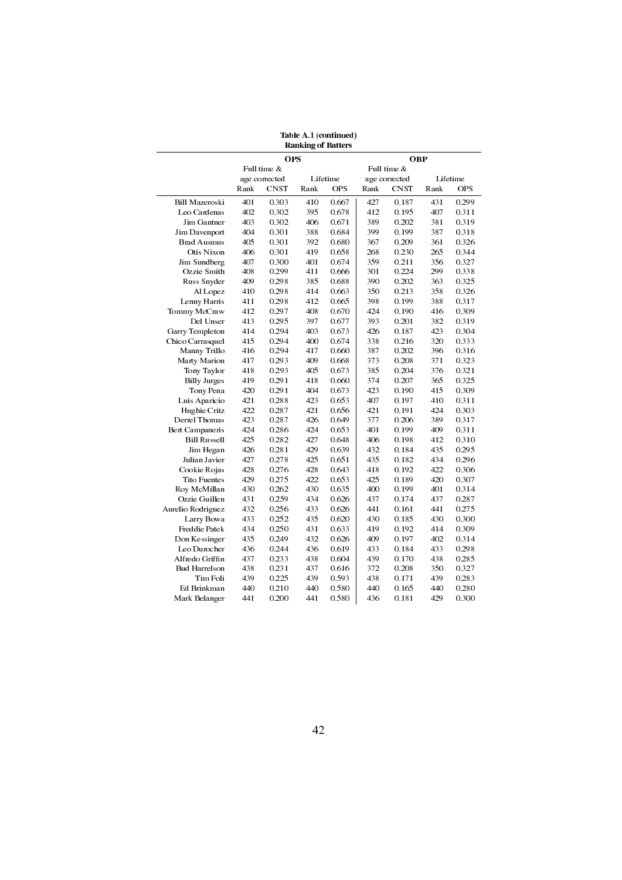**Table A.1 (continued)**
**Ranking of Batters**

| | OPS | | | | OBP | | | |
|---|---|---|---|---|---|---|---|---|
| | Full time & age corrected | | Lifetime | | Full time & age corrected | | Lifetime | |
| | Rank | CNST | Rank | OPS | Rank | CNST | Rank | OPS |
| Bill Mazeroski | 401 | 0.303 | 410 | 0.667 | 427 | 0.187 | 431 | 0.299 |
| Leo Cardenas | 402 | 0.302 | 395 | 0.678 | 412 | 0.195 | 407 | 0.311 |
| Jim Gantner | 403 | 0.302 | 406 | 0.671 | 389 | 0.202 | 381 | 0.319 |
| Jim Davenport | 404 | 0.301 | 388 | 0.684 | 399 | 0.199 | 387 | 0.318 |
| Brad Ausmus | 405 | 0.301 | 392 | 0.680 | 367 | 0.209 | 361 | 0.326 |
| Otis Nixon | 406 | 0.301 | 419 | 0.658 | 268 | 0.230 | 265 | 0.344 |
| Jim Sundberg | 407 | 0.300 | 401 | 0.674 | 359 | 0.211 | 356 | 0.327 |
| Ozzie Smith | 408 | 0.299 | 411 | 0.666 | 301 | 0.224 | 299 | 0.338 |
| Russ Snyder | 409 | 0.298 | 385 | 0.688 | 390 | 0.202 | 363 | 0.325 |
| Al Lopez | 410 | 0.298 | 414 | 0.663 | 350 | 0.213 | 358 | 0.326 |
| Lenny Harris | 411 | 0.298 | 412 | 0.665 | 398 | 0.199 | 388 | 0.317 |
| Tommy McCraw | 412 | 0.297 | 408 | 0.670 | 424 | 0.190 | 416 | 0.309 |
| Del Unser | 413 | 0.295 | 397 | 0.677 | 393 | 0.201 | 382 | 0.319 |
| Garry Templeton | 414 | 0.294 | 403 | 0.673 | 426 | 0.187 | 423 | 0.304 |
| Chico Carrasquel | 415 | 0.294 | 400 | 0.674 | 338 | 0.216 | 320 | 0.333 |
| Manny Trillo | 416 | 0.294 | 417 | 0.660 | 387 | 0.202 | 396 | 0.316 |
| Marty Marion | 417 | 0.293 | 409 | 0.668 | 373 | 0.208 | 371 | 0.323 |
| Tony Taylor | 418 | 0.293 | 405 | 0.673 | 385 | 0.204 | 376 | 0.321 |
| Billy Jurges | 419 | 0.291 | 418 | 0.660 | 374 | 0.207 | 365 | 0.325 |
| Tony Pena | 420 | 0.291 | 404 | 0.673 | 423 | 0.190 | 415 | 0.309 |
| Luis Aparicio | 421 | 0.288 | 423 | 0.653 | 407 | 0.197 | 410 | 0.311 |
| Hughie Critz | 422 | 0.287 | 421 | 0.656 | 421 | 0.191 | 424 | 0.303 |
| Derrel Thomas | 423 | 0.287 | 426 | 0.649 | 377 | 0.206 | 389 | 0.317 |
| Bert Campaneris | 424 | 0.286 | 424 | 0.653 | 401 | 0.199 | 409 | 0.311 |
| Bill Russell | 425 | 0.282 | 427 | 0.648 | 406 | 0.198 | 412 | 0.310 |
| Jim Hegan | 426 | 0.281 | 429 | 0.639 | 432 | 0.184 | 435 | 0.295 |
| Julian Javier | 427 | 0.278 | 425 | 0.651 | 435 | 0.182 | 434 | 0.296 |
| Cookie Rojas | 428 | 0.276 | 428 | 0.643 | 418 | 0.192 | 422 | 0.306 |
| Tito Fuentes | 429 | 0.275 | 422 | 0.653 | 425 | 0.189 | 420 | 0.307 |
| Roy McMillan | 430 | 0.262 | 430 | 0.635 | 400 | 0.199 | 401 | 0.314 |
| Ozzie Guillen | 431 | 0.259 | 434 | 0.626 | 437 | 0.174 | 437 | 0.287 |
| Aurelio Rodriguez | 432 | 0.256 | 433 | 0.626 | 441 | 0.161 | 441 | 0.275 |
| Larry Bowa | 433 | 0.252 | 435 | 0.620 | 430 | 0.185 | 430 | 0.300 |
| Freddie Patek | 434 | 0.250 | 431 | 0.633 | 419 | 0.192 | 414 | 0.309 |
| Don Kessinger | 435 | 0.249 | 432 | 0.626 | 409 | 0.197 | 402 | 0.314 |
| Leo Durocher | 436 | 0.244 | 436 | 0.619 | 433 | 0.184 | 433 | 0.298 |
| Alfredo Griffin | 437 | 0.233 | 438 | 0.604 | 439 | 0.170 | 438 | 0.285 |
| Bud Harrelson | 438 | 0.231 | 437 | 0.616 | 372 | 0.208 | 350 | 0.327 |
| Tim Foli | 439 | 0.225 | 439 | 0.593 | 438 | 0.171 | 439 | 0.283 |
| Ed Brinkman | 440 | 0.210 | 440 | 0.580 | 440 | 0.165 | 440 | 0.280 |
| Mark Belanger | 441 | 0.200 | 441 | 0.580 | 436 | 0.181 | 429 | 0.300 |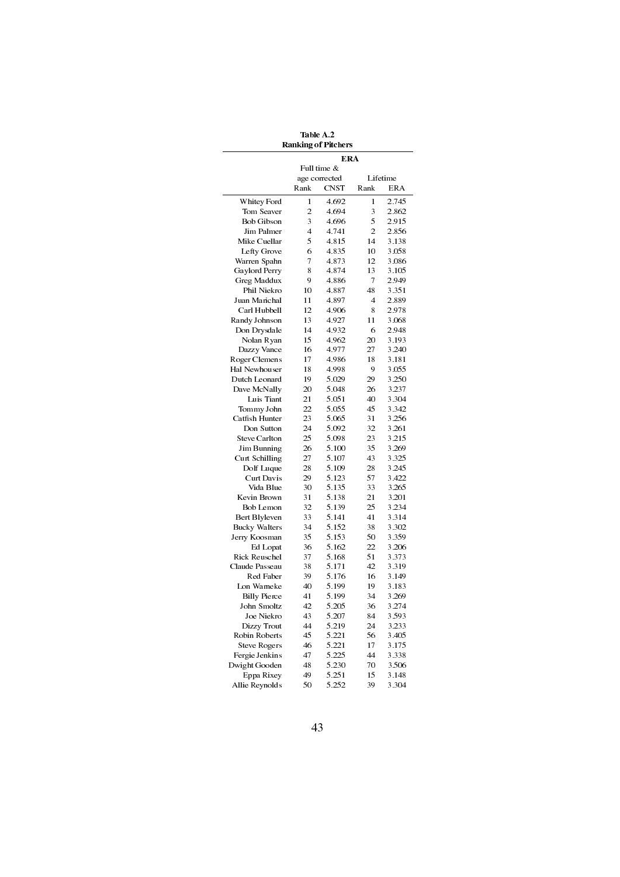**Table A.2**
**Ranking of Pitchers**

| | ERA | | | |
|---|---|---|---|---|
| | Full time & age corrected | | Lifetime | |
| | Rank | CNST | Rank | ERA |
| Whitey Ford | 1 | 4.692 | 1 | 2.745 |
| Tom Seaver | 2 | 4.694 | 3 | 2.862 |
| Bob Gibson | 3 | 4.696 | 5 | 2.915 |
| Jim Palmer | 4 | 4.741 | 2 | 2.856 |
| Mike Cuellar | 5 | 4.815 | 14 | 3.138 |
| Lefty Grove | 6 | 4.835 | 10 | 3.058 |
| Warren Spahn | 7 | 4.873 | 12 | 3.086 |
| Gaylord Perry | 8 | 4.874 | 13 | 3.105 |
| Greg Maddux | 9 | 4.886 | 7 | 2.949 |
| Phil Niekro | 10 | 4.887 | 48 | 3.351 |
| Juan Marichal | 11 | 4.897 | 4 | 2.889 |
| Carl Hubbell | 12 | 4.906 | 8 | 2.978 |
| Randy Johnson | 13 | 4.927 | 11 | 3.068 |
| Don Drysdale | 14 | 4.932 | 6 | 2.948 |
| Nolan Ryan | 15 | 4.962 | 20 | 3.193 |
| Dazzy Vance | 16 | 4.977 | 27 | 3.240 |
| Roger Clemens | 17 | 4.986 | 18 | 3.181 |
| Hal Newhouser | 18 | 4.998 | 9 | 3.055 |
| Dutch Leonard | 19 | 5.029 | 29 | 3.250 |
| Dave McNally | 20 | 5.048 | 26 | 3.237 |
| Luis Tiant | 21 | 5.051 | 40 | 3.304 |
| Tommy John | 22 | 5.055 | 45 | 3.342 |
| Catfish Hunter | 23 | 5.065 | 31 | 3.256 |
| Don Sutton | 24 | 5.092 | 32 | 3.261 |
| Steve Carlton | 25 | 5.098 | 23 | 3.215 |
| Jim Bunning | 26 | 5.100 | 35 | 3.269 |
| Curt Schilling | 27 | 5.107 | 43 | 3.325 |
| Dolf Luque | 28 | 5.109 | 28 | 3.245 |
| Curt Davis | 29 | 5.123 | 57 | 3.422 |
| Vida Blue | 30 | 5.135 | 33 | 3.265 |
| Kevin Brown | 31 | 5.138 | 21 | 3.201 |
| Bob Lemon | 32 | 5.139 | 25 | 3.234 |
| Bert Blyleven | 33 | 5.141 | 41 | 3.314 |
| Bucky Walters | 34 | 5.152 | 38 | 3.302 |
| Jerry Koosman | 35 | 5.153 | 50 | 3.359 |
| Ed Lopat | 36 | 5.162 | 22 | 3.206 |
| Rick Reuschel | 37 | 5.168 | 51 | 3.373 |
| Claude Passeau | 38 | 5.171 | 42 | 3.319 |
| Red Faber | 39 | 5.176 | 16 | 3.149 |
| Lon Warneke | 40 | 5.199 | 19 | 3.183 |
| Billy Pierce | 41 | 5.199 | 34 | 3.269 |
| John Smoltz | 42 | 5.205 | 36 | 3.274 |
| Joe Niekro | 43 | 5.207 | 84 | 3.593 |
| Dizzy Trout | 44 | 5.219 | 24 | 3.233 |
| Robin Roberts | 45 | 5.221 | 56 | 3.405 |
| Steve Rogers | 46 | 5.221 | 17 | 3.175 |
| Fergie Jenkins | 47 | 5.225 | 44 | 3.338 |
| Dwight Gooden | 48 | 5.230 | 70 | 3.506 |
| Eppa Rixey | 49 | 5.251 | 15 | 3.148 |
| Allie Reynolds | 50 | 5.252 | 39 | 3.304 |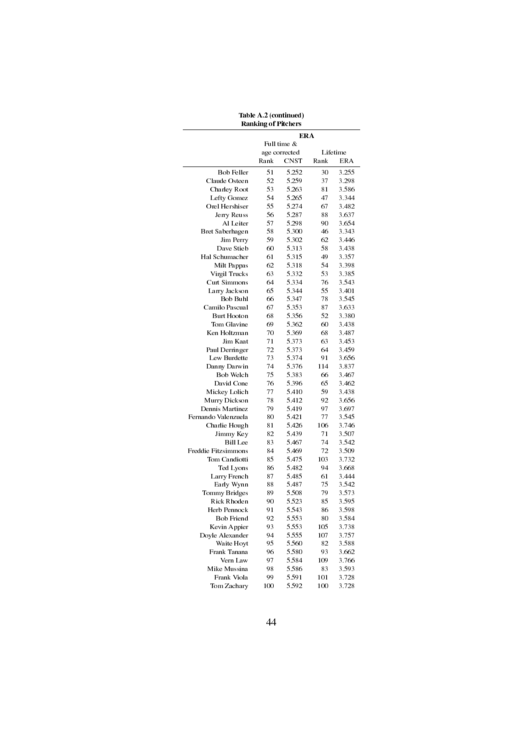**Table A.2 (continued)**
**Ranking of Pitchers**

| | ERA | | | |
|---|---|---|---|---|
| | Full time & age corrected | | Lifetime | |
| | Rank | CNST | Rank | ERA |
| Bob Feller | 51 | 5.252 | 30 | 3.255 |
| Claude Osteen | 52 | 5.259 | 37 | 3.298 |
| Charley Root | 53 | 5.263 | 81 | 3.586 |
| Lefty Gomez | 54 | 5.265 | 47 | 3.344 |
| Orel Hershiser | 55 | 5.274 | 67 | 3.482 |
| Jerry Reuss | 56 | 5.287 | 88 | 3.637 |
| Al Leiter | 57 | 5.298 | 90 | 3.654 |
| Bret Saberhagen | 58 | 5.300 | 46 | 3.343 |
| Jim Perry | 59 | 5.302 | 62 | 3.446 |
| Dave Stieb | 60 | 5.313 | 58 | 3.438 |
| Hal Schumacher | 61 | 5.315 | 49 | 3.357 |
| Milt Pappas | 62 | 5.318 | 54 | 3.398 |
| Virgil Trucks | 63 | 5.332 | 53 | 3.385 |
| Curt Simmons | 64 | 5.334 | 76 | 3.543 |
| Larry Jackson | 65 | 5.344 | 55 | 3.401 |
| Bob Buhl | 66 | 5.347 | 78 | 3.545 |
| Camilo Pascual | 67 | 5.353 | 87 | 3.633 |
| Burt Hooton | 68 | 5.356 | 52 | 3.380 |
| Tom Glavine | 69 | 5.362 | 60 | 3.438 |
| Ken Holtzman | 70 | 5.369 | 68 | 3.487 |
| Jim Kaat | 71 | 5.373 | 63 | 3.453 |
| Paul Derringer | 72 | 5.373 | 64 | 3.459 |
| Lew Burdette | 73 | 5.374 | 91 | 3.656 |
| Danny Darwin | 74 | 5.376 | 114 | 3.837 |
| Bob Welch | 75 | 5.383 | 66 | 3.467 |
| David Cone | 76 | 5.396 | 65 | 3.462 |
| Mickey Lolich | 77 | 5.410 | 59 | 3.438 |
| Murry Dickson | 78 | 5.412 | 92 | 3.656 |
| Dennis Martinez | 79 | 5.419 | 97 | 3.697 |
| Fernando Valenzuela | 80 | 5.421 | 77 | 3.545 |
| Charlie Hough | 81 | 5.426 | 106 | 3.746 |
| Jimmy Key | 82 | 5.439 | 71 | 3.507 |
| Bill Lee | 83 | 5.467 | 74 | 3.542 |
| Freddie Fitzsimmons | 84 | 5.469 | 72 | 3.509 |
| Tom Candiotti | 85 | 5.475 | 103 | 3.732 |
| Ted Lyons | 86 | 5.482 | 94 | 3.668 |
| Larry French | 87 | 5.485 | 61 | 3.444 |
| Early Wynn | 88 | 5.487 | 75 | 3.542 |
| Tommy Bridges | 89 | 5.508 | 79 | 3.573 |
| Rick Rhoden | 90 | 5.523 | 85 | 3.595 |
| Herb Pennock | 91 | 5.543 | 86 | 3.598 |
| Bob Friend | 92 | 5.553 | 80 | 3.584 |
| Kevin Appier | 93 | 5.553 | 105 | 3.738 |
| Doyle Alexander | 94 | 5.555 | 107 | 3.757 |
| Waite Hoyt | 95 | 5.560 | 82 | 3.588 |
| Frank Tanana | 96 | 5.580 | 93 | 3.662 |
| Vern Law | 97 | 5.584 | 109 | 3.766 |
| Mike Mussina | 98 | 5.586 | 83 | 3.593 |
| Frank Viola | 99 | 5.591 | 101 | 3.728 |
| Tom Zachary | 100 | 5.592 | 100 | 3.728 |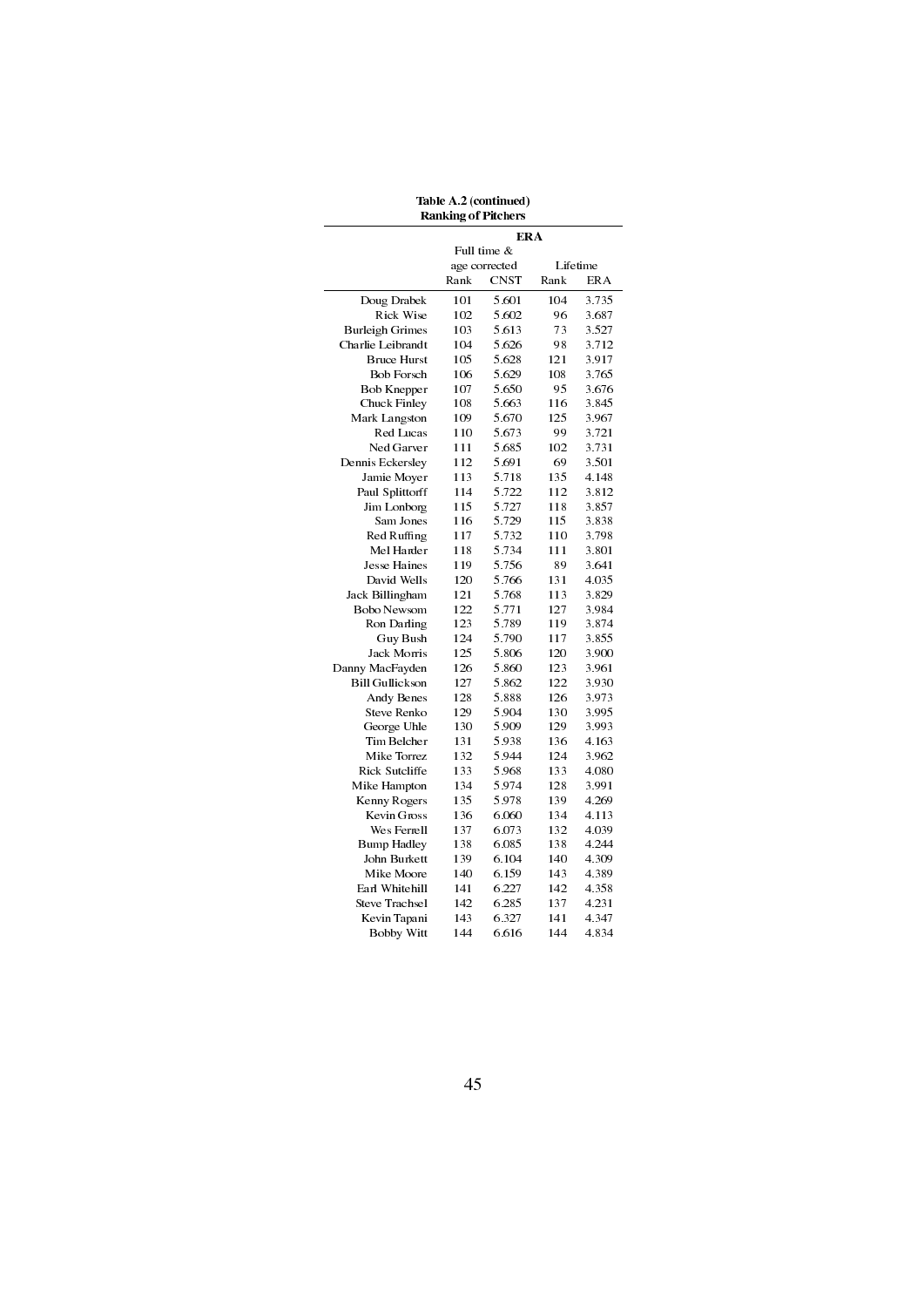**Table A.2 (continued)**
**Ranking of Pitchers**

| | ERA | | | |
|---|---|---|---|---|
| | Full time & age corrected | | Lifetime | |
| | Rank | CNST | Rank | ERA |
| Doug Drabek | 101 | 5.601 | 104 | 3.735 |
| Rick Wise | 102 | 5.602 | 96 | 3.687 |
| Burleigh Grimes | 103 | 5.613 | 73 | 3.527 |
| Charlie Leibrandt | 104 | 5.626 | 98 | 3.712 |
| Bruce Hurst | 105 | 5.628 | 121 | 3.917 |
| Bob Forsch | 106 | 5.629 | 108 | 3.765 |
| Bob Knepper | 107 | 5.650 | 95 | 3.676 |
| Chuck Finley | 108 | 5.663 | 116 | 3.845 |
| Mark Langston | 109 | 5.670 | 125 | 3.967 |
| Red Lucas | 110 | 5.673 | 99 | 3.721 |
| Ned Garver | 111 | 5.685 | 102 | 3.731 |
| Dennis Eckersley | 112 | 5.691 | 69 | 3.501 |
| Jamie Moyer | 113 | 5.718 | 135 | 4.148 |
| Paul Splittorff | 114 | 5.722 | 112 | 3.812 |
| Jim Lonborg | 115 | 5.727 | 118 | 3.857 |
| Sam Jones | 116 | 5.729 | 115 | 3.838 |
| Red Ruffing | 117 | 5.732 | 110 | 3.798 |
| Mel Harder | 118 | 5.734 | 111 | 3.801 |
| Jesse Haines | 119 | 5.756 | 89 | 3.641 |
| David Wells | 120 | 5.766 | 131 | 4.035 |
| Jack Billingham | 121 | 5.768 | 113 | 3.829 |
| Bobo Newsom | 122 | 5.771 | 127 | 3.984 |
| Ron Darling | 123 | 5.789 | 119 | 3.874 |
| Guy Bush | 124 | 5.790 | 117 | 3.855 |
| Jack Morris | 125 | 5.806 | 120 | 3.900 |
| Danny MacFayden | 126 | 5.860 | 123 | 3.961 |
| Bill Gullickson | 127 | 5.862 | 122 | 3.930 |
| Andy Benes | 128 | 5.888 | 126 | 3.973 |
| Steve Renko | 129 | 5.904 | 130 | 3.995 |
| George Uhle | 130 | 5.909 | 129 | 3.993 |
| Tim Belcher | 131 | 5.938 | 136 | 4.163 |
| Mike Torrez | 132 | 5.944 | 124 | 3.962 |
| Rick Sutcliffe | 133 | 5.968 | 133 | 4.080 |
| Mike Hampton | 134 | 5.974 | 128 | 3.991 |
| Kenny Rogers | 135 | 5.978 | 139 | 4.269 |
| Kevin Gross | 136 | 6.060 | 134 | 4.113 |
| Wes Ferrell | 137 | 6.073 | 132 | 4.039 |
| Bump Hadley | 138 | 6.085 | 138 | 4.244 |
| John Burkett | 139 | 6.104 | 140 | 4.309 |
| Mike Moore | 140 | 6.159 | 143 | 4.389 |
| Earl Whitehill | 141 | 6.227 | 142 | 4.358 |
| Steve Trachsel | 142 | 6.285 | 137 | 4.231 |
| Kevin Tapani | 143 | 6.327 | 141 | 4.347 |
| Bobby Witt | 144 | 6.616 | 144 | 4.834 |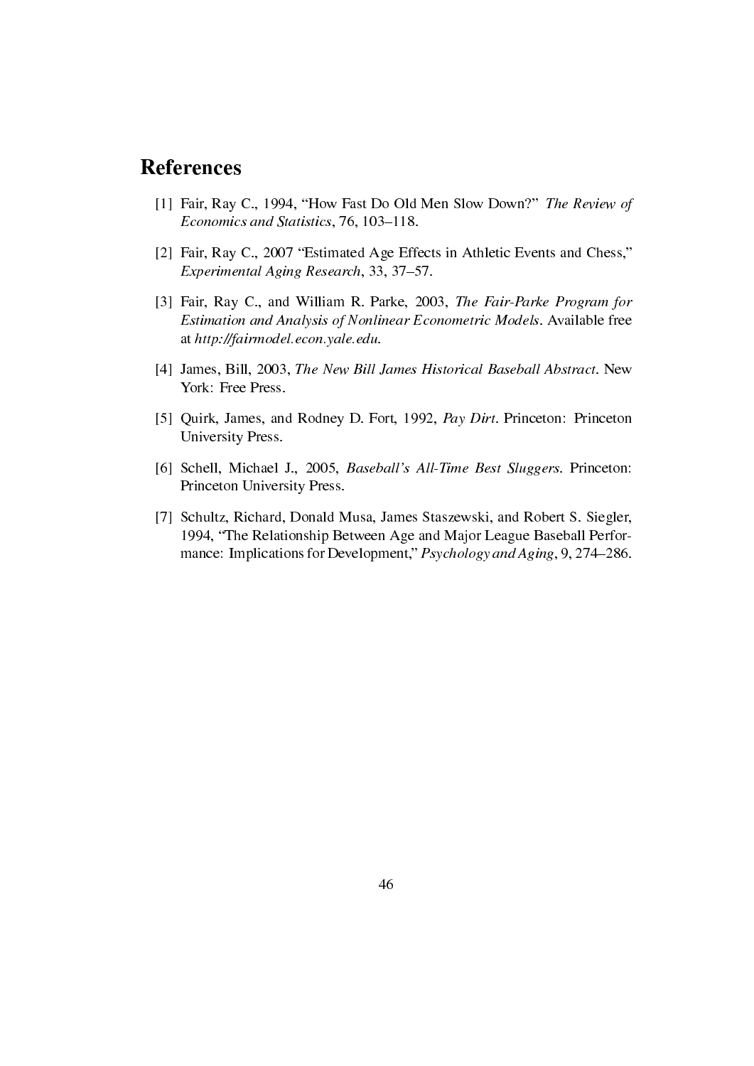# References

[1] Fair, Ray C., 1994, "How Fast Do Old Men Slow Down?" *The Review of Economics and Statistics*, 76, 103–118.

[2] Fair, Ray C., 2007 "Estimated Age Effects in Athletic Events and Chess," *Experimental Aging Research*, 33, 37–57.

[3] Fair, Ray C., and William R. Parke, 2003, *The Fair-Parke Program for Estimation and Analysis of Nonlinear Econometric Models*. Available free at *http://fairmodel.econ.yale.edu*.

[4] James, Bill, 2003, *The New Bill James Historical Baseball Abstract*. New York: Free Press.

[5] Quirk, James, and Rodney D. Fort, 1992, *Pay Dirt*. Princeton: Princeton University Press.

[6] Schell, Michael J., 2005, *Baseball's All-Time Best Sluggers*. Princeton: Princeton University Press.

[7] Schultz, Richard, Donald Musa, James Staszewski, and Robert S. Siegler, 1994, "The Relationship Between Age and Major League Baseball Performance: Implications for Development," *Psychology and Aging*, 9, 274–286.